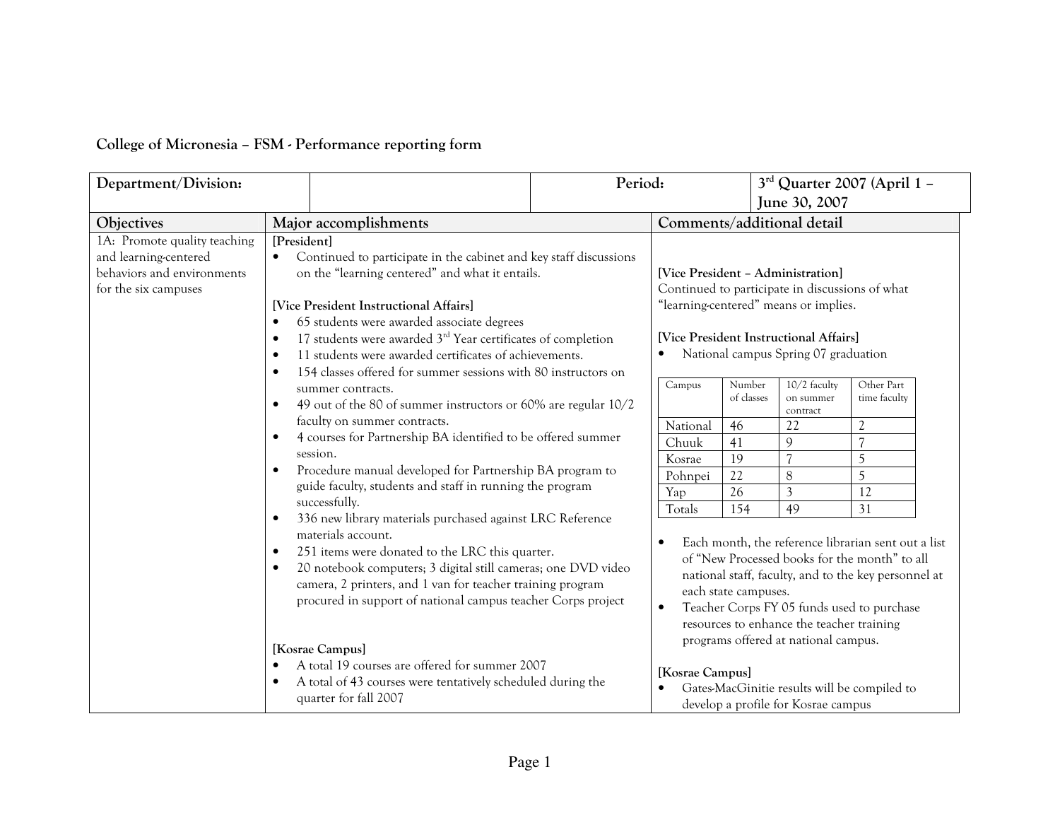**College of Micronesia – FSM - Performance reporting form**

| Department/Division: | | Period: | 3rd Quarter 2007 (April 1 – June 30, 2007 |
|---|---|---|---|

| Objectives | Major accomplishments | Comments/additional detail |
|---|---|---|
| 1A: Promote quality teaching and learning-centered behaviors and environments for the six campuses | **[President]**<br>• Continued to participate in the cabinet and key staff discussions on the "learning centered" and what it entails.<br><br>**[Vice President Instructional Affairs]**<br>• 65 students were awarded associate degrees<br>• 17 students were awarded 3rd Year certificates of completion<br>• 11 students were awarded certificates of achievements.<br>• 154 classes offered for summer sessions with 80 instructors on summer contracts.<br>• 49 out of the 80 of summer instructors or 60% are regular 10/2 faculty on summer contracts.<br>• 4 courses for Partnership BA identified to be offered summer session.<br>• Procedure manual developed for Partnership BA program to guide faculty, students and staff in running the program successfully.<br>• 336 new library materials purchased against LRC Reference materials account.<br>• 251 items were donated to the LRC this quarter.<br>• 20 notebook computers; 3 digital still cameras; one DVD video camera, 2 printers, and 1 van for teacher training program procured in support of national campus teacher Corps project<br><br>**[Kosrae Campus]**<br>• A total 19 courses are offered for summer 2007<br>• A total of 43 courses were tentatively scheduled during the quarter for fall 2007 | **[Vice President – Administration]**<br>Continued to participate in discussions of what "learning-centered" means or implies.<br><br>**[Vice President Instructional Affairs]**<br>• National campus Spring 07 graduation<br><br>Campus / Number of classes / 10/2 faculty on summer contract / Other Part time faculty:<br>National: 46 / 22 / 2<br>Chuuk: 41 / 9 / 7<br>Kosrae: 19 / 7 / 5<br>Pohnpei: 22 / 8 / 5<br>Yap: 26 / 3 / 12<br>Totals: 154 / 49 / 31<br><br>• Each month, the reference librarian sent out a list of "New Processed books for the month" to all national staff, faculty, and to the key personnel at each state campuses.<br>• Teacher Corps FY 05 funds used to purchase resources to enhance the teacher training programs offered at national campus.<br><br>**[Kosrae Campus]**<br>• Gates-MacGinitie results will be compiled to develop a profile for Kosrae campus |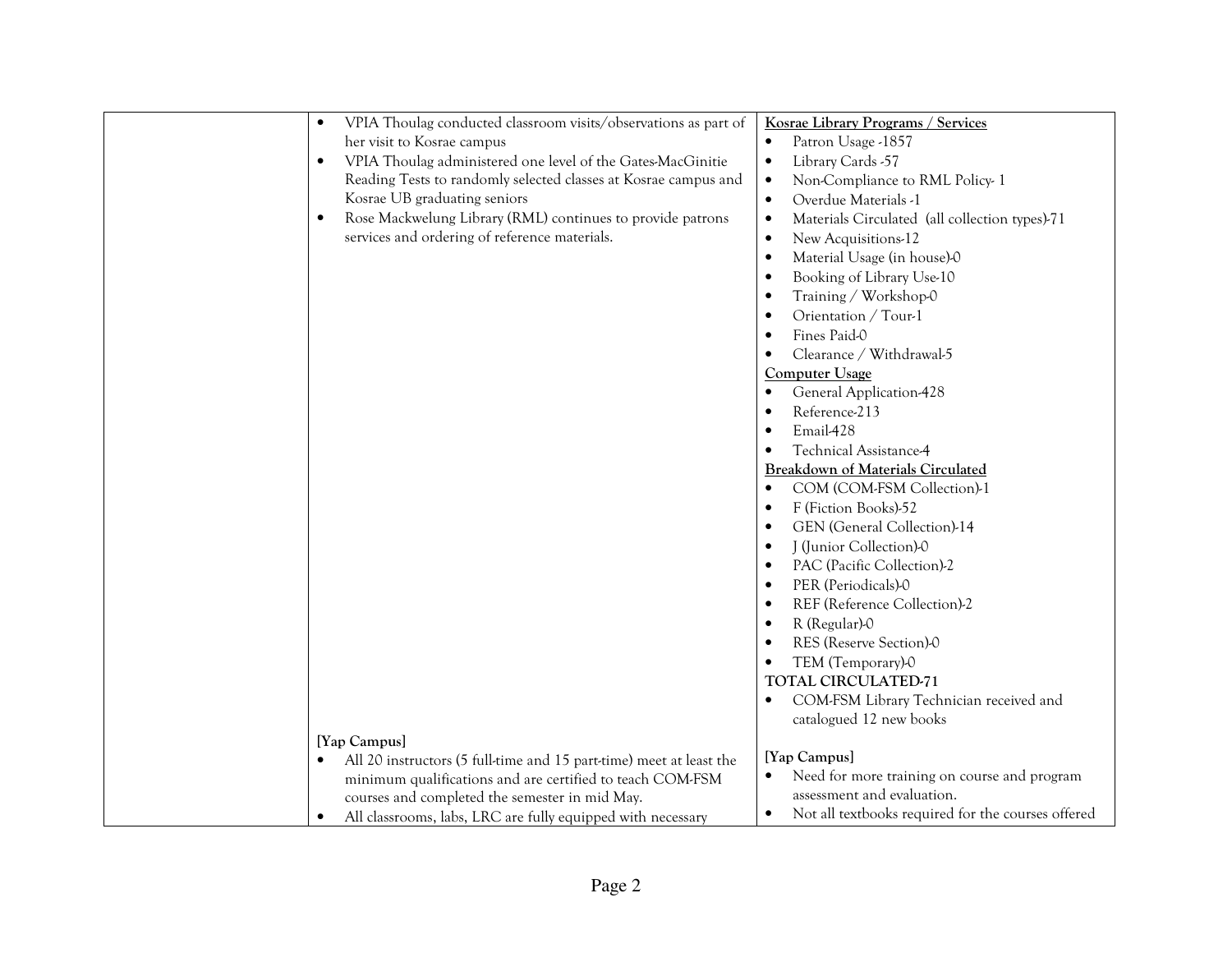| | | |
|---|---|---|
| | • VPIA Thoulag conducted classroom visits/observations as part of her visit to Kosrae campus<br>• VPIA Thoulag administered one level of the Gates-MacGinitie Reading Tests to randomly selected classes at Kosrae campus and Kosrae UB graduating seniors<br>• Rose Mackwelung Library (RML) continues to provide patrons services and ordering of reference materials.<br><br>**[Yap Campus]**<br>• All 20 instructors (5 full-time and 15 part-time) meet at least the minimum qualifications and are certified to teach COM-FSM courses and completed the semester in mid May.<br>• All classrooms, labs, LRC are fully equipped with necessary | **Kosrae Library Programs / Services**<br>• Patron Usage -1857<br>• Library Cards -57<br>• Non-Compliance to RML Policy- 1<br>• Overdue Materials -1<br>• Materials Circulated (all collection types)-71<br>• New Acquisitions-12<br>• Material Usage (in house)-0<br>• Booking of Library Use-10<br>• Training / Workshop-0<br>• Orientation / Tour-1<br>• Fines Paid-0<br>• Clearance / Withdrawal-5<br>**Computer Usage**<br>• General Application-428<br>• Reference-213<br>• Email-428<br>• Technical Assistance-4<br>**Breakdown of Materials Circulated**<br>• COM (COM-FSM Collection)-1<br>• F (Fiction Books)-52<br>• GEN (General Collection)-14<br>• J (Junior Collection)-0<br>• PAC (Pacific Collection)-2<br>• PER (Periodicals)-0<br>• REF (Reference Collection)-2<br>• R (Regular)-0<br>• RES (Reserve Section)-0<br>• TEM (Temporary)-0<br>**TOTAL CIRCULATED-71**<br>• COM-FSM Library Technician received and catalogued 12 new books<br><br>**[Yap Campus]**<br>• Need for more training on course and program assessment and evaluation.<br>• Not all textbooks required for the courses offered |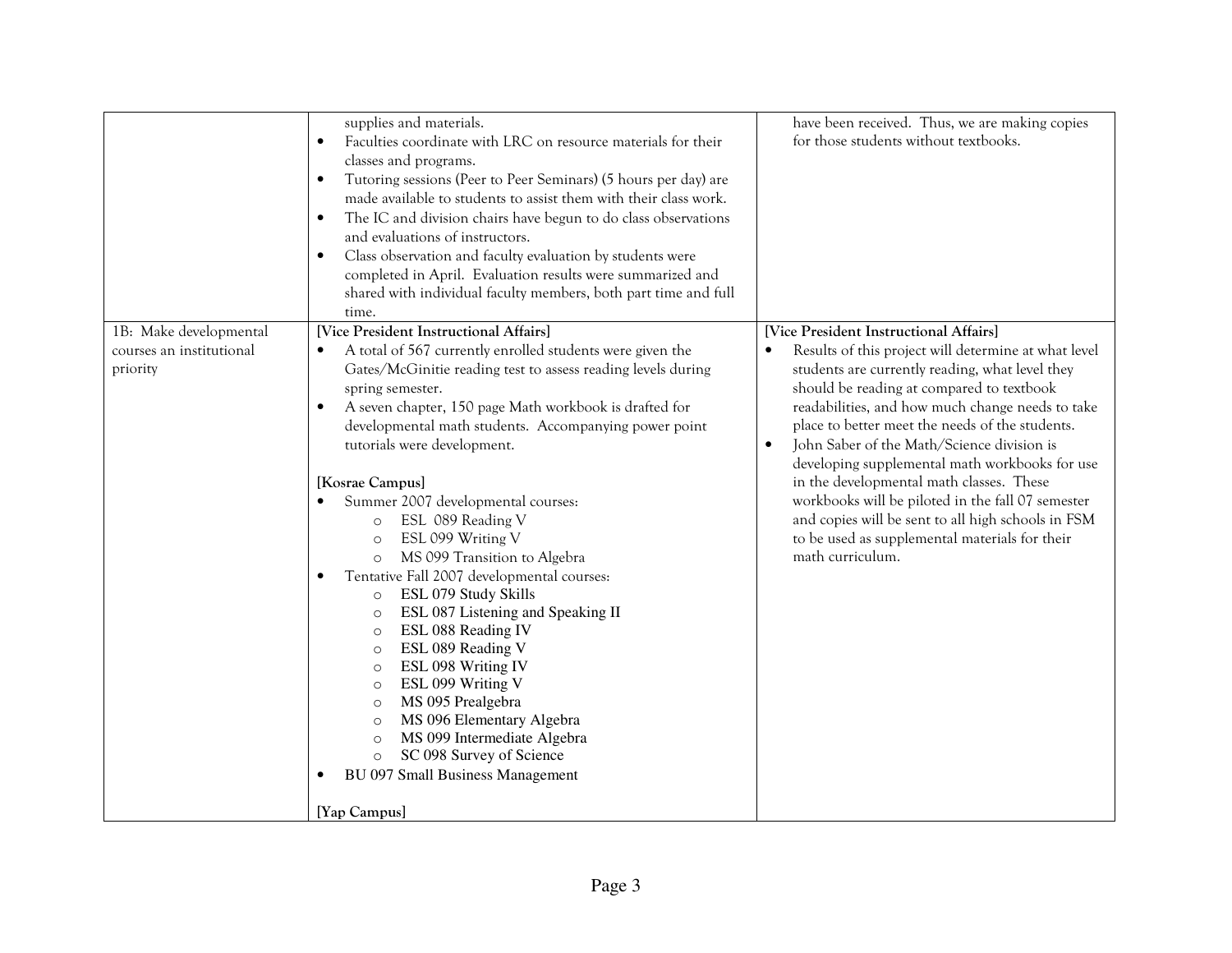| | | |
|---|---|---|
| | supplies and materials.<br>• Faculties coordinate with LRC on resource materials for their classes and programs.<br>• Tutoring sessions (Peer to Peer Seminars) (5 hours per day) are made available to students to assist them with their class work.<br>• The IC and division chairs have begun to do class observations and evaluations of instructors.<br>• Class observation and faculty evaluation by students were completed in April. Evaluation results were summarized and shared with individual faculty members, both part time and full time. | have been received. Thus, we are making copies for those students without textbooks. |
| 1B: Make developmental courses an institutional priority | **[Vice President Instructional Affairs]**<br>• A total of 567 currently enrolled students were given the Gates/McGinitie reading test to assess reading levels during spring semester.<br>• A seven chapter, 150 page Math workbook is drafted for developmental math students. Accompanying power point tutorials were development.<br><br>**[Kosrae Campus]**<br>• Summer 2007 developmental courses:<br>  ○ ESL 089 Reading V<br>  ○ ESL 099 Writing V<br>  ○ MS 099 Transition to Algebra<br>• Tentative Fall 2007 developmental courses:<br>  ○ ESL 079 Study Skills<br>  ○ ESL 087 Listening and Speaking II<br>  ○ ESL 088 Reading IV<br>  ○ ESL 089 Reading V<br>  ○ ESL 098 Writing IV<br>  ○ ESL 099 Writing V<br>  ○ MS 095 Prealgebra<br>  ○ MS 096 Elementary Algebra<br>  ○ MS 099 Intermediate Algebra<br>  ○ SC 098 Survey of Science<br>• BU 097 Small Business Management<br><br>**[Yap Campus]** | **[Vice President Instructional Affairs]**<br>• Results of this project will determine at what level students are currently reading, what level they should be reading at compared to textbook readabilities, and how much change needs to take place to better meet the needs of the students.<br>• John Saber of the Math/Science division is developing supplemental math workbooks for use in the developmental math classes. These workbooks will be piloted in the fall 07 semester and copies will be sent to all high schools in FSM to be used as supplemental materials for their math curriculum. |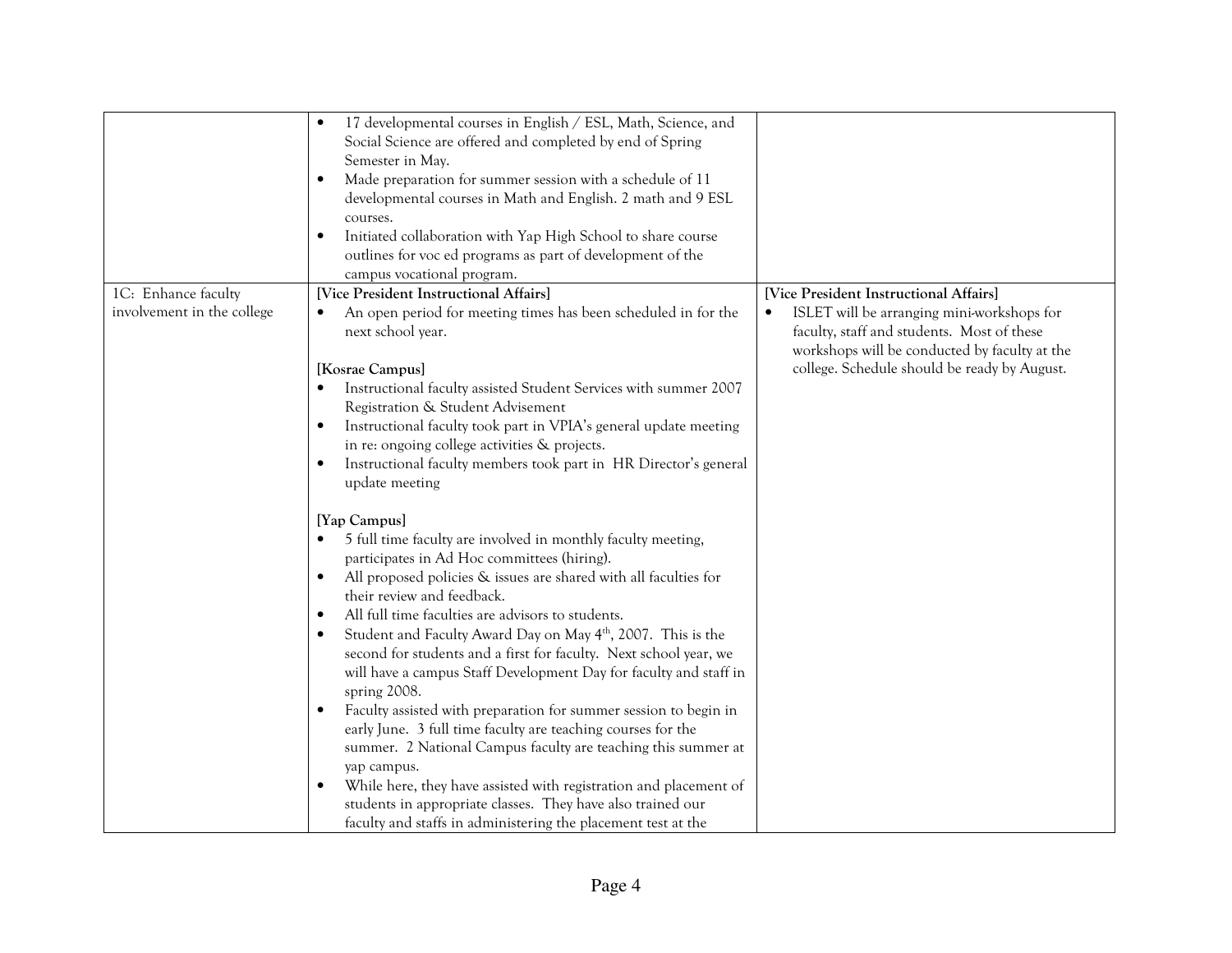|  |  |  |
|---|---|---|
|  | • 17 developmental courses in English / ESL, Math, Science, and Social Science are offered and completed by end of Spring Semester in May.<br>• Made preparation for summer session with a schedule of 11 developmental courses in Math and English. 2 math and 9 ESL courses.<br>• Initiated collaboration with Yap High School to share course outlines for voc ed programs as part of development of the campus vocational program. |  |
| 1C: Enhance faculty involvement in the college | **[Vice President Instructional Affairs]**<br>• An open period for meeting times has been scheduled in for the next school year.<br><br>**[Kosrae Campus]**<br>• Instructional faculty assisted Student Services with summer 2007 Registration & Student Advisement<br>• Instructional faculty took part in VPIA's general update meeting in re: ongoing college activities & projects.<br>• Instructional faculty members took part in HR Director's general update meeting<br><br>**[Yap Campus]**<br>• 5 full time faculty are involved in monthly faculty meeting, participates in Ad Hoc committees (hiring).<br>• All proposed policies & issues are shared with all faculties for their review and feedback.<br>• All full time faculties are advisors to students.<br>• Student and Faculty Award Day on May 4th, 2007. This is the second for students and a first for faculty. Next school year, we will have a campus Staff Development Day for faculty and staff in spring 2008.<br>• Faculty assisted with preparation for summer session to begin in early June. 3 full time faculty are teaching courses for the summer. 2 National Campus faculty are teaching this summer at yap campus.<br>• While here, they have assisted with registration and placement of students in appropriate classes. They have also trained our faculty and staffs in administering the placement test at the | **[Vice President Instructional Affairs]**<br>• ISLET will be arranging mini-workshops for faculty, staff and students. Most of these workshops will be conducted by faculty at the college. Schedule should be ready by August. |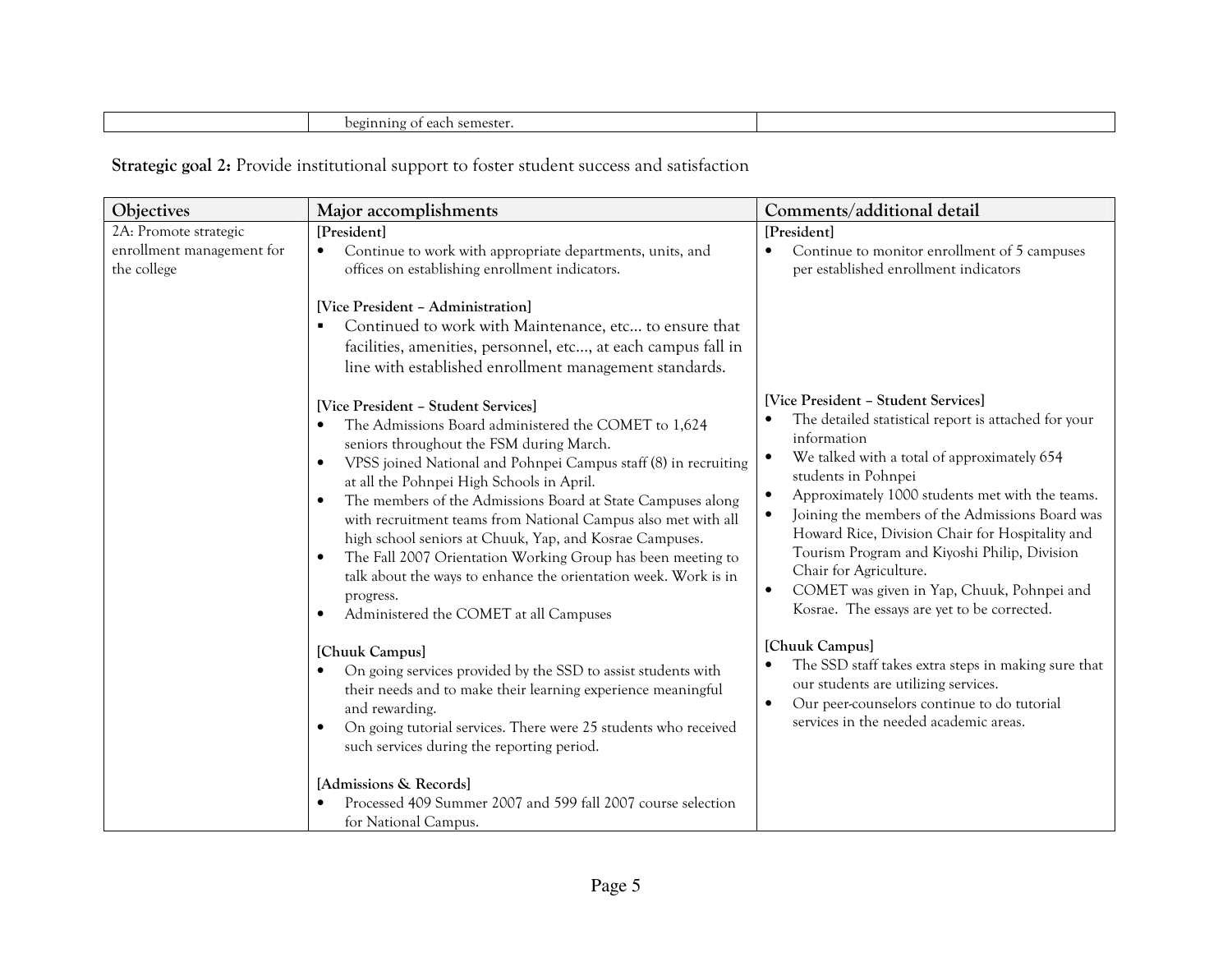| | beginning of each semester. | |
|---|---|---|

**Strategic goal 2:** Provide institutional support to foster student success and satisfaction

| Objectives | Major accomplishments | Comments/additional detail |
|---|---|---|
| 2A: Promote strategic enrollment management for the college | **[President]**<br>• Continue to work with appropriate departments, units, and offices on establishing enrollment indicators.<br><br>**[Vice President – Administration]**<br>▪ Continued to work with Maintenance, etc… to ensure that facilities, amenities, personnel, etc…, at each campus fall in line with established enrollment management standards.<br><br>**[Vice President – Student Services]**<br>• The Admissions Board administered the COMET to 1,624 seniors throughout the FSM during March.<br>• VPSS joined National and Pohnpei Campus staff (8) in recruiting at all the Pohnpei High Schools in April.<br>• The members of the Admissions Board at State Campuses along with recruitment teams from National Campus also met with all high school seniors at Chuuk, Yap, and Kosrae Campuses.<br>• The Fall 2007 Orientation Working Group has been meeting to talk about the ways to enhance the orientation week. Work is in progress.<br>• Administered the COMET at all Campuses<br><br>**[Chuuk Campus]**<br>• On going services provided by the SSD to assist students with their needs and to make their learning experience meaningful and rewarding.<br>• On going tutorial services. There were 25 students who received such services during the reporting period.<br><br>**[Admissions & Records]**<br>• Processed 409 Summer 2007 and 599 fall 2007 course selection for National Campus. | **[President]**<br>• Continue to monitor enrollment of 5 campuses per established enrollment indicators<br><br>**[Vice President – Student Services]**<br>• The detailed statistical report is attached for your information<br>• We talked with a total of approximately 654 students in Pohnpei<br>• Approximately 1000 students met with the teams.<br>• Joining the members of the Admissions Board was Howard Rice, Division Chair for Hospitality and Tourism Program and Kiyoshi Philip, Division Chair for Agriculture.<br>• COMET was given in Yap, Chuuk, Pohnpei and Kosrae. The essays are yet to be corrected.<br><br>**[Chuuk Campus]**<br>• The SSD staff takes extra steps in making sure that our students are utilizing services.<br>• Our peer-counselors continue to do tutorial services in the needed academic areas. |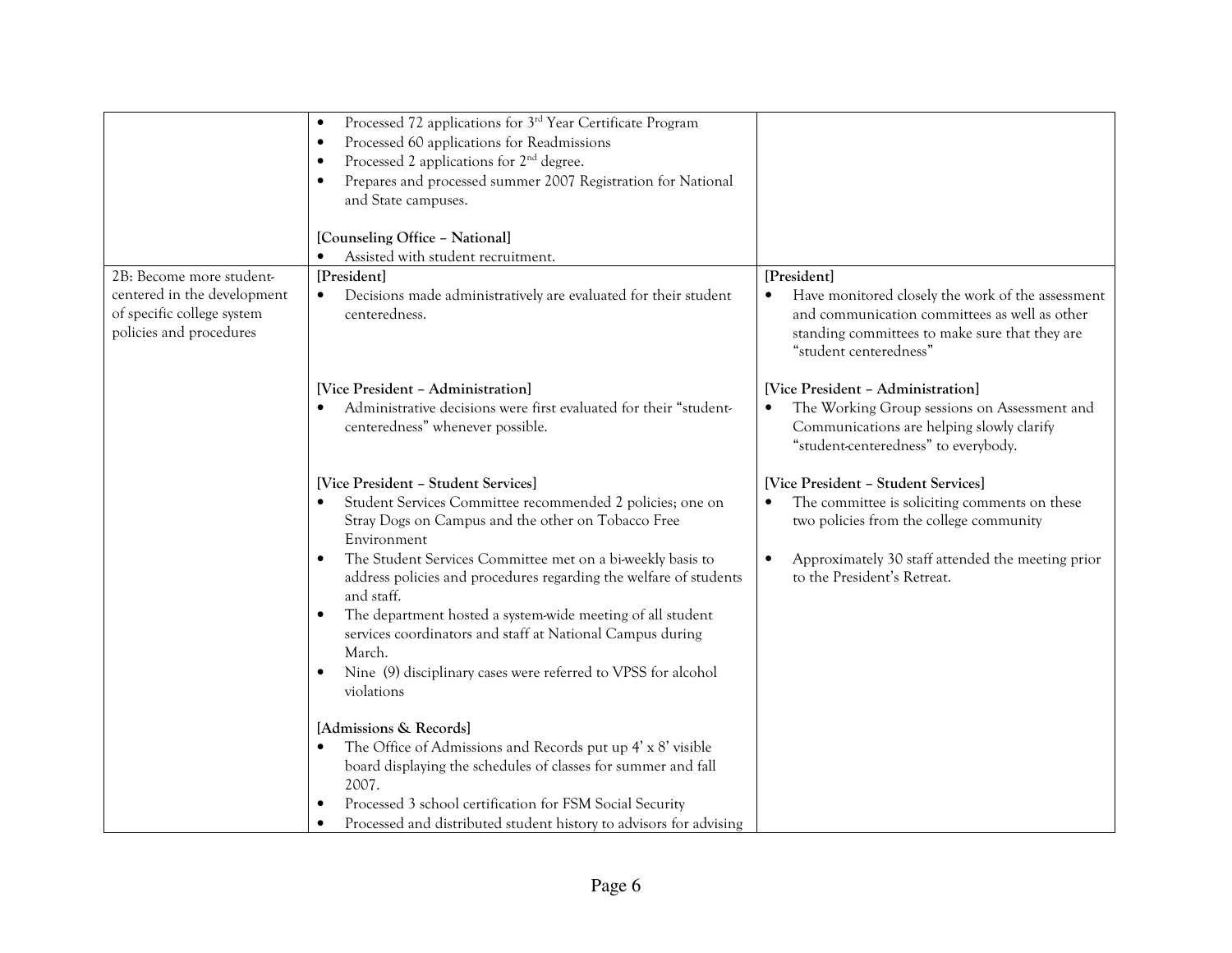| | | |
|---|---|---|
| | • Processed 72 applications for 3rd Year Certificate Program<br>• Processed 60 applications for Readmissions<br>• Processed 2 applications for 2nd degree.<br>• Prepares and processed summer 2007 Registration for National and State campuses.<br><br>**[Counseling Office – National]**<br>• Assisted with student recruitment. | |
| 2B: Become more student-centered in the development of specific college system policies and procedures | **[President]**<br>• Decisions made administratively are evaluated for their student centeredness.<br><br>**[Vice President – Administration]**<br>• Administrative decisions were first evaluated for their "student-centeredness" whenever possible.<br><br>**[Vice President – Student Services]**<br>• Student Services Committee recommended 2 policies; one on Stray Dogs on Campus and the other on Tobacco Free Environment<br>• The Student Services Committee met on a bi-weekly basis to address policies and procedures regarding the welfare of students and staff.<br>• The department hosted a system-wide meeting of all student services coordinators and staff at National Campus during March.<br>• Nine (9) disciplinary cases were referred to VPSS for alcohol violations<br><br>**[Admissions & Records]**<br>• The Office of Admissions and Records put up 4' x 8' visible board displaying the schedules of classes for summer and fall 2007.<br>• Processed 3 school certification for FSM Social Security<br>• Processed and distributed student history to advisors for advising | **[President]**<br>• Have monitored closely the work of the assessment and communication committees as well as other standing committees to make sure that they are "student centeredness"<br><br>**[Vice President – Administration]**<br>• The Working Group sessions on Assessment and Communications are helping slowly clarify "student-centeredness" to everybody.<br><br>**[Vice President – Student Services]**<br>• The committee is soliciting comments on these two policies from the college community<br><br>• Approximately 30 staff attended the meeting prior to the President's Retreat. |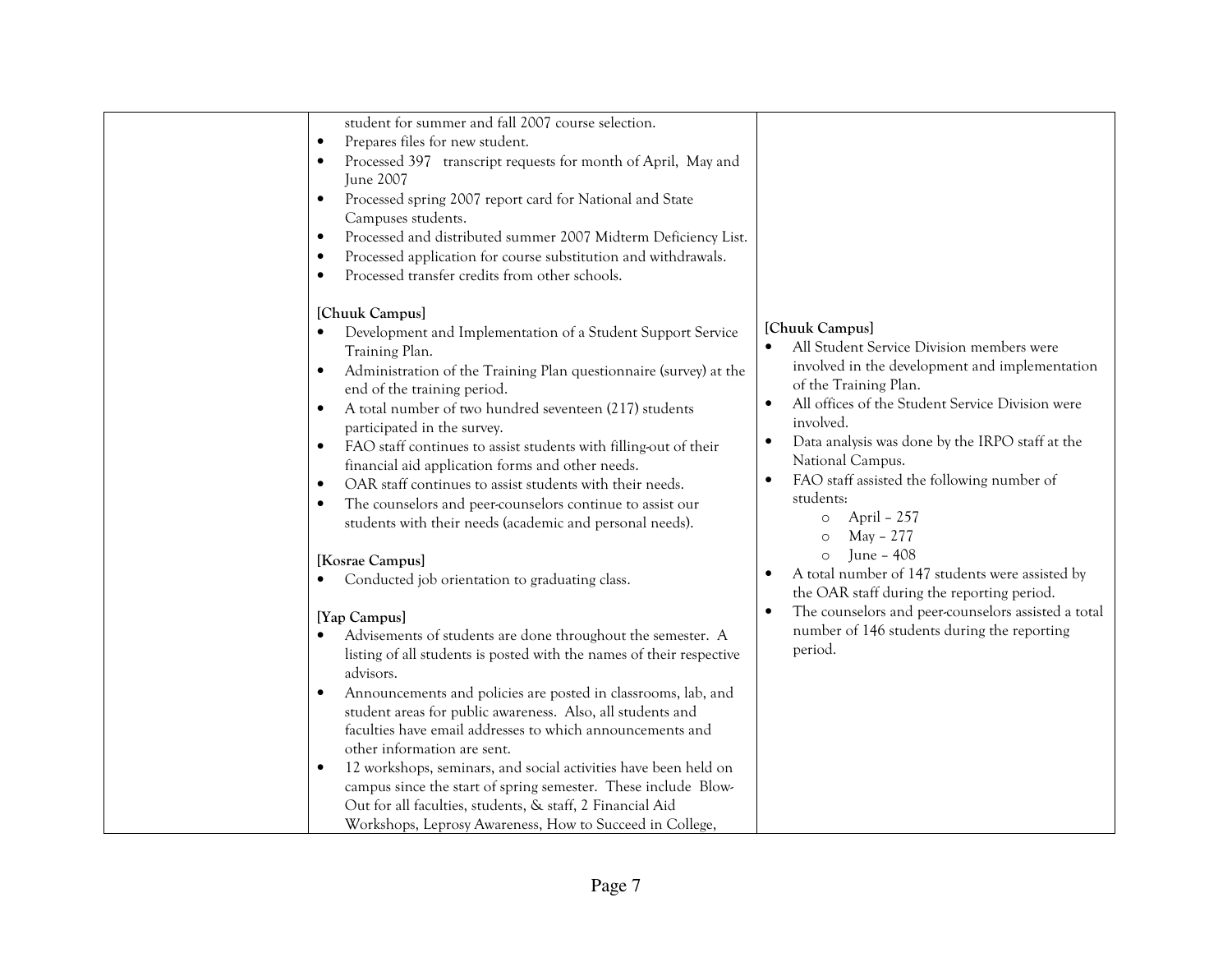| | | |
|---|---|---|
| | student for summer and fall 2007 course selection.<br>• Prepares files for new student.<br>• Processed 397 transcript requests for month of April, May and June 2007<br>• Processed spring 2007 report card for National and State Campuses students.<br>• Processed and distributed summer 2007 Midterm Deficiency List.<br>• Processed application for course substitution and withdrawals.<br>• Processed transfer credits from other schools.<br><br>**[Chuuk Campus]**<br>• Development and Implementation of a Student Support Service Training Plan.<br>• Administration of the Training Plan questionnaire (survey) at the end of the training period.<br>• A total number of two hundred seventeen (217) students participated in the survey.<br>• FAO staff continues to assist students with filling-out of their financial aid application forms and other needs.<br>• OAR staff continues to assist students with their needs.<br>• The counselors and peer-counselors continue to assist our students with their needs (academic and personal needs).<br><br>**[Kosrae Campus]**<br>• Conducted job orientation to graduating class.<br><br>**[Yap Campus]**<br>• Advisements of students are done throughout the semester. A listing of all students is posted with the names of their respective advisors.<br>• Announcements and policies are posted in classrooms, lab, and student areas for public awareness. Also, all students and faculties have email addresses to which announcements and other information are sent.<br>• 12 workshops, seminars, and social activities have been held on campus since the start of spring semester. These include Blow-Out for all faculties, students, & staff, 2 Financial Aid Workshops, Leprosy Awareness, How to Succeed in College, | **[Chuuk Campus]**<br>• All Student Service Division members were involved in the development and implementation of the Training Plan.<br>• All offices of the Student Service Division were involved.<br>• Data analysis was done by the IRPO staff at the National Campus.<br>• FAO staff assisted the following number of students:<br>  ○ April – 257<br>  ○ May – 277<br>  ○ June – 408<br>• A total number of 147 students were assisted by the OAR staff during the reporting period.<br>• The counselors and peer-counselors assisted a total number of 146 students during the reporting period. |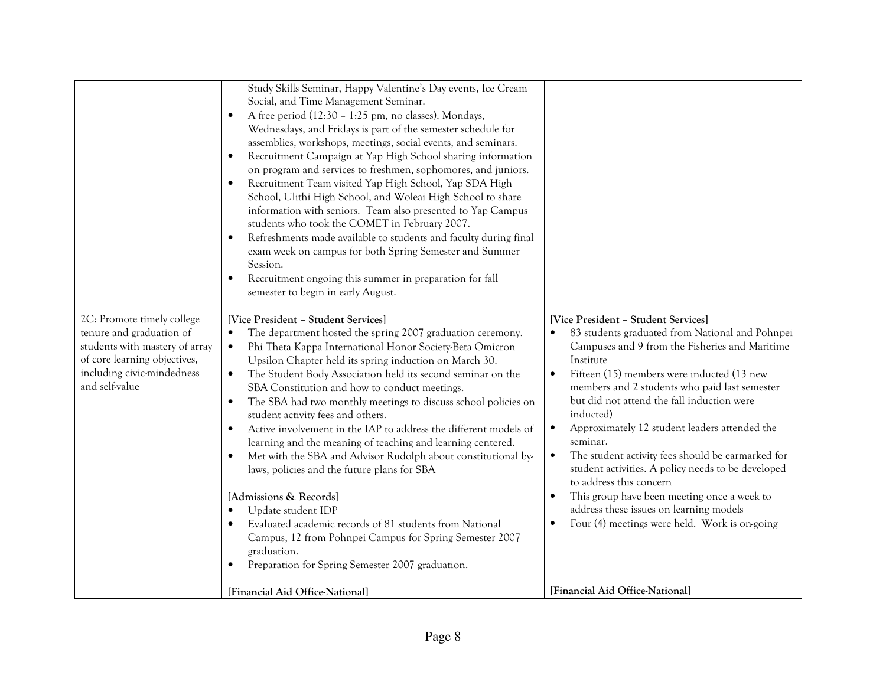| | | |
|---|---|---|
| | Study Skills Seminar, Happy Valentine's Day events, Ice Cream Social, and Time Management Seminar.<br>• A free period (12:30 – 1:25 pm, no classes), Mondays, Wednesdays, and Fridays is part of the semester schedule for assemblies, workshops, meetings, social events, and seminars.<br>• Recruitment Campaign at Yap High School sharing information on program and services to freshmen, sophomores, and juniors.<br>• Recruitment Team visited Yap High School, Yap SDA High School, Ulithi High School, and Woleai High School to share information with seniors. Team also presented to Yap Campus students who took the COMET in February 2007.<br>• Refreshments made available to students and faculty during final exam week on campus for both Spring Semester and Summer Session.<br>• Recruitment ongoing this summer in preparation for fall semester to begin in early August. | |
| 2C: Promote timely college tenure and graduation of students with mastery of array of core learning objectives, including civic-mindedness and self-value | **[Vice President – Student Services]**<br>• The department hosted the spring 2007 graduation ceremony.<br>• Phi Theta Kappa International Honor Society-Beta Omicron Upsilon Chapter held its spring induction on March 30.<br>• The Student Body Association held its second seminar on the SBA Constitution and how to conduct meetings.<br>• The SBA had two monthly meetings to discuss school policies on student activity fees and others.<br>• Active involvement in the IAP to address the different models of learning and the meaning of teaching and learning centered.<br>• Met with the SBA and Advisor Rudolph about constitutional by-laws, policies and the future plans for SBA<br><br>**[Admissions & Records]**<br>• Update student IDP<br>• Evaluated academic records of 81 students from National Campus, 12 from Pohnpei Campus for Spring Semester 2007 graduation.<br>• Preparation for Spring Semester 2007 graduation.<br><br>**[Financial Aid Office-National]** | **[Vice President – Student Services]**<br>• 83 students graduated from National and Pohnpei Campuses and 9 from the Fisheries and Maritime Institute<br>• Fifteen (15) members were inducted (13 new members and 2 students who paid last semester but did not attend the fall induction were inducted)<br>• Approximately 12 student leaders attended the seminar.<br>• The student activity fees should be earmarked for student activities. A policy needs to be developed to address this concern<br>• This group have been meeting once a week to address these issues on learning models<br>• Four (4) meetings were held. Work is on-going<br><br>**[Financial Aid Office-National]** |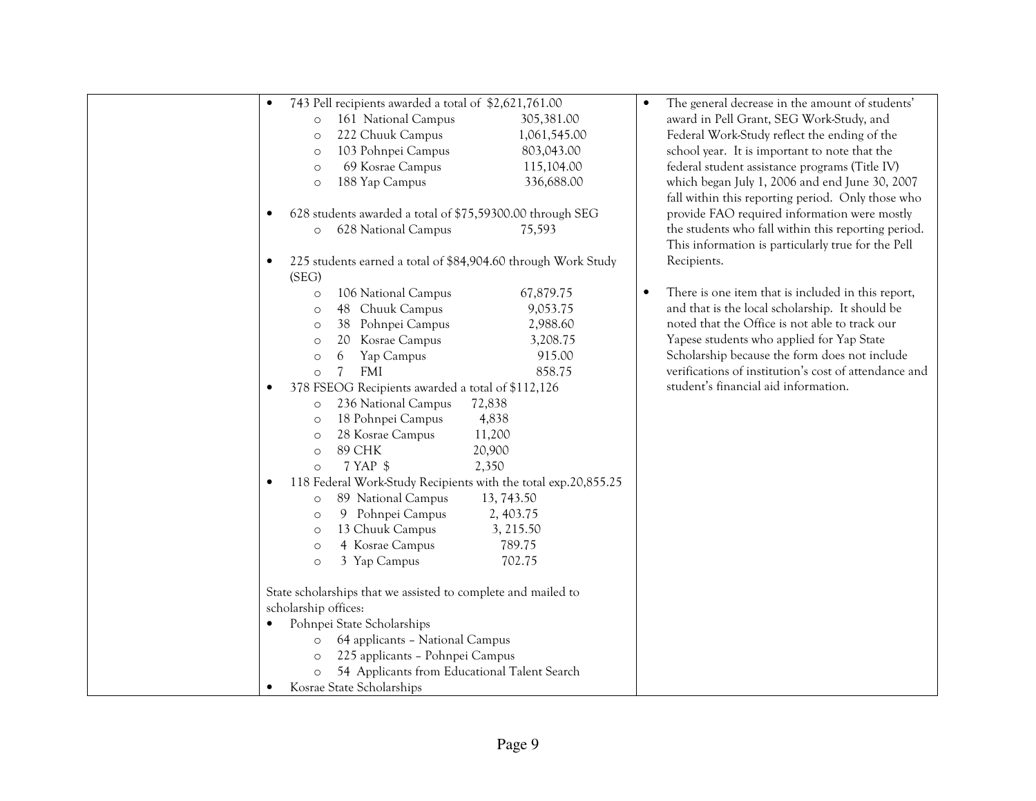| | | |
|---|---|---|
| | • 743 Pell recipients awarded a total of $2,621,761.00<br>  ○ 161 National Campus 305,381.00<br>  ○ 222 Chuuk Campus 1,061,545.00<br>  ○ 103 Pohnpei Campus 803,043.00<br>  ○ 69 Kosrae Campus 115,104.00<br>  ○ 188 Yap Campus 336,688.00<br><br>• 628 students awarded a total of $75,59300.00 through SEG<br>  ○ 628 National Campus 75,593<br><br>• 225 students earned a total of $84,904.60 through Work Study (SEG)<br>  ○ 106 National Campus 67,879.75<br>  ○ 48 Chuuk Campus 9,053.75<br>  ○ 38 Pohnpei Campus 2,988.60<br>  ○ 20 Kosrae Campus 3,208.75<br>  ○ 6 Yap Campus 915.00<br>  ○ 7 FMI 858.75<br>• 378 FSEOG Recipients awarded a total of $112,126<br>  ○ 236 National Campus 72,838<br>  ○ 18 Pohnpei Campus 4,838<br>  ○ 28 Kosrae Campus 11,200<br>  ○ 89 CHK 20,900<br>  ○ 7 YAP $ 2,350<br>• 118 Federal Work-Study Recipients with the total exp.20,855.25<br>  ○ 89 National Campus 13, 743.50<br>  ○ 9 Pohnpei Campus 2, 403.75<br>  ○ 13 Chuuk Campus 3, 215.50<br>  ○ 4 Kosrae Campus 789.75<br>  ○ 3 Yap Campus 702.75<br><br>State scholarships that we assisted to complete and mailed to scholarship offices:<br>• Pohnpei State Scholarships<br>  ○ 64 applicants – National Campus<br>  ○ 225 applicants – Pohnpei Campus<br>  ○ 54 Applicants from Educational Talent Search<br>• Kosrae State Scholarships | • The general decrease in the amount of students' award in Pell Grant, SEG Work-Study, and Federal Work-Study reflect the ending of the school year. It is important to note that the federal student assistance programs (Title IV) which began July 1, 2006 and end June 30, 2007 fall within this reporting period. Only those who provide FAO required information were mostly the students who fall within this reporting period. This information is particularly true for the Pell Recipients.<br><br>• There is one item that is included in this report, and that is the local scholarship. It should be noted that the Office is not able to track our Yapese students who applied for Yap State Scholarship because the form does not include verifications of institution's cost of attendance and student's financial aid information. |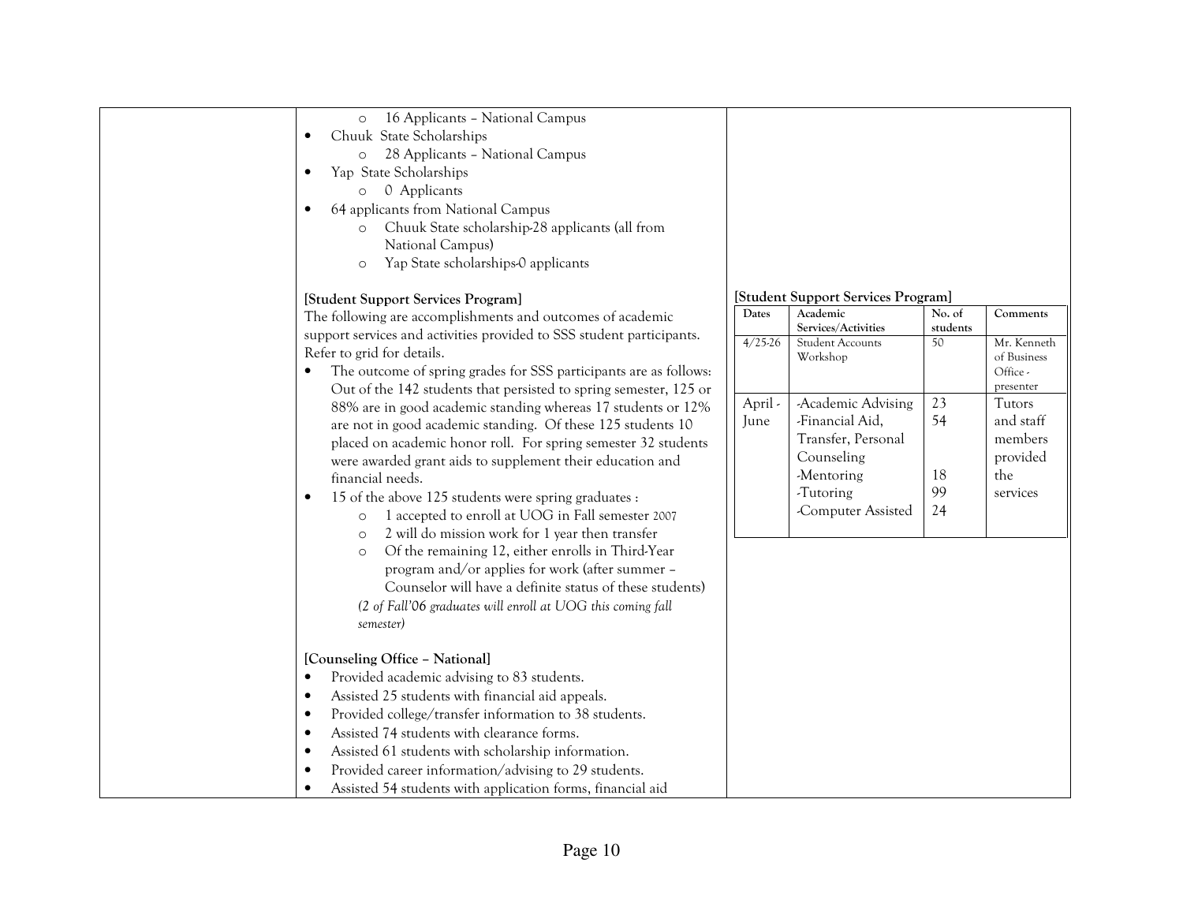- 16 Applicants – National Campus
- Chuuk State Scholarships
    - 28 Applicants – National Campus
- Yap State Scholarships
    - 0 Applicants
- 64 applicants from National Campus
    - Chuuk State scholarship-28 applicants (all from National Campus)
    - Yap State scholarships-0 applicants

**[Student Support Services Program]**

The following are accomplishments and outcomes of academic support services and activities provided to SSS student participants. Refer to grid for details.

- The outcome of spring grades for SSS participants are as follows: Out of the 142 students that persisted to spring semester, 125 or 88% are in good academic standing whereas 17 students or 12% are not in good academic standing. Of these 125 students 10 placed on academic honor roll. For spring semester 32 students were awarded grant aids to supplement their education and financial needs.
- 15 of the above 125 students were spring graduates :
    - 1 accepted to enroll at UOG in Fall semester 2007
    - 2 will do mission work for 1 year then transfer
    - Of the remaining 12, either enrolls in Third-Year program and/or applies for work (after summer – Counselor will have a definite status of these students)

    *(2 of Fall'06 graduates will enroll at UOG this coming fall semester)*

**[Counseling Office – National]**

- Provided academic advising to 83 students.
- Assisted 25 students with financial aid appeals.
- Provided college/transfer information to 38 students.
- Assisted 74 students with clearance forms.
- Assisted 61 students with scholarship information.
- Provided career information/advising to 29 students.
- Assisted 54 students with application forms, financial aid

**[Student Support Services Program]**

| Dates | Academic Services/Activities | No. of students | Comments |
|---|---|---|---|
| 4/25-26 | Student Accounts Workshop | 50 | Mr. Kenneth of Business Office - presenter |
| April - June | -Academic Advising<br>-Financial Aid, Transfer, Personal Counseling<br>-Mentoring<br>-Tutoring<br>-Computer Assisted | 23<br>54<br><br>18<br>99<br>24 | Tutors and staff members provided the services |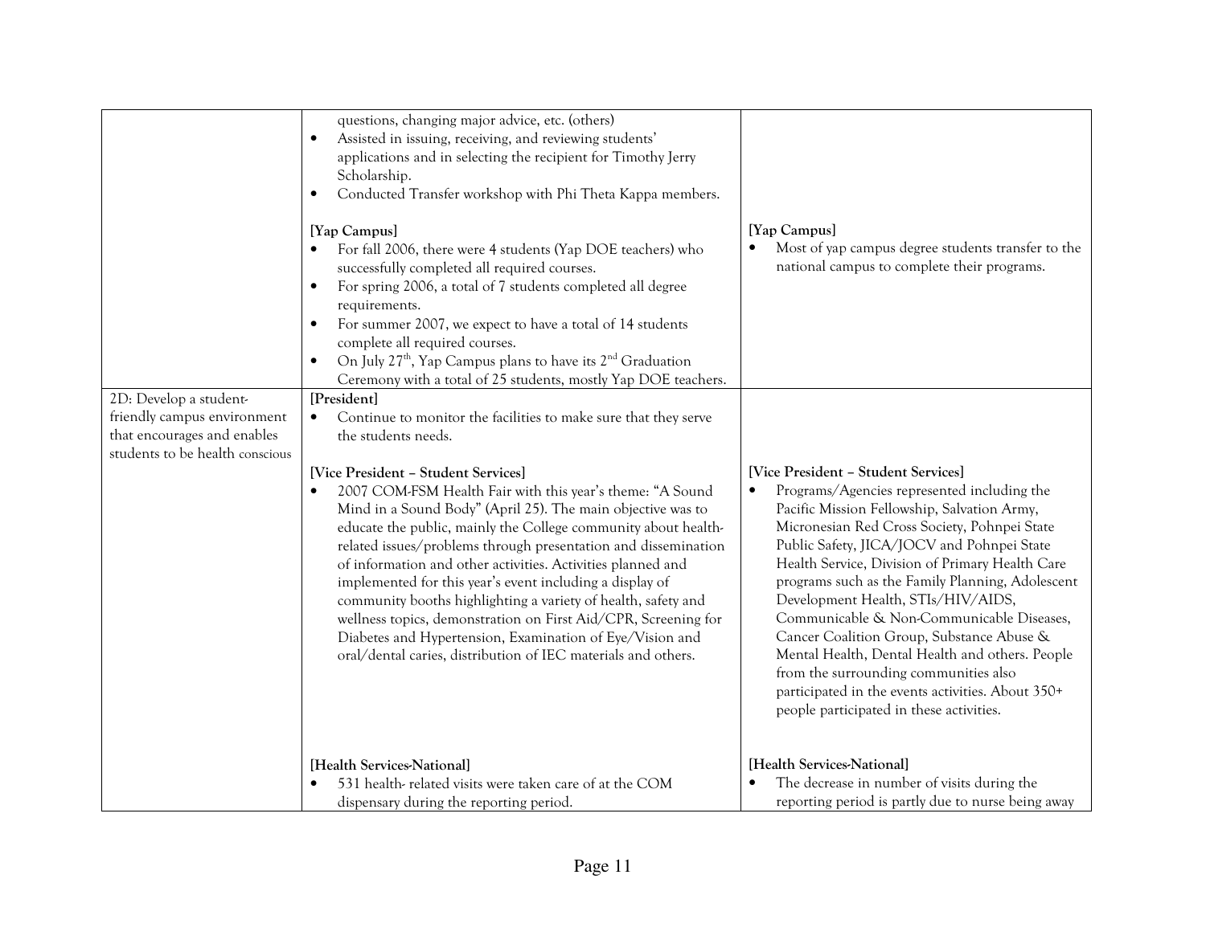| | | |
|---|---|---|
| | questions, changing major advice, etc. (others)<br>• Assisted in issuing, receiving, and reviewing students' applications and in selecting the recipient for Timothy Jerry Scholarship.<br>• Conducted Transfer workshop with Phi Theta Kappa members.<br><br>**[Yap Campus]**<br>• For fall 2006, there were 4 students (Yap DOE teachers) who successfully completed all required courses.<br>• For spring 2006, a total of 7 students completed all degree requirements.<br>• For summer 2007, we expect to have a total of 14 students complete all required courses.<br>• On July 27th, Yap Campus plans to have its 2nd Graduation Ceremony with a total of 25 students, mostly Yap DOE teachers. | **[Yap Campus]**<br>• Most of yap campus degree students transfer to the national campus to complete their programs. |
| 2D: Develop a student-friendly campus environment that encourages and enables students to be health conscious | **[President]**<br>• Continue to monitor the facilities to make sure that they serve the students needs.<br><br>**[Vice President – Student Services]**<br>• 2007 COM-FSM Health Fair with this year's theme: "A Sound Mind in a Sound Body" (April 25). The main objective was to educate the public, mainly the College community about health-related issues/problems through presentation and dissemination of information and other activities. Activities planned and implemented for this year's event including a display of community booths highlighting a variety of health, safety and wellness topics, demonstration on First Aid/CPR, Screening for Diabetes and Hypertension, Examination of Eye/Vision and oral/dental caries, distribution of IEC materials and others.<br><br>**[Health Services-National]**<br>• 531 health- related visits were taken care of at the COM dispensary during the reporting period. | **[Vice President – Student Services]**<br>• Programs/Agencies represented including the Pacific Mission Fellowship, Salvation Army, Micronesian Red Cross Society, Pohnpei State Public Safety, JICA/JOCV and Pohnpei State Health Service, Division of Primary Health Care programs such as the Family Planning, Adolescent Development Health, STIs/HIV/AIDS, Communicable & Non-Communicable Diseases, Cancer Coalition Group, Substance Abuse & Mental Health, Dental Health and others. People from the surrounding communities also participated in the events activities. About 350+ people participated in these activities.<br><br>**[Health Services-National]**<br>• The decrease in number of visits during the reporting period is partly due to nurse being away |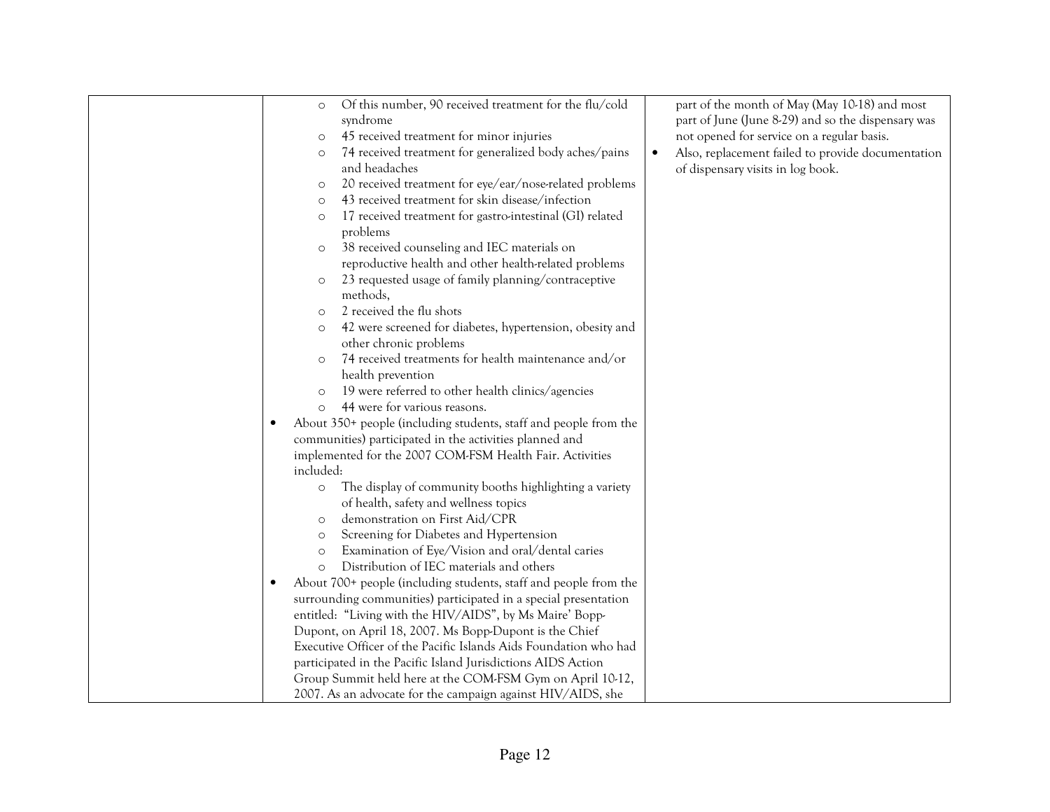| | | |
|---|---|---|
| | <ul><li>Of this number, 90 received treatment for the flu/cold syndrome</li><li>45 received treatment for minor injuries</li><li>74 received treatment for generalized body aches/pains and headaches</li><li>20 received treatment for eye/ear/nose-related problems</li><li>43 received treatment for skin disease/infection</li><li>17 received treatment for gastro-intestinal (GI) related problems</li><li>38 received counseling and IEC materials on reproductive health and other health-related problems</li><li>23 requested usage of family planning/contraceptive methods,</li><li>2 received the flu shots</li><li>42 were screened for diabetes, hypertension, obesity and other chronic problems</li><li>74 received treatments for health maintenance and/or health prevention</li><li>19 were referred to other health clinics/agencies</li><li>44 were for various reasons.</li></ul>• About 350+ people (including students, staff and people from the communities) participated in the activities planned and implemented for the 2007 COM-FSM Health Fair. Activities included:<ul><li>The display of community booths highlighting a variety of health, safety and wellness topics</li><li>demonstration on First Aid/CPR</li><li>Screening for Diabetes and Hypertension</li><li>Examination of Eye/Vision and oral/dental caries</li><li>Distribution of IEC materials and others</li></ul>• About 700+ people (including students, staff and people from the surrounding communities) participated in a special presentation entitled: "Living with the HIV/AIDS", by Ms Maire' Bopp-Dupont, on April 18, 2007. Ms Bopp-Dupont is the Chief Executive Officer of the Pacific Islands Aids Foundation who had participated in the Pacific Island Jurisdictions AIDS Action Group Summit held here at the COM-FSM Gym on April 10-12, 2007. As an advocate for the campaign against HIV/AIDS, she | part of the month of May (May 10-18) and most part of June (June 8-29) and so the dispensary was not opened for service on a regular basis.<br>• Also, replacement failed to provide documentation of dispensary visits in log book. |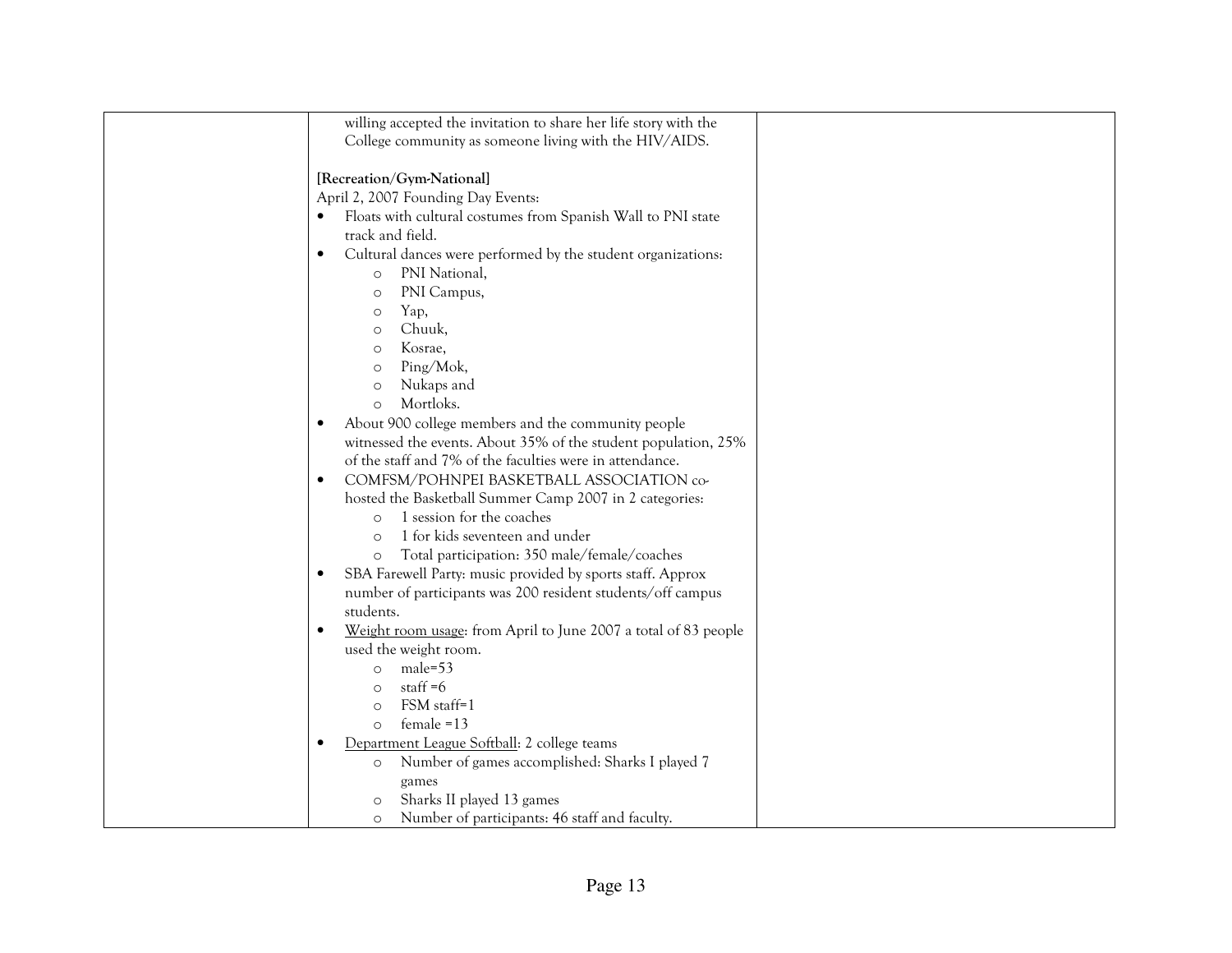| | willing accepted the invitation to share her life story with the College community as someone living with the HIV/AIDS.<br><br>**[Recreation/Gym-National]**<br>April 2, 2007 Founding Day Events:<br>• Floats with cultural costumes from Spanish Wall to PNI state track and field.<br>• Cultural dances were performed by the student organizations:<br>&nbsp;&nbsp;&nbsp;&nbsp;○ PNI National,<br>&nbsp;&nbsp;&nbsp;&nbsp;○ PNI Campus,<br>&nbsp;&nbsp;&nbsp;&nbsp;○ Yap,<br>&nbsp;&nbsp;&nbsp;&nbsp;○ Chuuk,<br>&nbsp;&nbsp;&nbsp;&nbsp;○ Kosrae,<br>&nbsp;&nbsp;&nbsp;&nbsp;○ Ping/Mok,<br>&nbsp;&nbsp;&nbsp;&nbsp;○ Nukaps and<br>&nbsp;&nbsp;&nbsp;&nbsp;○ Mortloks.<br>• About 900 college members and the community people witnessed the events. About 35% of the student population, 25% of the staff and 7% of the faculties were in attendance.<br>• COMFSM/POHNPEI BASKETBALL ASSOCIATION co-hosted the Basketball Summer Camp 2007 in 2 categories:<br>&nbsp;&nbsp;&nbsp;&nbsp;○ 1 session for the coaches<br>&nbsp;&nbsp;&nbsp;&nbsp;○ 1 for kids seventeen and under<br>&nbsp;&nbsp;&nbsp;&nbsp;○ Total participation: 350 male/female/coaches<br>• SBA Farewell Party: music provided by sports staff. Approx number of participants was 200 resident students/off campus students.<br>• Weight room usage: from April to June 2007 a total of 83 people used the weight room.<br>&nbsp;&nbsp;&nbsp;&nbsp;○ male=53<br>&nbsp;&nbsp;&nbsp;&nbsp;○ staff =6<br>&nbsp;&nbsp;&nbsp;&nbsp;○ FSM staff=1<br>&nbsp;&nbsp;&nbsp;&nbsp;○ female =13<br>• Department League Softball: 2 college teams<br>&nbsp;&nbsp;&nbsp;&nbsp;○ Number of games accomplished: Sharks I played 7 games<br>&nbsp;&nbsp;&nbsp;&nbsp;○ Sharks II played 13 games<br>&nbsp;&nbsp;&nbsp;&nbsp;○ Number of participants: 46 staff and faculty. | |
|---|---|---|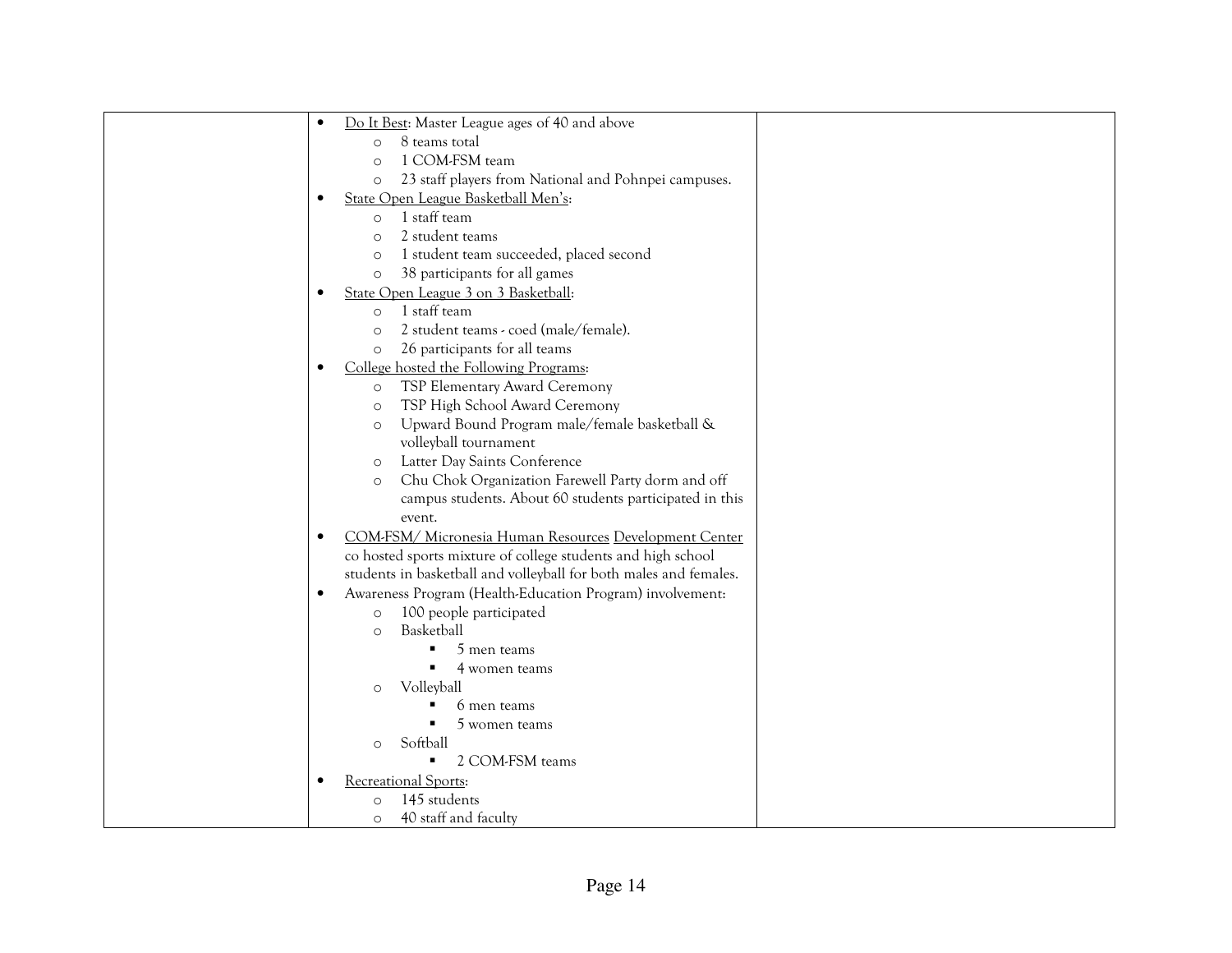| | | |
|---|---|---|
| | • <u>Do It Best</u>: Master League ages of 40 and above<br>  ○ 8 teams total<br>  ○ 1 COM-FSM team<br>  ○ 23 staff players from National and Pohnpei campuses.<br>• <u>State Open League Basketball Men's</u>:<br>  ○ 1 staff team<br>  ○ 2 student teams<br>  ○ 1 student team succeeded, placed second<br>  ○ 38 participants for all games<br>• <u>State Open League 3 on 3 Basketball</u>:<br>  ○ 1 staff team<br>  ○ 2 student teams - coed (male/female).<br>  ○ 26 participants for all teams<br>• <u>College hosted the Following Programs</u>:<br>  ○ TSP Elementary Award Ceremony<br>  ○ TSP High School Award Ceremony<br>  ○ Upward Bound Program male/female basketball & volleyball tournament<br>  ○ Latter Day Saints Conference<br>  ○ Chu Chok Organization Farewell Party dorm and off campus students. About 60 students participated in this event.<br>• <u>COM-FSM/ Micronesia Human Resources</u> <u>Development Center</u> co hosted sports mixture of college students and high school students in basketball and volleyball for both males and females.<br>• Awareness Program (Health-Education Program) involvement:<br>  ○ 100 people participated<br>  ○ Basketball<br>    ▪ 5 men teams<br>    ▪ 4 women teams<br>  ○ Volleyball<br>    ▪ 6 men teams<br>    ▪ 5 women teams<br>  ○ Softball<br>    ▪ 2 COM-FSM teams<br>• <u>Recreational Sports</u>:<br>  ○ 145 students<br>  ○ 40 staff and faculty | |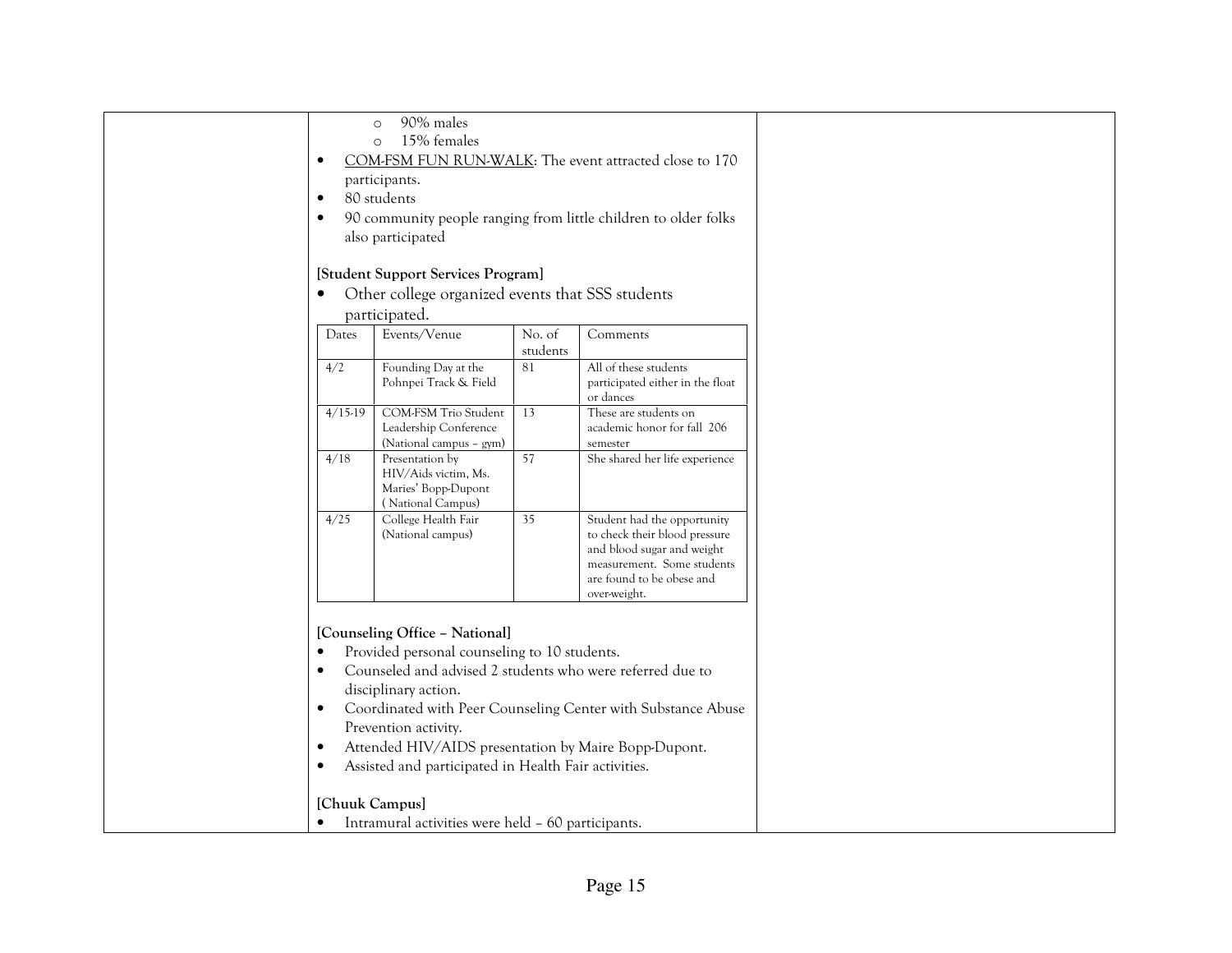- 90% males
- 15% females

- COM-FSM FUN RUN-WALK: The event attracted close to 170 participants.
- 80 students
- 90 community people ranging from little children to older folks also participated

**[Student Support Services Program]**

- Other college organized events that SSS students participated.

| Dates | Events/Venue | No. of students | Comments |
|---|---|---|---|
| 4/2 | Founding Day at the Pohnpei Track & Field | 81 | All of these students participated either in the float or dances |
| 4/15-19 | COM-FSM Trio Student Leadership Conference (National campus – gym) | 13 | These are students on academic honor for fall 206 semester |
| 4/18 | Presentation by HIV/Aids victim, Ms. Maries' Bopp-Dupont ( National Campus) | 57 | She shared her life experience |
| 4/25 | College Health Fair (National campus) | 35 | Student had the opportunity to check their blood pressure and blood sugar and weight measurement. Some students are found to be obese and over-weight. |

**[Counseling Office – National]**

- Provided personal counseling to 10 students.
- Counseled and advised 2 students who were referred due to disciplinary action.
- Coordinated with Peer Counseling Center with Substance Abuse Prevention activity.
- Attended HIV/AIDS presentation by Maire Bopp-Dupont.
- Assisted and participated in Health Fair activities.

**[Chuuk Campus]**

- Intramural activities were held – 60 participants.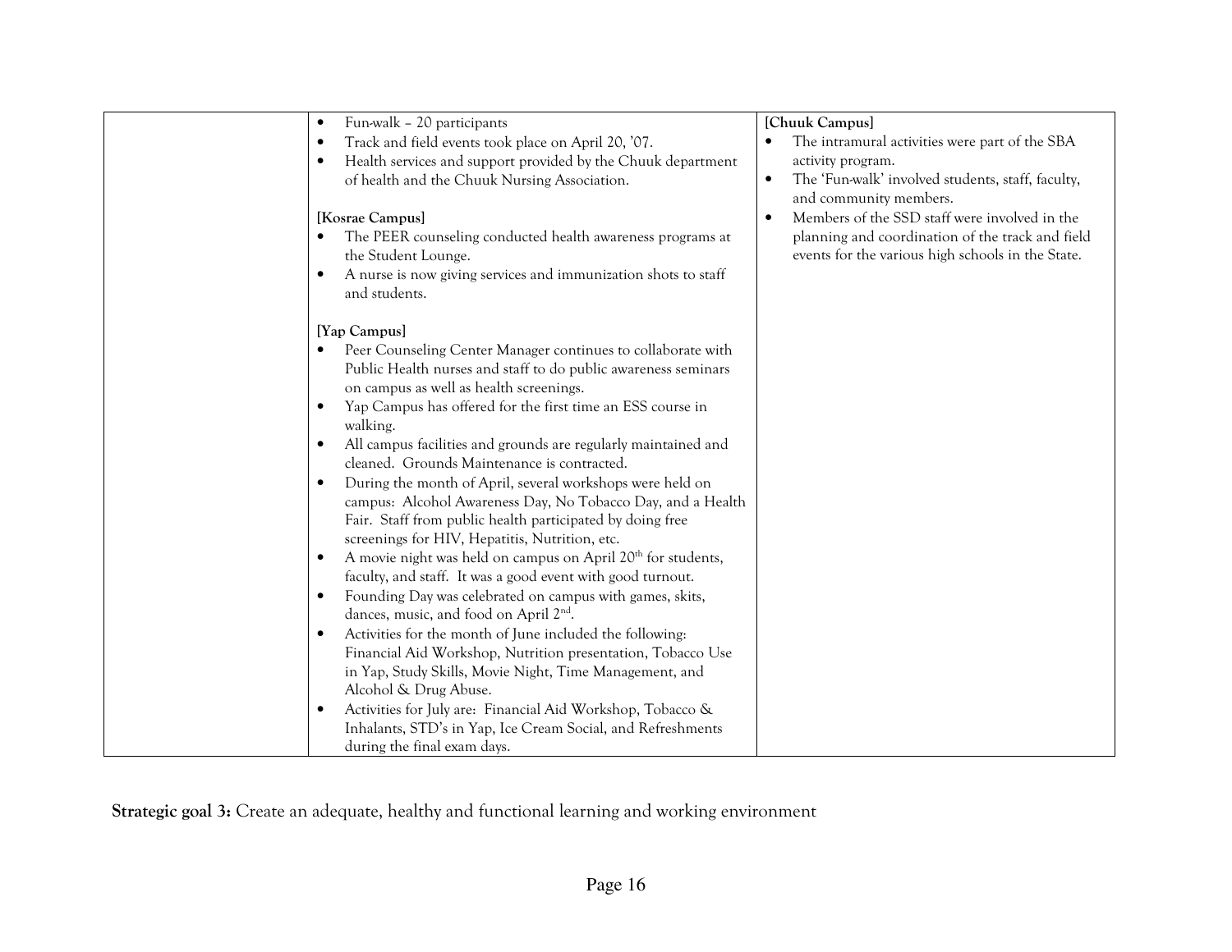| | | |
|---|---|---|
| | • Fun-walk – 20 participants<br>• Track and field events took place on April 20, '07.<br>• Health services and support provided by the Chuuk department of health and the Chuuk Nursing Association.<br><br>**[Kosrae Campus]**<br>• The PEER counseling conducted health awareness programs at the Student Lounge.<br>• A nurse is now giving services and immunization shots to staff and students.<br><br>**[Yap Campus]**<br>• Peer Counseling Center Manager continues to collaborate with Public Health nurses and staff to do public awareness seminars on campus as well as health screenings.<br>• Yap Campus has offered for the first time an ESS course in walking.<br>• All campus facilities and grounds are regularly maintained and cleaned. Grounds Maintenance is contracted.<br>• During the month of April, several workshops were held on campus: Alcohol Awareness Day, No Tobacco Day, and a Health Fair. Staff from public health participated by doing free screenings for HIV, Hepatitis, Nutrition, etc.<br>• A movie night was held on campus on April 20th for students, faculty, and staff. It was a good event with good turnout.<br>• Founding Day was celebrated on campus with games, skits, dances, music, and food on April 2nd.<br>• Activities for the month of June included the following: Financial Aid Workshop, Nutrition presentation, Tobacco Use in Yap, Study Skills, Movie Night, Time Management, and Alcohol & Drug Abuse.<br>• Activities for July are: Financial Aid Workshop, Tobacco & Inhalants, STD's in Yap, Ice Cream Social, and Refreshments during the final exam days. | **[Chuuk Campus]**<br>• The intramural activities were part of the SBA activity program.<br>• The 'Fun-walk' involved students, staff, faculty, and community members.<br>• Members of the SSD staff were involved in the planning and coordination of the track and field events for the various high schools in the State. |

**Strategic goal 3:** Create an adequate, healthy and functional learning and working environment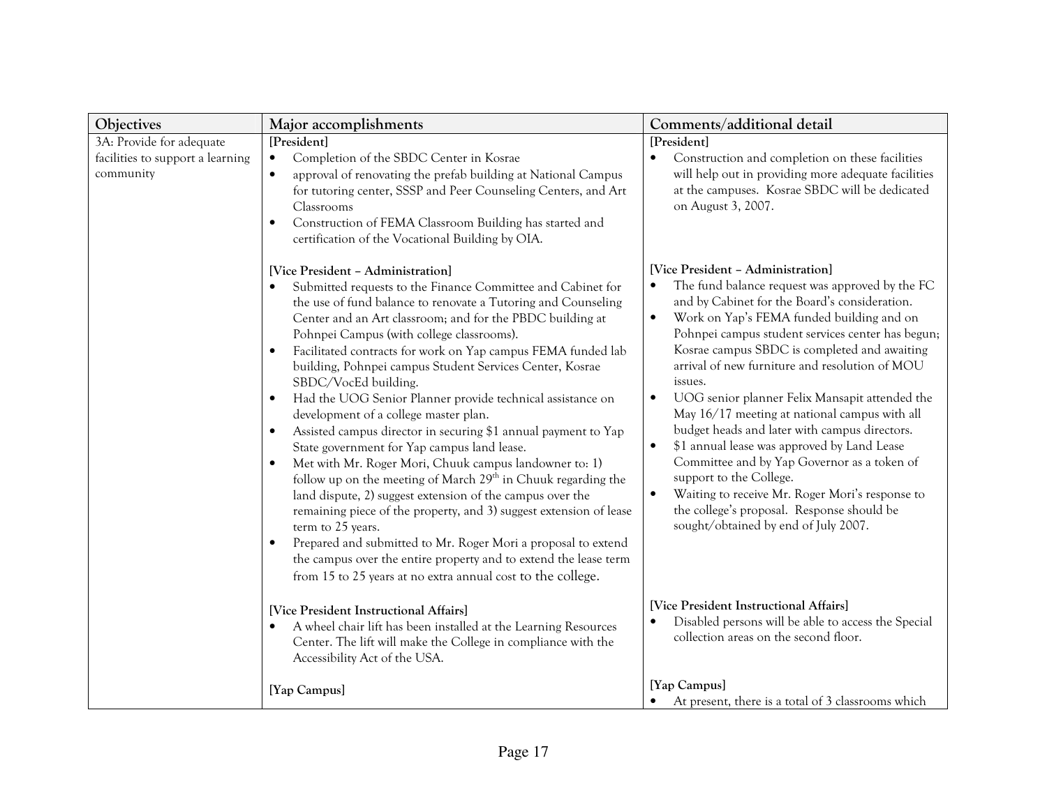| Objectives | Major accomplishments | Comments/additional detail |
|---|---|---|
| 3A: Provide for adequate facilities to support a learning community | **[President]**<br>• Completion of the SBDC Center in Kosrae<br>• approval of renovating the prefab building at National Campus for tutoring center, SSSP and Peer Counseling Centers, and Art Classrooms<br>• Construction of FEMA Classroom Building has started and certification of the Vocational Building by OIA. | **[President]**<br>• Construction and completion on these facilities will help out in providing more adequate facilities at the campuses. Kosrae SBDC will be dedicated on August 3, 2007. |
| | **[Vice President – Administration]**<br>• Submitted requests to the Finance Committee and Cabinet for the use of fund balance to renovate a Tutoring and Counseling Center and an Art classroom; and for the PBDC building at Pohnpei Campus (with college classrooms).<br>• Facilitated contracts for work on Yap campus FEMA funded lab building, Pohnpei campus Student Services Center, Kosrae SBDC/VocEd building.<br>• Had the UOG Senior Planner provide technical assistance on development of a college master plan.<br>• Assisted campus director in securing $1 annual payment to Yap State government for Yap campus land lease.<br>• Met with Mr. Roger Mori, Chuuk campus landowner to: 1) follow up on the meeting of March 29th in Chuuk regarding the land dispute, 2) suggest extension of the campus over the remaining piece of the property, and 3) suggest extension of lease term to 25 years.<br>• Prepared and submitted to Mr. Roger Mori a proposal to extend the campus over the entire property and to extend the lease term from 15 to 25 years at no extra annual cost to the college. | **[Vice President – Administration]**<br>• The fund balance request was approved by the FC and by Cabinet for the Board's consideration.<br>• Work on Yap's FEMA funded building and on Pohnpei campus student services center has begun; Kosrae campus SBDC is completed and awaiting arrival of new furniture and resolution of MOU issues.<br>• UOG senior planner Felix Mansapit attended the May 16/17 meeting at national campus with all budget heads and later with campus directors.<br>• $1 annual lease was approved by Land Lease Committee and by Yap Governor as a token of support to the College.<br>• Waiting to receive Mr. Roger Mori's response to the college's proposal. Response should be sought/obtained by end of July 2007. |
| | **[Vice President Instructional Affairs]**<br>• A wheel chair lift has been installed at the Learning Resources Center. The lift will make the College in compliance with the Accessibility Act of the USA. | **[Vice President Instructional Affairs]**<br>• Disabled persons will be able to access the Special collection areas on the second floor. |
| | **[Yap Campus]** | **[Yap Campus]**<br>• At present, there is a total of 3 classrooms which |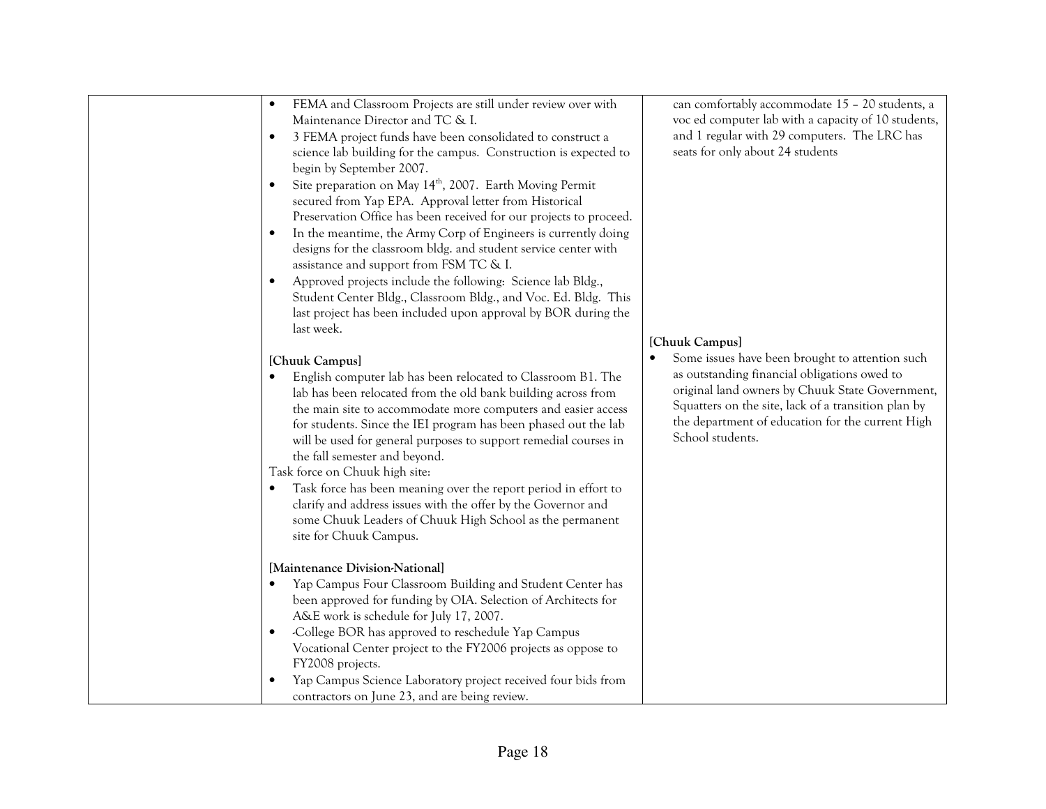| | | |
|---|---|---|
| | • FEMA and Classroom Projects are still under review over with Maintenance Director and TC & I.<br>• 3 FEMA project funds have been consolidated to construct a science lab building for the campus. Construction is expected to begin by September 2007.<br>• Site preparation on May 14th, 2007. Earth Moving Permit secured from Yap EPA. Approval letter from Historical Preservation Office has been received for our projects to proceed.<br>• In the meantime, the Army Corp of Engineers is currently doing designs for the classroom bldg. and student service center with assistance and support from FSM TC & I.<br>• Approved projects include the following: Science lab Bldg., Student Center Bldg., Classroom Bldg., and Voc. Ed. Bldg. This last project has been included upon approval by BOR during the last week.<br><br>**[Chuuk Campus]**<br>• English computer lab has been relocated to Classroom B1. The lab has been relocated from the old bank building across from the main site to accommodate more computers and easier access for students. Since the IEI program has been phased out the lab will be used for general purposes to support remedial courses in the fall semester and beyond.<br>Task force on Chuuk high site:<br>• Task force has been meaning over the report period in effort to clarify and address issues with the offer by the Governor and some Chuuk Leaders of Chuuk High School as the permanent site for Chuuk Campus.<br><br>**[Maintenance Division-National]**<br>• Yap Campus Four Classroom Building and Student Center has been approved for funding by OIA. Selection of Architects for A&E work is schedule for July 17, 2007.<br>• -College BOR has approved to reschedule Yap Campus Vocational Center project to the FY2006 projects as oppose to FY2008 projects.<br>• Yap Campus Science Laboratory project received four bids from contractors on June 23, and are being review. | can comfortably accommodate 15 – 20 students, a voc ed computer lab with a capacity of 10 students, and 1 regular with 29 computers. The LRC has seats for only about 24 students<br><br>**[Chuuk Campus]**<br>• Some issues have been brought to attention such as outstanding financial obligations owed to original land owners by Chuuk State Government, Squatters on the site, lack of a transition plan by the department of education for the current High School students. |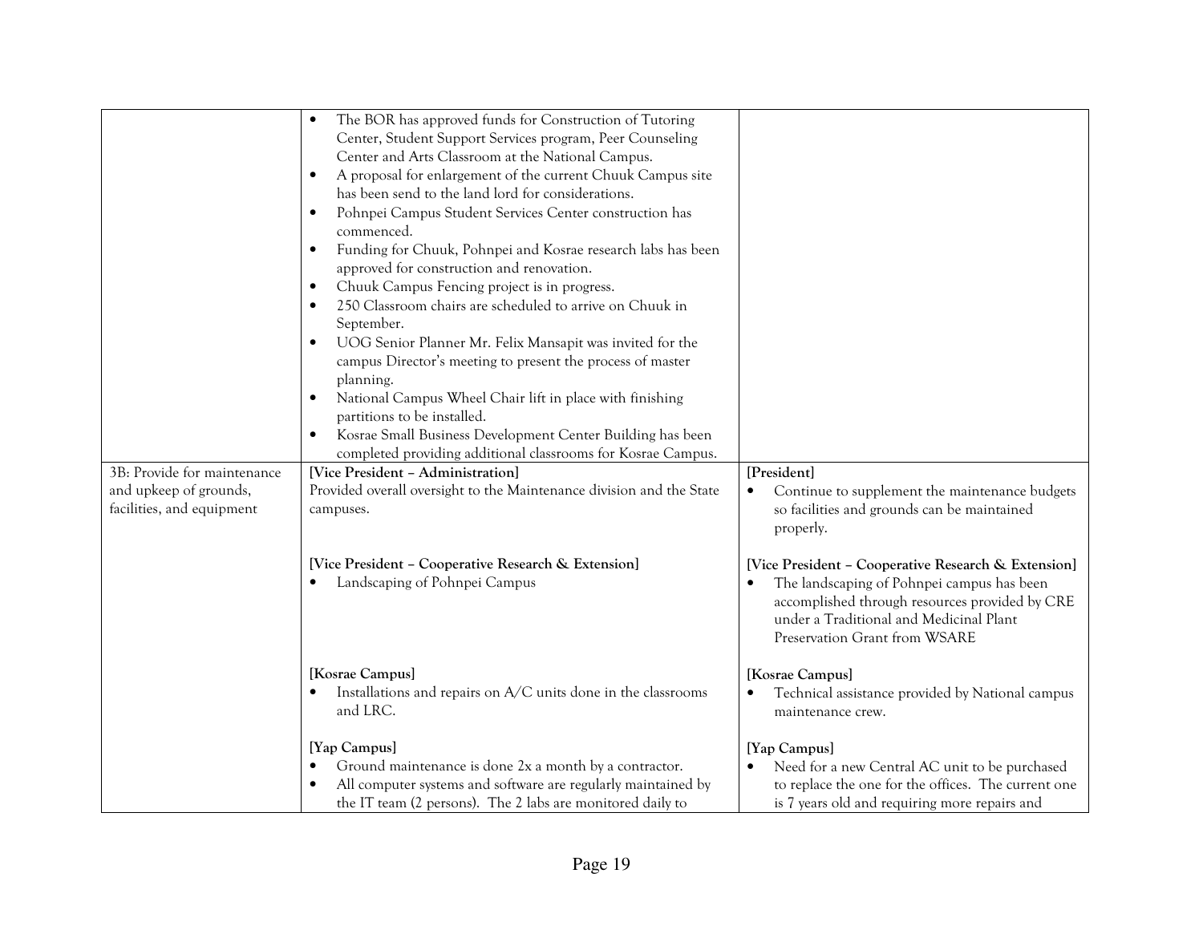| | | |
|---|---|---|
| | • The BOR has approved funds for Construction of Tutoring Center, Student Support Services program, Peer Counseling Center and Arts Classroom at the National Campus.<br>• A proposal for enlargement of the current Chuuk Campus site has been send to the land lord for considerations.<br>• Pohnpei Campus Student Services Center construction has commenced.<br>• Funding for Chuuk, Pohnpei and Kosrae research labs has been approved for construction and renovation.<br>• Chuuk Campus Fencing project is in progress.<br>• 250 Classroom chairs are scheduled to arrive on Chuuk in September.<br>• UOG Senior Planner Mr. Felix Mansapit was invited for the campus Director's meeting to present the process of master planning.<br>• National Campus Wheel Chair lift in place with finishing partitions to be installed.<br>• Kosrae Small Business Development Center Building has been completed providing additional classrooms for Kosrae Campus. | |
| 3B: Provide for maintenance and upkeep of grounds, facilities, and equipment | **[Vice President – Administration]**<br>Provided overall oversight to the Maintenance division and the State campuses.<br><br>**[Vice President – Cooperative Research & Extension]**<br>• Landscaping of Pohnpei Campus<br><br>**[Kosrae Campus]**<br>• Installations and repairs on A/C units done in the classrooms and LRC.<br><br>**[Yap Campus]**<br>• Ground maintenance is done 2x a month by a contractor.<br>• All computer systems and software are regularly maintained by the IT team (2 persons). The 2 labs are monitored daily to | **[President]**<br>• Continue to supplement the maintenance budgets so facilities and grounds can be maintained properly.<br><br>**[Vice President – Cooperative Research & Extension]**<br>• The landscaping of Pohnpei campus has been accomplished through resources provided by CRE under a Traditional and Medicinal Plant Preservation Grant from WSARE<br><br>**[Kosrae Campus]**<br>• Technical assistance provided by National campus maintenance crew.<br><br>**[Yap Campus]**<br>• Need for a new Central AC unit to be purchased to replace the one for the offices. The current one is 7 years old and requiring more repairs and |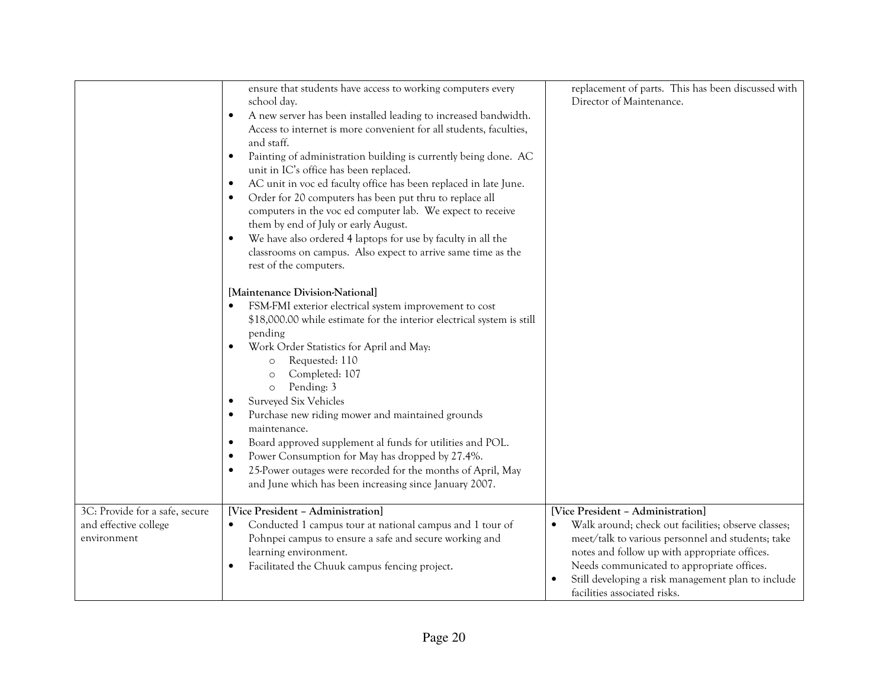| | | |
|---|---|---|
| | ensure that students have access to working computers every school day.<br>• A new server has been installed leading to increased bandwidth. Access to internet is more convenient for all students, faculties, and staff.<br>• Painting of administration building is currently being done. AC unit in IC's office has been replaced.<br>• AC unit in voc ed faculty office has been replaced in late June.<br>• Order for 20 computers has been put thru to replace all computers in the voc ed computer lab. We expect to receive them by end of July or early August.<br>• We have also ordered 4 laptops for use by faculty in all the classrooms on campus. Also expect to arrive same time as the rest of the computers.<br><br>**[Maintenance Division-National]**<br>• FSM-FMI exterior electrical system improvement to cost $18,000.00 while estimate for the interior electrical system is still pending<br>• Work Order Statistics for April and May:<br>&nbsp;&nbsp;&nbsp;&nbsp;○ Requested: 110<br>&nbsp;&nbsp;&nbsp;&nbsp;○ Completed: 107<br>&nbsp;&nbsp;&nbsp;&nbsp;○ Pending: 3<br>• Surveyed Six Vehicles<br>• Purchase new riding mower and maintained grounds maintenance.<br>• Board approved supplement al funds for utilities and POL.<br>• Power Consumption for May has dropped by 27.4%.<br>• 25-Power outages were recorded for the months of April, May and June which has been increasing since January 2007. | replacement of parts. This has been discussed with Director of Maintenance. |
| 3C: Provide for a safe, secure and effective college environment | **[Vice President – Administration]**<br>• Conducted 1 campus tour at national campus and 1 tour of Pohnpei campus to ensure a safe and secure working and learning environment.<br>• Facilitated the Chuuk campus fencing project. | **[Vice President – Administration]**<br>• Walk around; check out facilities; observe classes; meet/talk to various personnel and students; take notes and follow up with appropriate offices. Needs communicated to appropriate offices.<br>• Still developing a risk management plan to include facilities associated risks. |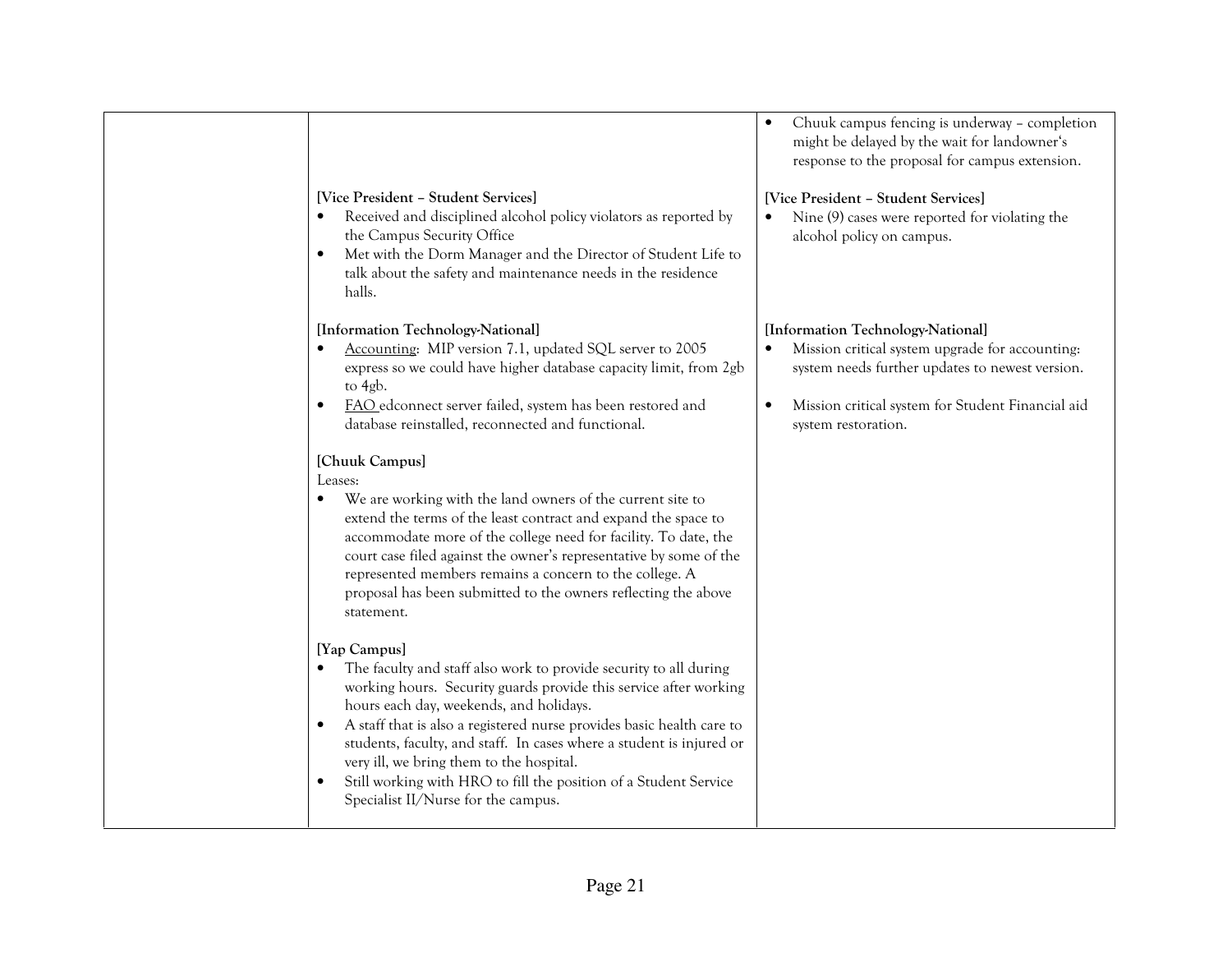| | | |
|---|---|---|
| | **[Vice President – Student Services]**<br>• Received and disciplined alcohol policy violators as reported by the Campus Security Office<br>• Met with the Dorm Manager and the Director of Student Life to talk about the safety and maintenance needs in the residence halls.<br><br>**[Information Technology-National]**<br>• Accounting: MIP version 7.1, updated SQL server to 2005 express so we could have higher database capacity limit, from 2gb to 4gb.<br>• FAO edconnect server failed, system has been restored and database reinstalled, reconnected and functional.<br><br>**[Chuuk Campus]**<br>Leases:<br>• We are working with the land owners of the current site to extend the terms of the least contract and expand the space to accommodate more of the college need for facility. To date, the court case filed against the owner's representative by some of the represented members remains a concern to the college. A proposal has been submitted to the owners reflecting the above statement.<br><br>**[Yap Campus]**<br>• The faculty and staff also work to provide security to all during working hours. Security guards provide this service after working hours each day, weekends, and holidays.<br>• A staff that is also a registered nurse provides basic health care to students, faculty, and staff. In cases where a student is injured or very ill, we bring them to the hospital.<br>• Still working with HRO to fill the position of a Student Service Specialist II/Nurse for the campus. | • Chuuk campus fencing is underway – completion might be delayed by the wait for landowner's response to the proposal for campus extension.<br><br>**[Vice President – Student Services]**<br>• Nine (9) cases were reported for violating the alcohol policy on campus.<br><br>**[Information Technology-National]**<br>• Mission critical system upgrade for accounting: system needs further updates to newest version.<br>• Mission critical system for Student Financial aid system restoration. |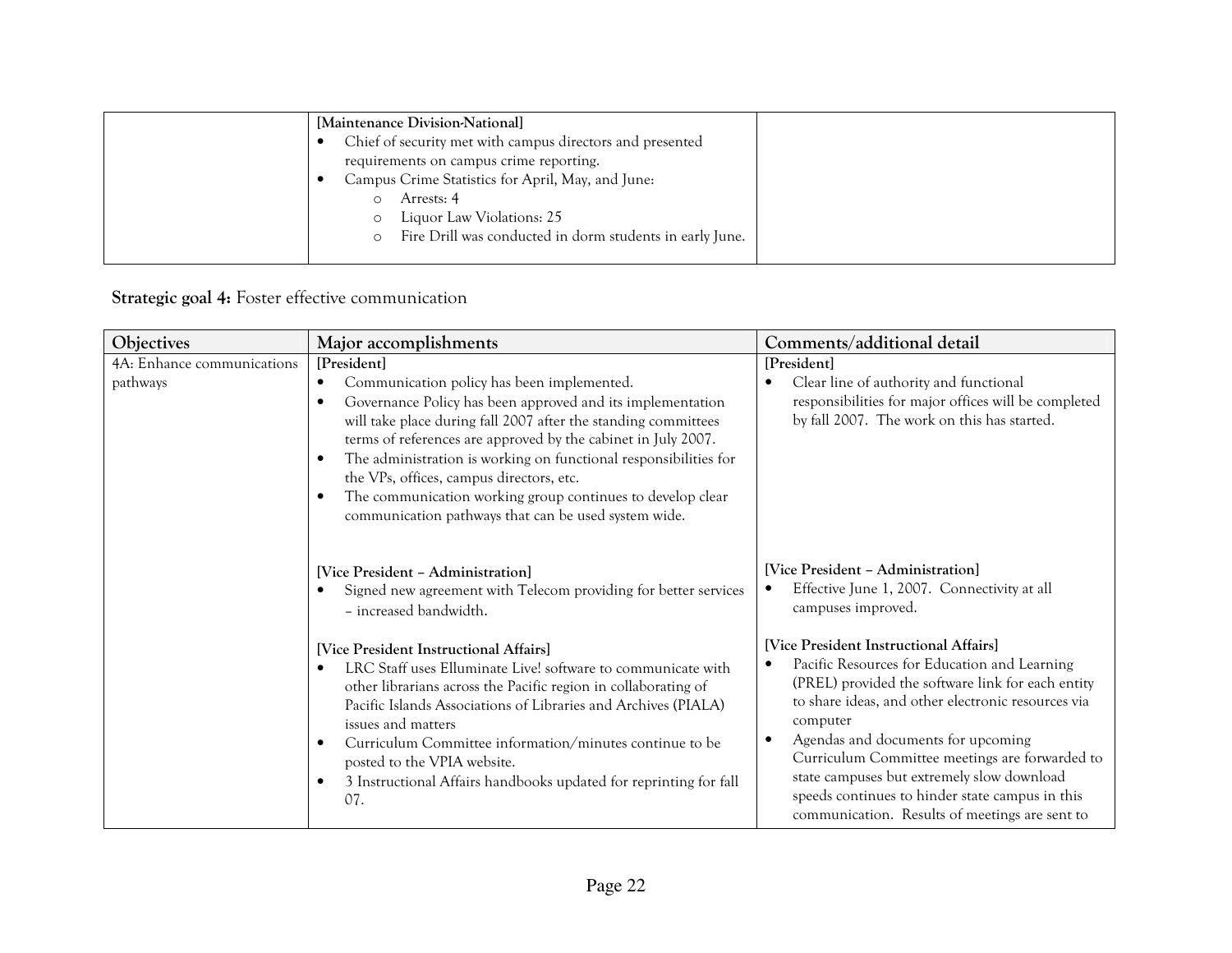| | | |
|---|---|---|
| | **[Maintenance Division-National]**<br>• Chief of security met with campus directors and presented requirements on campus crime reporting.<br>• Campus Crime Statistics for April, May, and June:<br>  o Arrests: 4<br>  o Liquor Law Violations: 25<br>  o Fire Drill was conducted in dorm students in early June. | |

**Strategic goal 4:** Foster effective communication

| Objectives | Major accomplishments | Comments/additional detail |
|---|---|---|
| 4A: Enhance communications pathways | **[President]**<br>• Communication policy has been implemented.<br>• Governance Policy has been approved and its implementation will take place during fall 2007 after the standing committees terms of references are approved by the cabinet in July 2007.<br>• The administration is working on functional responsibilities for the VPs, offices, campus directors, etc.<br>• The communication working group continues to develop clear communication pathways that can be used system wide. | **[President]**<br>• Clear line of authority and functional responsibilities for major offices will be completed by fall 2007. The work on this has started. |
| | **[Vice President – Administration]**<br>• Signed new agreement with Telecom providing for better services – increased bandwidth. | **[Vice President – Administration]**<br>• Effective June 1, 2007. Connectivity at all campuses improved. |
| | **[Vice President Instructional Affairs]**<br>• LRC Staff uses Elluminate Live! software to communicate with other librarians across the Pacific region in collaborating of Pacific Islands Associations of Libraries and Archives (PIALA) issues and matters<br>• Curriculum Committee information/minutes continue to be posted to the VPIA website.<br>• 3 Instructional Affairs handbooks updated for reprinting for fall 07. | **[Vice President Instructional Affairs]**<br>• Pacific Resources for Education and Learning (PREL) provided the software link for each entity to share ideas, and other electronic resources via computer<br>• Agendas and documents for upcoming Curriculum Committee meetings are forwarded to state campuses but extremely slow download speeds continues to hinder state campus in this communication. Results of meetings are sent to |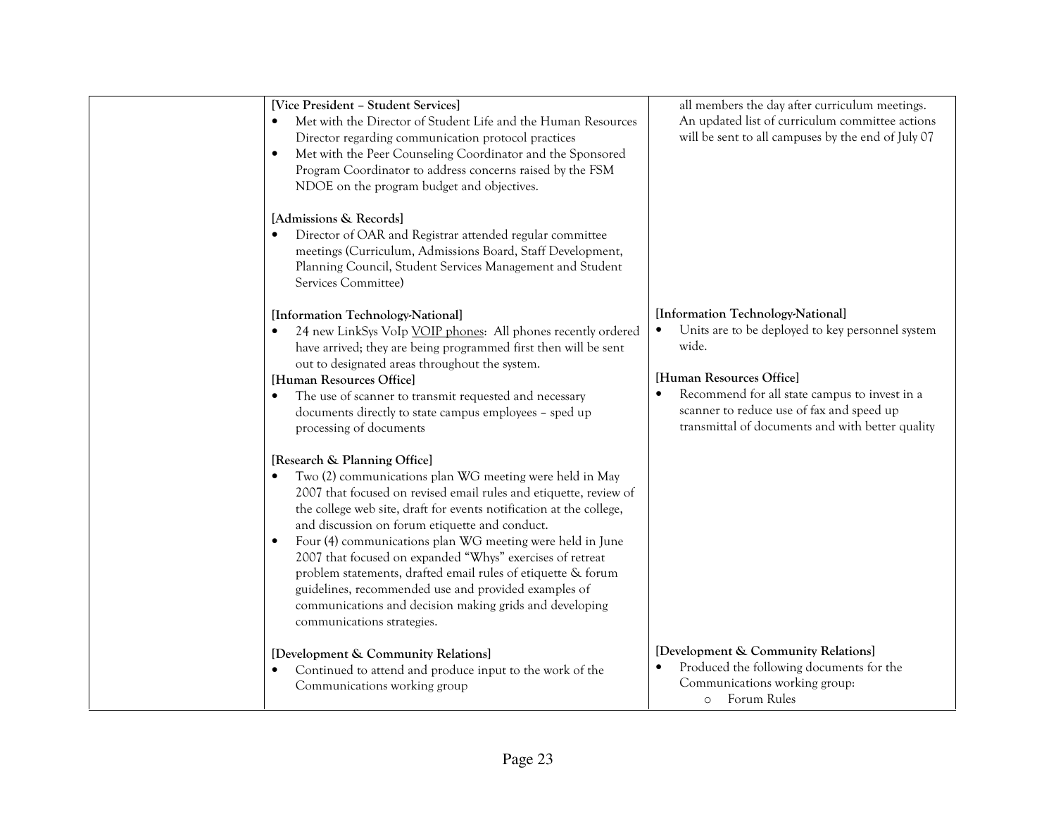| | | |
|---|---|---|
| | **[Vice President – Student Services]**<br>• Met with the Director of Student Life and the Human Resources Director regarding communication protocol practices<br>• Met with the Peer Counseling Coordinator and the Sponsored Program Coordinator to address concerns raised by the FSM NDOE on the program budget and objectives.<br><br>**[Admissions & Records]**<br>• Director of OAR and Registrar attended regular committee meetings (Curriculum, Admissions Board, Staff Development, Planning Council, Student Services Management and Student Services Committee) | all members the day after curriculum meetings. An updated list of curriculum committee actions will be sent to all campuses by the end of July 07 |
| | **[Information Technology-National]**<br>• 24 new LinkSys VoIp VOIP phones: All phones recently ordered have arrived; they are being programmed first then will be sent out to designated areas throughout the system. | **[Information Technology-National]**<br>• Units are to be deployed to key personnel system wide. |
| | **[Human Resources Office]**<br>• The use of scanner to transmit requested and necessary documents directly to state campus employees – sped up processing of documents | **[Human Resources Office]**<br>• Recommend for all state campus to invest in a scanner to reduce use of fax and speed up transmittal of documents and with better quality |
| | **[Research & Planning Office]**<br>• Two (2) communications plan WG meeting were held in May 2007 that focused on revised email rules and etiquette, review of the college web site, draft for events notification at the college, and discussion on forum etiquette and conduct.<br>• Four (4) communications plan WG meeting were held in June 2007 that focused on expanded "Whys" exercises of retreat problem statements, drafted email rules of etiquette & forum guidelines, recommended use and provided examples of communications and decision making grids and developing communications strategies. | |
| | **[Development & Community Relations]**<br>• Continued to attend and produce input to the work of the Communications working group | **[Development & Community Relations]**<br>• Produced the following documents for the Communications working group:<br>  ○ Forum Rules |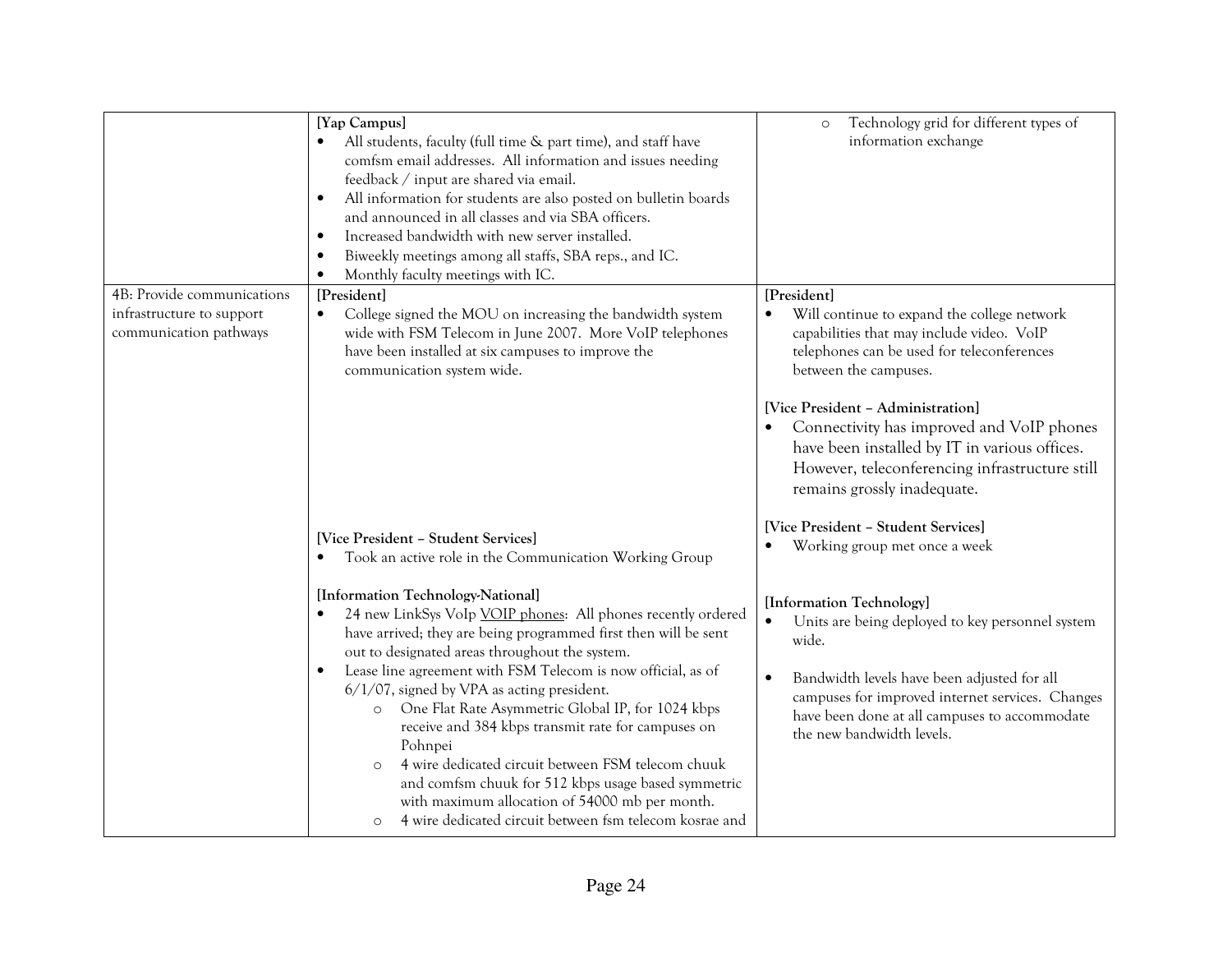| | | |
|---|---|---|
| | **[Yap Campus]**<br>• All students, faculty (full time & part time), and staff have comfsm email addresses. All information and issues needing feedback / input are shared via email.<br>• All information for students are also posted on bulletin boards and announced in all classes and via SBA officers.<br>• Increased bandwidth with new server installed.<br>• Biweekly meetings among all staffs, SBA reps., and IC.<br>• Monthly faculty meetings with IC. | ○ Technology grid for different types of information exchange |
| 4B: Provide communications infrastructure to support communication pathways | **[President]**<br>• College signed the MOU on increasing the bandwidth system wide with FSM Telecom in June 2007. More VoIP telephones have been installed at six campuses to improve the communication system wide.<br><br>**[Vice President – Student Services]**<br>• Took an active role in the Communication Working Group<br><br>**[Information Technology-National]**<br>• 24 new LinkSys VoIp VOIP phones: All phones recently ordered have arrived; they are being programmed first then will be sent out to designated areas throughout the system.<br>• Lease line agreement with FSM Telecom is now official, as of 6/1/07, signed by VPA as acting president.<br>○ One Flat Rate Asymmetric Global IP, for 1024 kbps receive and 384 kbps transmit rate for campuses on Pohnpei<br>○ 4 wire dedicated circuit between FSM telecom chuuk and comfsm chuuk for 512 kbps usage based symmetric with maximum allocation of 54000 mb per month.<br>○ 4 wire dedicated circuit between fsm telecom kosrae and | **[President]**<br>• Will continue to expand the college network capabilities that may include video. VoIP telephones can be used for teleconferences between the campuses.<br><br>**[Vice President – Administration]**<br>• Connectivity has improved and VoIP phones have been installed by IT in various offices. However, teleconferencing infrastructure still remains grossly inadequate.<br><br>**[Vice President – Student Services]**<br>• Working group met once a week<br><br>**[Information Technology]**<br>• Units are being deployed to key personnel system wide.<br><br>• Bandwidth levels have been adjusted for all campuses for improved internet services. Changes have been done at all campuses to accommodate the new bandwidth levels. |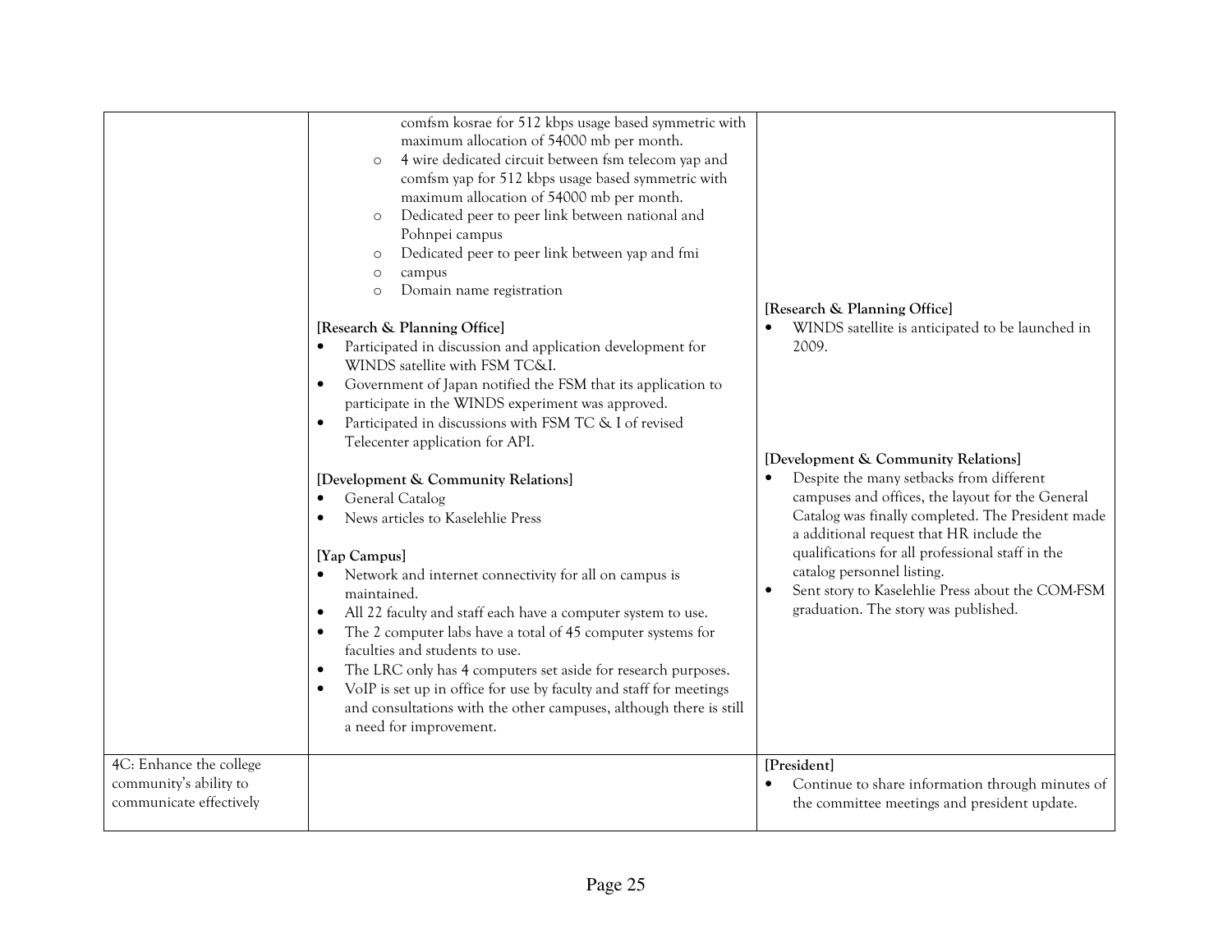| | | |
|---|---|---|
| | comfsm kosrae for 512 kbps usage based symmetric with maximum allocation of 54000 mb per month.<br>o 4 wire dedicated circuit between fsm telecom yap and comfsm yap for 512 kbps usage based symmetric with maximum allocation of 54000 mb per month.<br>o Dedicated peer to peer link between national and Pohnpei campus<br>o Dedicated peer to peer link between yap and fmi<br>o campus<br>o Domain name registration<br><br>**[Research & Planning Office]**<br>• Participated in discussion and application development for WINDS satellite with FSM TC&I.<br>• Government of Japan notified the FSM that its application to participate in the WINDS experiment was approved.<br>• Participated in discussions with FSM TC & I of revised Telecenter application for API.<br><br>**[Development & Community Relations]**<br>• General Catalog<br>• News articles to Kaselehlie Press<br><br>**[Yap Campus]**<br>• Network and internet connectivity for all on campus is maintained.<br>• All 22 faculty and staff each have a computer system to use.<br>• The 2 computer labs have a total of 45 computer systems for faculties and students to use.<br>• The LRC only has 4 computers set aside for research purposes.<br>• VoIP is set up in office for use by faculty and staff for meetings and consultations with the other campuses, although there is still a need for improvement. | **[Research & Planning Office]**<br>• WINDS satellite is anticipated to be launched in 2009.<br><br>**[Development & Community Relations]**<br>• Despite the many setbacks from different campuses and offices, the layout for the General Catalog was finally completed. The President made a additional request that HR include the qualifications for all professional staff in the catalog personnel listing.<br>• Sent story to Kaselehlie Press about the COM-FSM graduation. The story was published. |
| 4C: Enhance the college community's ability to communicate effectively | | **[President]**<br>• Continue to share information through minutes of the committee meetings and president update. |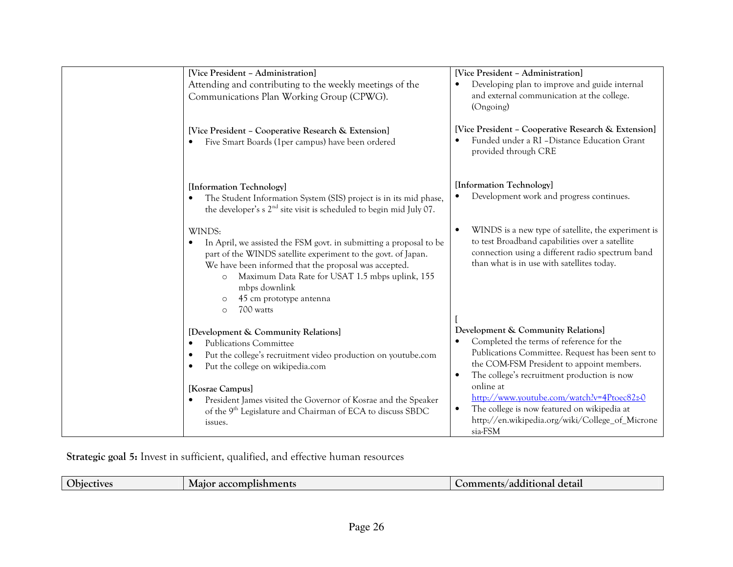| | | |
|---|---|---|
| | **[Vice President – Administration]**<br>Attending and contributing to the weekly meetings of the Communications Plan Working Group (CPWG).<br><br>**[Vice President – Cooperative Research & Extension]**<br>• Five Smart Boards (1per campus) have been ordered<br><br>**[Information Technology]**<br>• The Student Information System (SIS) project is in its mid phase, the developer's s 2nd site visit is scheduled to begin mid July 07.<br><br>WINDS:<br>• In April, we assisted the FSM govt. in submitting a proposal to be part of the WINDS satellite experiment to the govt. of Japan. We have been informed that the proposal was accepted.<br>  ○ Maximum Data Rate for USAT 1.5 mbps uplink, 155 mbps downlink<br>  ○ 45 cm prototype antenna<br>  ○ 700 watts<br><br>**[Development & Community Relations]**<br>• Publications Committee<br>• Put the college's recruitment video production on youtube.com<br>• Put the college on wikipedia.com<br><br>**[Kosrae Campus]**<br>• President James visited the Governor of Kosrae and the Speaker of the 9th Legislature and Chairman of ECA to discuss SBDC issues. | **[Vice President – Administration]**<br>• Developing plan to improve and guide internal and external communication at the college. (Ongoing)<br><br>**[Vice President – Cooperative Research & Extension]**<br>• Funded under a RI –Distance Education Grant provided through CRE<br><br>**[Information Technology]**<br>• Development work and progress continues.<br><br>• WINDS is a new type of satellite, the experiment is to test Broadband capabilities over a satellite connection using a different radio spectrum band than what is in use with satellites today.<br><br>**[ Development & Community Relations]**<br>• Completed the terms of reference for the Publications Committee. Request has been sent to the COM-FSM President to appoint members.<br>• The college's recruitment production is now online at http://www.youtube.com/watch?v=4Ptoec82z-0<br>• The college is now featured on wikipedia at http://en.wikipedia.org/wiki/College_of_Micronesia-FSM |

**Strategic goal 5:** Invest in sufficient, qualified, and effective human resources

| Objectives | Major accomplishments | Comments/additional detail |
|---|---|---|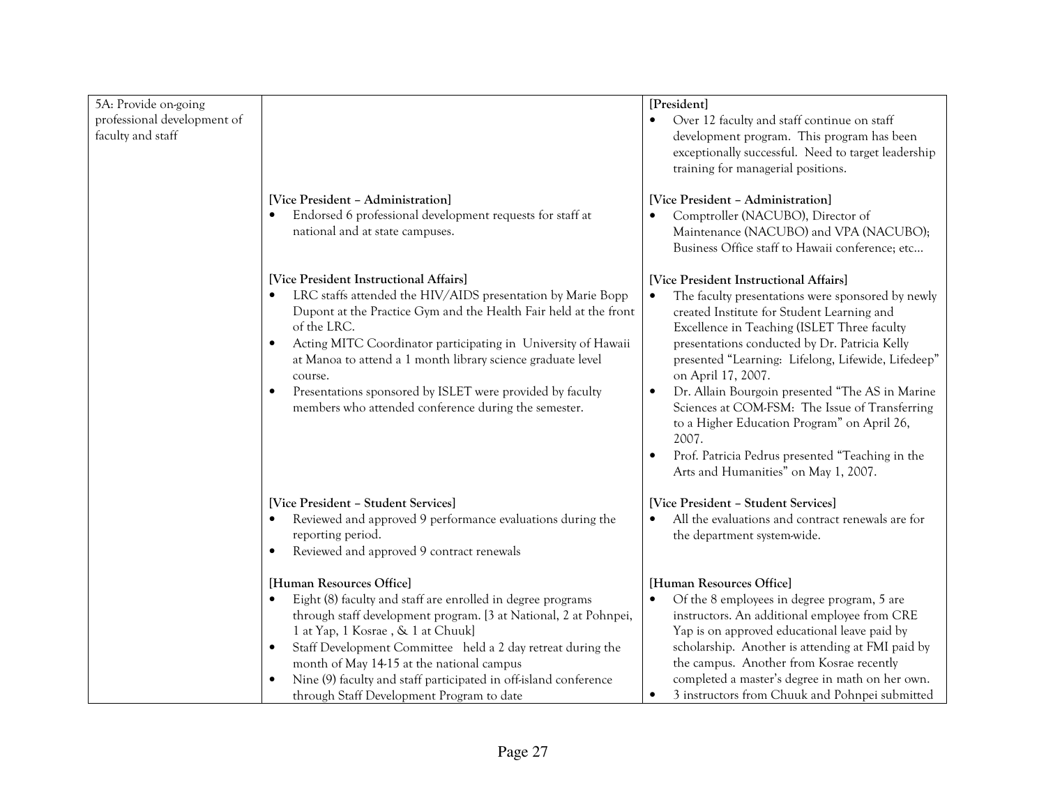| | | |
|---|---|---|
| 5A: Provide on-going professional development of faculty and staff | | **[President]**<br>• Over 12 faculty and staff continue on staff development program. This program has been exceptionally successful. Need to target leadership training for managerial positions. |
| | **[Vice President – Administration]**<br>• Endorsed 6 professional development requests for staff at national and at state campuses. | **[Vice President – Administration]**<br>• Comptroller (NACUBO), Director of Maintenance (NACUBO) and VPA (NACUBO); Business Office staff to Hawaii conference; etc… |
| | **[Vice President Instructional Affairs]**<br>• LRC staffs attended the HIV/AIDS presentation by Marie Bopp Dupont at the Practice Gym and the Health Fair held at the front of the LRC.<br>• Acting MITC Coordinator participating in University of Hawaii at Manoa to attend a 1 month library science graduate level course.<br>• Presentations sponsored by ISLET were provided by faculty members who attended conference during the semester. | **[Vice President Instructional Affairs]**<br>• The faculty presentations were sponsored by newly created Institute for Student Learning and Excellence in Teaching (ISLET Three faculty presentations conducted by Dr. Patricia Kelly presented "Learning: Lifelong, Lifewide, Lifedeep" on April 17, 2007.<br>• Dr. Allain Bourgoin presented "The AS in Marine Sciences at COM-FSM: The Issue of Transferring to a Higher Education Program" on April 26, 2007.<br>• Prof. Patricia Pedrus presented "Teaching in the Arts and Humanities" on May 1, 2007. |
| | **[Vice President – Student Services]**<br>• Reviewed and approved 9 performance evaluations during the reporting period.<br>• Reviewed and approved 9 contract renewals | **[Vice President – Student Services]**<br>• All the evaluations and contract renewals are for the department system-wide. |
| | **[Human Resources Office]**<br>• Eight (8) faculty and staff are enrolled in degree programs through staff development program. [3 at National, 2 at Pohnpei, 1 at Yap, 1 Kosrae , & 1 at Chuuk]<br>• Staff Development Committee held a 2 day retreat during the month of May 14-15 at the national campus<br>• Nine (9) faculty and staff participated in off-island conference through Staff Development Program to date | **[Human Resources Office]**<br>• Of the 8 employees in degree program, 5 are instructors. An additional employee from CRE Yap is on approved educational leave paid by scholarship. Another is attending at FMI paid by the campus. Another from Kosrae recently completed a master's degree in math on her own.<br>• 3 instructors from Chuuk and Pohnpei submitted |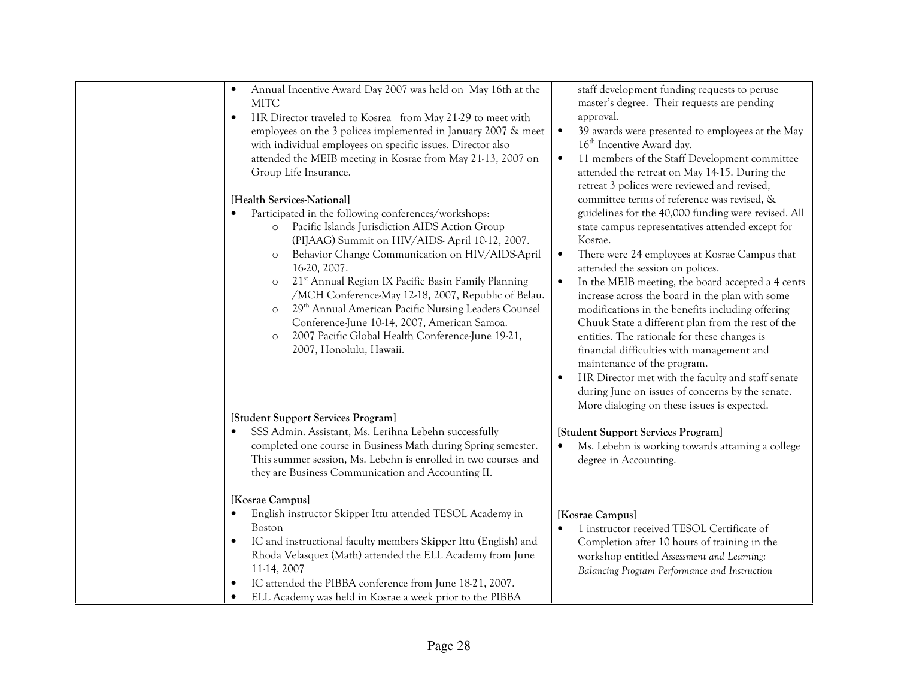| | | |
|---|---|---|
| | • Annual Incentive Award Day 2007 was held on May 16th at the MITC<br>• HR Director traveled to Kosrea from May 21-29 to meet with employees on the 3 polices implemented in January 2007 & meet with individual employees on specific issues. Director also attended the MEIB meeting in Kosrae from May 21-13, 2007 on Group Life Insurance. | staff development funding requests to peruse master's degree. Their requests are pending approval.<br>• 39 awards were presented to employees at the May 16th Incentive Award day.<br>• 11 members of the Staff Development committee attended the retreat on May 14-15. During the retreat 3 polices were reviewed and revised, committee terms of reference was revised, & guidelines for the 40,000 funding were revised. All state campus representatives attended except for Kosrae.<br>• There were 24 employees at Kosrae Campus that attended the session on polices.<br>• In the MEIB meeting, the board accepted a 4 cents increase across the board in the plan with some modifications in the benefits including offering Chuuk State a different plan from the rest of the entities. The rationale for these changes is financial difficulties with management and maintenance of the program.<br>• HR Director met with the faculty and staff senate during June on issues of concerns by the senate. More dialoging on these issues is expected. |
| | **[Health Services-National]**<br>• Participated in the following conferences/workshops:<br>  ○ Pacific Islands Jurisdiction AIDS Action Group (PIJAAG) Summit on HIV/AIDS- April 10-12, 2007.<br>  ○ Behavior Change Communication on HIV/AIDS-April 16-20, 2007.<br>  ○ 21st Annual Region IX Pacific Basin Family Planning /MCH Conference-May 12-18, 2007, Republic of Belau.<br>  ○ 29th Annual American Pacific Nursing Leaders Counsel Conference-June 10-14, 2007, American Samoa.<br>  ○ 2007 Pacific Global Health Conference-June 19-21, 2007, Honolulu, Hawaii. | |
| | **[Student Support Services Program]**<br>• SSS Admin. Assistant, Ms. Lerihna Lebehn successfully completed one course in Business Math during Spring semester. This summer session, Ms. Lebehn is enrolled in two courses and they are Business Communication and Accounting II. | **[Student Support Services Program]**<br>• Ms. Lebehn is working towards attaining a college degree in Accounting. |
| | **[Kosrae Campus]**<br>• English instructor Skipper Ittu attended TESOL Academy in Boston<br>• IC and instructional faculty members Skipper Ittu (English) and Rhoda Velasquez (Math) attended the ELL Academy from June 11-14, 2007<br>• IC attended the PIBBA conference from June 18-21, 2007.<br>• ELL Academy was held in Kosrae a week prior to the PIBBA | **[Kosrae Campus]**<br>• 1 instructor received TESOL Certificate of Completion after 10 hours of training in the workshop entitled *Assessment and Learning: Balancing Program Performance and Instruction* |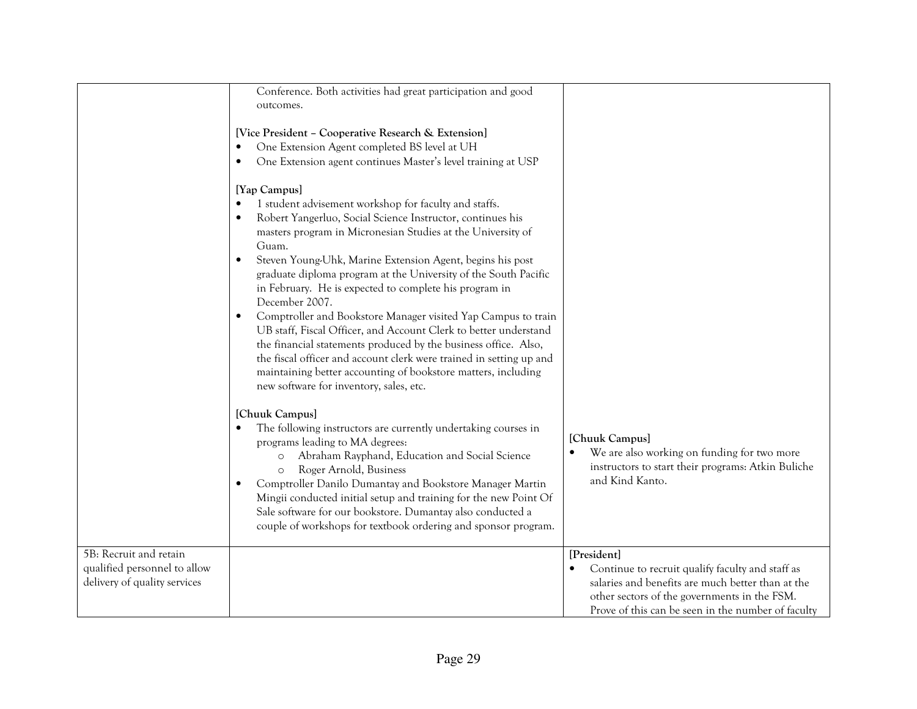| | | |
|---|---|---|
| | Conference. Both activities had great participation and good outcomes.<br><br>**[Vice President – Cooperative Research & Extension]**<br>• One Extension Agent completed BS level at UH<br>• One Extension agent continues Master's level training at USP<br><br>**[Yap Campus]**<br>• 1 student advisement workshop for faculty and staffs.<br>• Robert Yangerluo, Social Science Instructor, continues his masters program in Micronesian Studies at the University of Guam.<br>• Steven Young-Uhk, Marine Extension Agent, begins his post graduate diploma program at the University of the South Pacific in February. He is expected to complete his program in December 2007.<br>• Comptroller and Bookstore Manager visited Yap Campus to train UB staff, Fiscal Officer, and Account Clerk to better understand the financial statements produced by the business office. Also, the fiscal officer and account clerk were trained in setting up and maintaining better accounting of bookstore matters, including new software for inventory, sales, etc.<br><br>**[Chuuk Campus]**<br>• The following instructors are currently undertaking courses in programs leading to MA degrees:<br>&nbsp;&nbsp;&nbsp;&nbsp;o Abraham Rayphand, Education and Social Science<br>&nbsp;&nbsp;&nbsp;&nbsp;o Roger Arnold, Business<br>• Comptroller Danilo Dumantay and Bookstore Manager Martin Mingii conducted initial setup and training for the new Point Of Sale software for our bookstore. Dumantay also conducted a couple of workshops for textbook ordering and sponsor program. | **[Chuuk Campus]**<br>• We are also working on funding for two more instructors to start their programs: Atkin Buliche and Kind Kanto. |
| 5B: Recruit and retain qualified personnel to allow delivery of quality services | | **[President]**<br>• Continue to recruit qualify faculty and staff as salaries and benefits are much better than at the other sectors of the governments in the FSM. Prove of this can be seen in the number of faculty |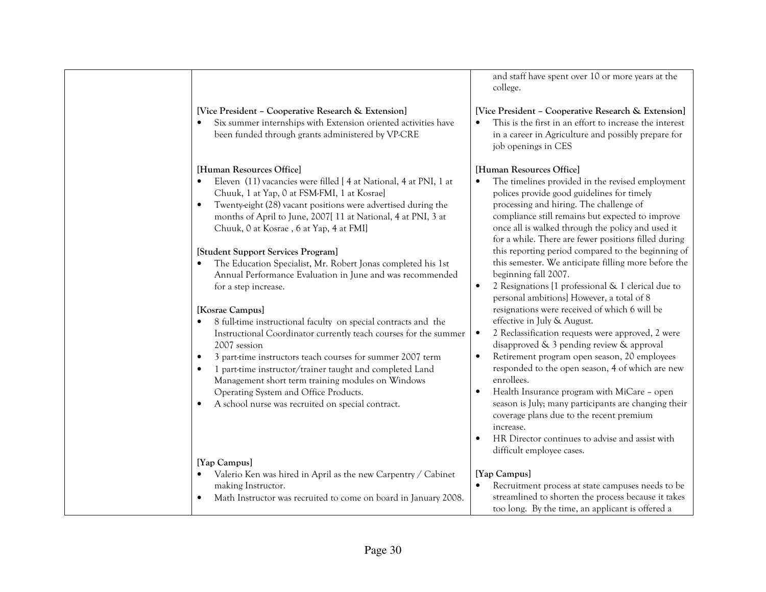| | | |
|---|---|---|
| | | and staff have spent over 10 or more years at the college. |
| | **[Vice President – Cooperative Research & Extension]**<br>• Six summer internships with Extension oriented activities have been funded through grants administered by VP-CRE | **[Vice President – Cooperative Research & Extension]**<br>• This is the first in an effort to increase the interest in a career in Agriculture and possibly prepare for job openings in CES |
| | **[Human Resources Office]**<br>• Eleven (11) vacancies were filled [ 4 at National, 4 at PNI, 1 at Chuuk, 1 at Yap, 0 at FSM-FMI, 1 at Kosrae]<br>• Twenty-eight (28) vacant positions were advertised during the months of April to June, 2007[ 11 at National, 4 at PNI, 3 at Chuuk, 0 at Kosrae , 6 at Yap, 4 at FMI]<br><br>**[Student Support Services Program]**<br>• The Education Specialist, Mr. Robert Jonas completed his 1st Annual Performance Evaluation in June and was recommended for a step increase.<br><br>**[Kosrae Campus]**<br>• 8 full-time instructional faculty on special contracts and the Instructional Coordinator currently teach courses for the summer 2007 session<br>• 3 part-time instructors teach courses for summer 2007 term<br>• 1 part-time instructor/trainer taught and completed Land Management short term training modules on Windows Operating System and Office Products.<br>• A school nurse was recruited on special contract. | **[Human Resources Office]**<br>• The timelines provided in the revised employment polices provide good guidelines for timely processing and hiring. The challenge of compliance still remains but expected to improve once all is walked through the policy and used it for a while. There are fewer positions filled during this reporting period compared to the beginning of this semester. We anticipate filling more before the beginning fall 2007.<br>• 2 Resignations [1 professional & 1 clerical due to personal ambitions] However, a total of 8 resignations were received of which 6 will be effective in July & August.<br>• 2 Reclassification requests were approved, 2 were disapproved & 3 pending review & approval<br>• Retirement program open season, 20 employees responded to the open season, 4 of which are new enrollees.<br>• Health Insurance program with MiCare – open season is July; many participants are changing their coverage plans due to the recent premium increase.<br>• HR Director continues to advise and assist with difficult employee cases. |
| | **[Yap Campus]**<br>• Valerio Ken was hired in April as the new Carpentry / Cabinet making Instructor.<br>• Math Instructor was recruited to come on board in January 2008. | **[Yap Campus]**<br>• Recruitment process at state campuses needs to be streamlined to shorten the process because it takes too long. By the time, an applicant is offered a |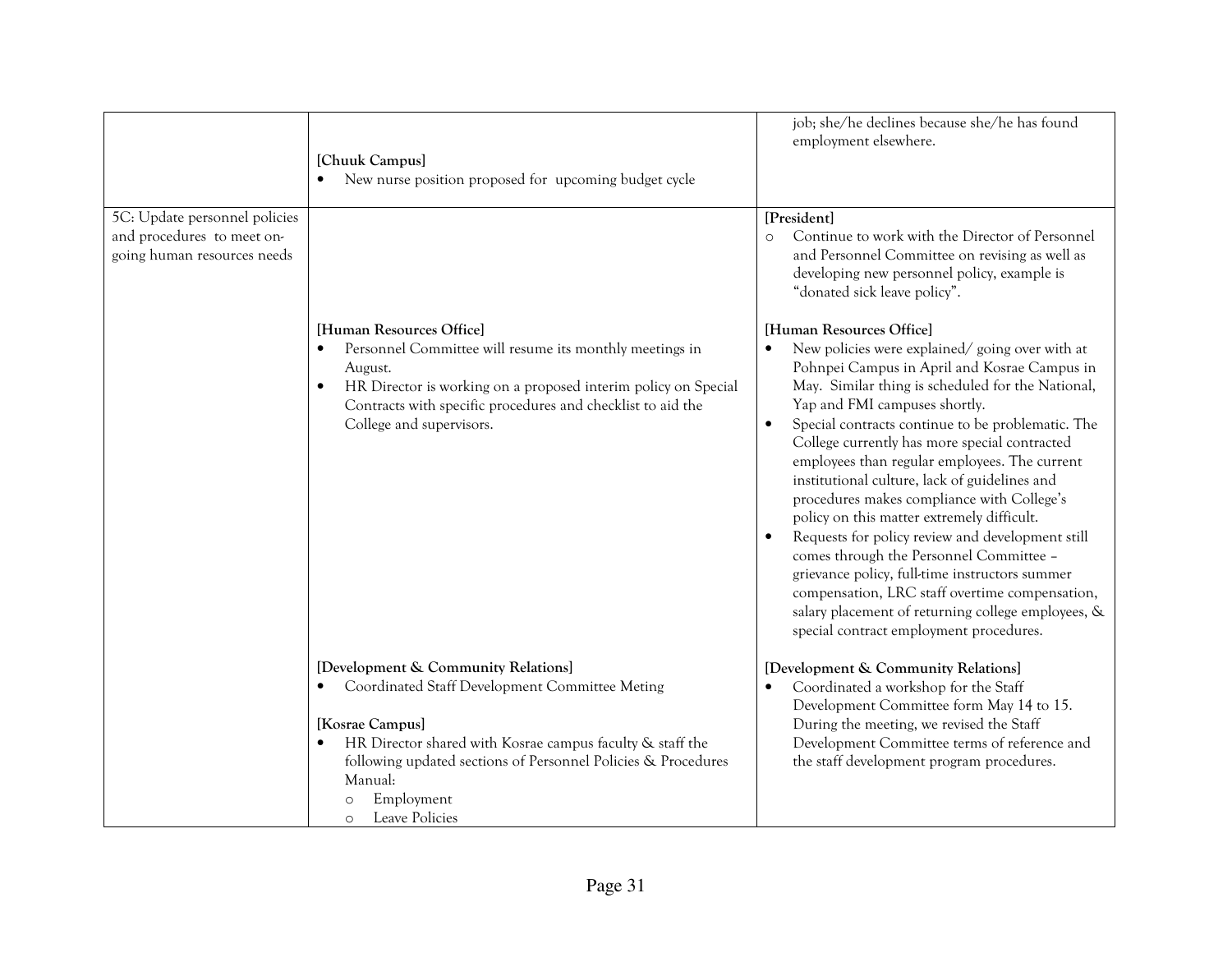| | | |
|---|---|---|
| | **[Chuuk Campus]**<br>• New nurse position proposed for upcoming budget cycle | job; she/he declines because she/he has found employment elsewhere. |
| 5C: Update personnel policies and procedures to meet on-going human resources needs | **[Human Resources Office]**<br>• Personnel Committee will resume its monthly meetings in August.<br>• HR Director is working on a proposed interim policy on Special Contracts with specific procedures and checklist to aid the College and supervisors. | **[President]**<br>o Continue to work with the Director of Personnel and Personnel Committee on revising as well as developing new personnel policy, example is "donated sick leave policy".<br><br>**[Human Resources Office]**<br>• New policies were explained/ going over with at Pohnpei Campus in April and Kosrae Campus in May. Similar thing is scheduled for the National, Yap and FMI campuses shortly.<br>• Special contracts continue to be problematic. The College currently has more special contracted employees than regular employees. The current institutional culture, lack of guidelines and procedures makes compliance with College's policy on this matter extremely difficult.<br>• Requests for policy review and development still comes through the Personnel Committee – grievance policy, full-time instructors summer compensation, LRC staff overtime compensation, salary placement of returning college employees, & special contract employment procedures. |
| | **[Development & Community Relations]**<br>• Coordinated Staff Development Committee Meting<br><br>**[Kosrae Campus]**<br>• HR Director shared with Kosrae campus faculty & staff the following updated sections of Personnel Policies & Procedures Manual:<br>o Employment<br>o Leave Policies | **[Development & Community Relations]**<br>• Coordinated a workshop for the Staff Development Committee form May 14 to 15. During the meeting, we revised the Staff Development Committee terms of reference and the staff development program procedures. |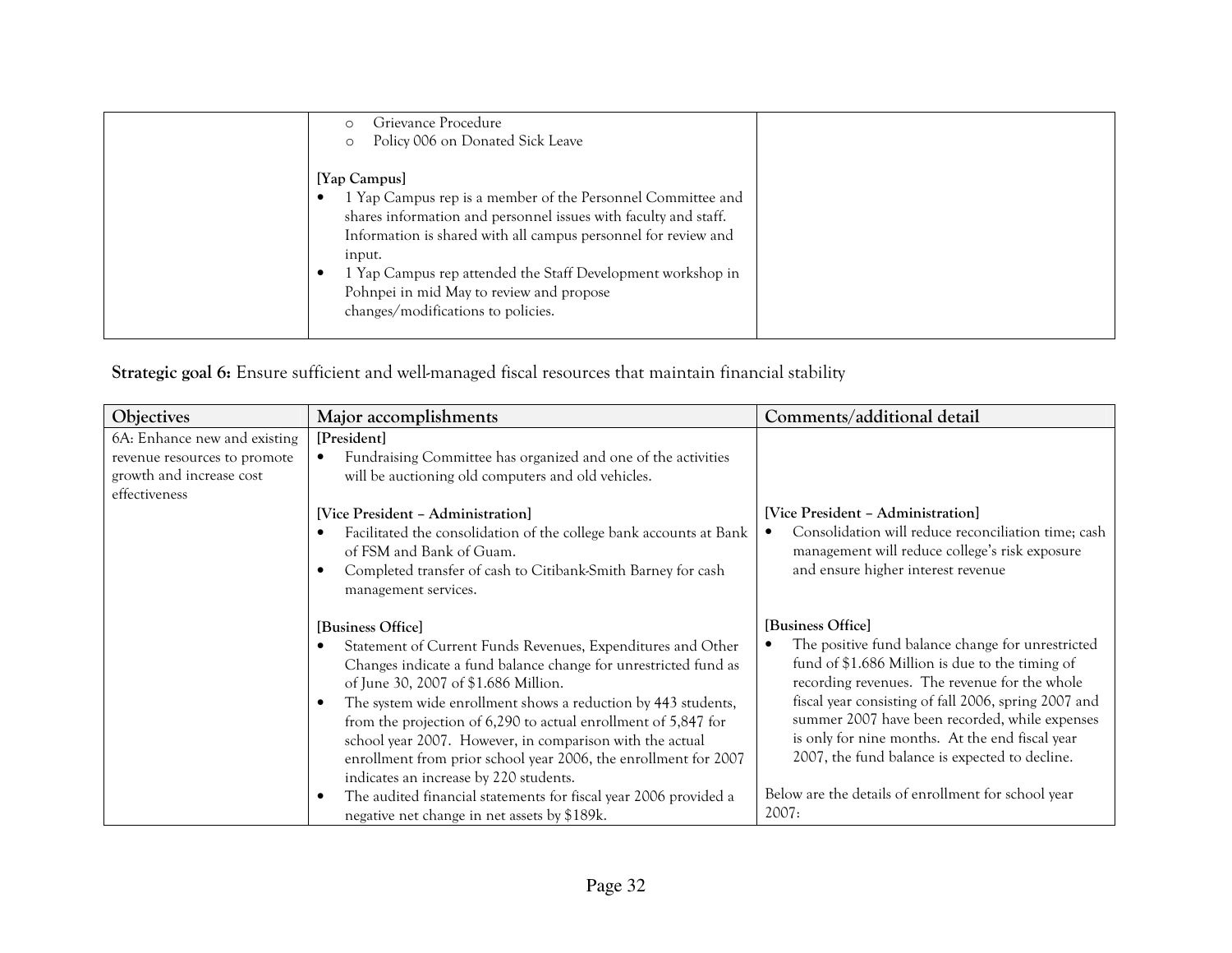| | | |
|---|---|---|
| | ○ Grievance Procedure<br>○ Policy 006 on Donated Sick Leave<br><br>**[Yap Campus]**<br>• 1 Yap Campus rep is a member of the Personnel Committee and shares information and personnel issues with faculty and staff. Information is shared with all campus personnel for review and input.<br>• 1 Yap Campus rep attended the Staff Development workshop in Pohnpei in mid May to review and propose changes/modifications to policies. | |

**Strategic goal 6:** Ensure sufficient and well-managed fiscal resources that maintain financial stability

| Objectives | Major accomplishments | Comments/additional detail |
|---|---|---|
| 6A: Enhance new and existing revenue resources to promote growth and increase cost effectiveness | **[President]**<br>• Fundraising Committee has organized and one of the activities will be auctioning old computers and old vehicles. | |
| | **[Vice President – Administration]**<br>• Facilitated the consolidation of the college bank accounts at Bank of FSM and Bank of Guam.<br>• Completed transfer of cash to Citibank-Smith Barney for cash management services. | **[Vice President – Administration]**<br>• Consolidation will reduce reconciliation time; cash management will reduce college's risk exposure and ensure higher interest revenue |
| | **[Business Office]**<br>• Statement of Current Funds Revenues, Expenditures and Other Changes indicate a fund balance change for unrestricted fund as of June 30, 2007 of $1.686 Million.<br>• The system wide enrollment shows a reduction by 443 students, from the projection of 6,290 to actual enrollment of 5,847 for school year 2007. However, in comparison with the actual enrollment from prior school year 2006, the enrollment for 2007 indicates an increase by 220 students.<br>• The audited financial statements for fiscal year 2006 provided a negative net change in net assets by $189k. | **[Business Office]**<br>• The positive fund balance change for unrestricted fund of $1.686 Million is due to the timing of recording revenues. The revenue for the whole fiscal year consisting of fall 2006, spring 2007 and summer 2007 have been recorded, while expenses is only for nine months. At the end fiscal year 2007, the fund balance is expected to decline.<br><br>Below are the details of enrollment for school year 2007: |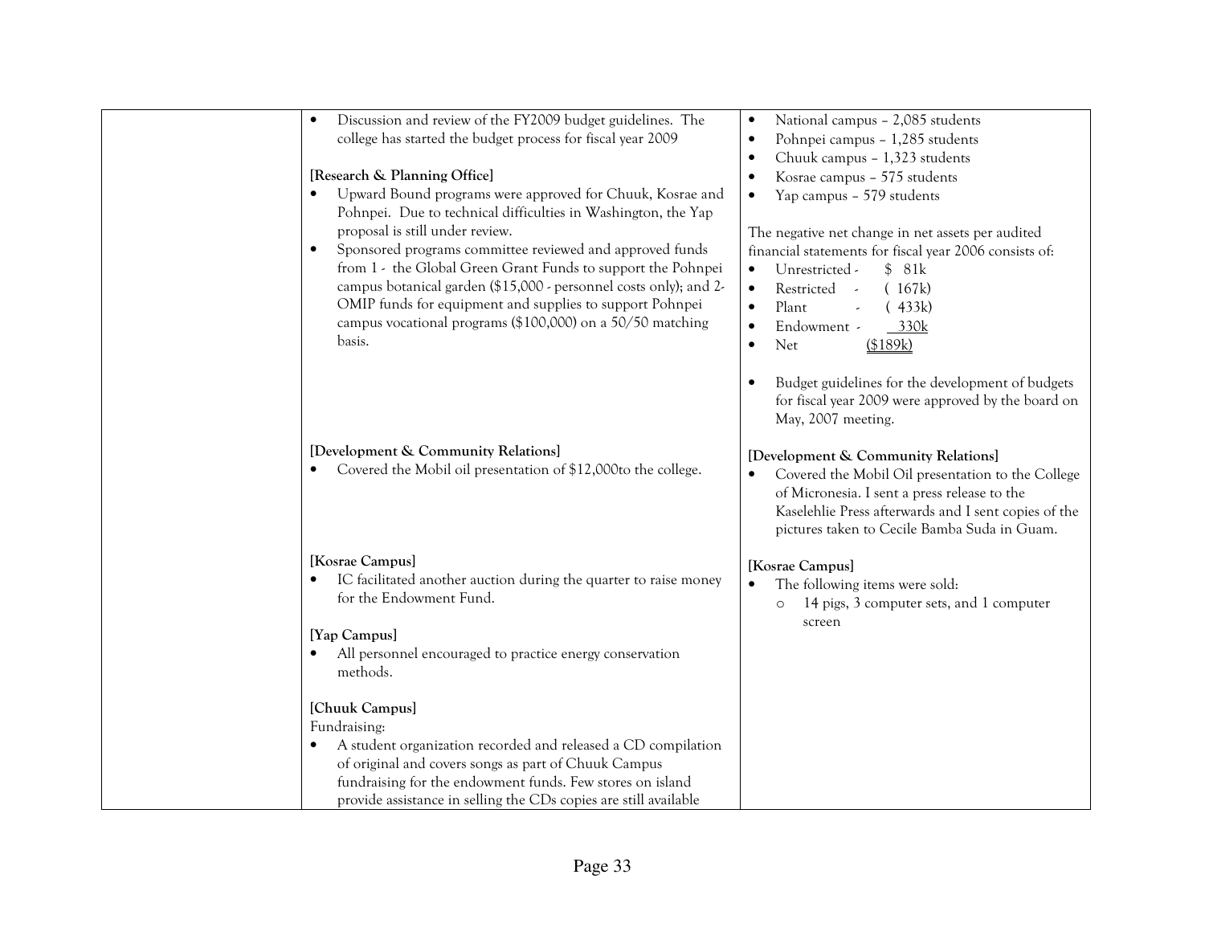| | | |
|---|---|---|
| | • Discussion and review of the FY2009 budget guidelines. The college has started the budget process for fiscal year 2009<br><br>**[Research & Planning Office]**<br>• Upward Bound programs were approved for Chuuk, Kosrae and Pohnpei. Due to technical difficulties in Washington, the Yap proposal is still under review.<br>• Sponsored programs committee reviewed and approved funds from 1 - the Global Green Grant Funds to support the Pohnpei campus botanical garden ($15,000 - personnel costs only); and 2- OMIP funds for equipment and supplies to support Pohnpei campus vocational programs ($100,000) on a 50/50 matching basis. | • National campus – 2,085 students<br>• Pohnpei campus – 1,285 students<br>• Chuuk campus – 1,323 students<br>• Kosrae campus – 575 students<br>• Yap campus – 579 students<br><br>The negative net change in net assets per audited financial statements for fiscal year 2006 consists of:<br>• Unrestricted - $ 81k<br>• Restricted - ( 167k)<br>• Plant - ( 433k)<br>• Endowment - 330k<br>• Net ($189k)<br><br>• Budget guidelines for the development of budgets for fiscal year 2009 were approved by the board on May, 2007 meeting. |
| | **[Development & Community Relations]**<br>• Covered the Mobil oil presentation of $12,000to the college. | **[Development & Community Relations]**<br>• Covered the Mobil Oil presentation to the College of Micronesia. I sent a press release to the Kaselehlie Press afterwards and I sent copies of the pictures taken to Cecile Bamba Suda in Guam. |
| | **[Kosrae Campus]**<br>• IC facilitated another auction during the quarter to raise money for the Endowment Fund. | **[Kosrae Campus]**<br>• The following items were sold:<br>  ○ 14 pigs, 3 computer sets, and 1 computer screen |
| | **[Yap Campus]**<br>• All personnel encouraged to practice energy conservation methods.<br><br>**[Chuuk Campus]**<br>Fundraising:<br>• A student organization recorded and released a CD compilation of original and covers songs as part of Chuuk Campus fundraising for the endowment funds. Few stores on island provide assistance in selling the CDs copies are still available | |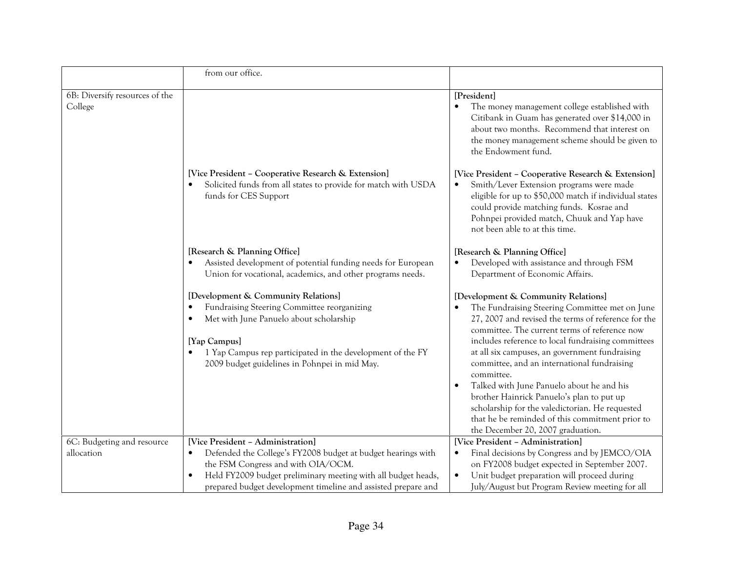| | | |
|---|---|---|
| | from our office. | |
| 6B: Diversify resources of the College | | **[President]**<br>• The money management college established with Citibank in Guam has generated over $14,000 in about two months. Recommend that interest on the money management scheme should be given to the Endowment fund. |
| | **[Vice President – Cooperative Research & Extension]**<br>• Solicited funds from all states to provide for match with USDA funds for CES Support | **[Vice President – Cooperative Research & Extension]**<br>• Smith/Lever Extension programs were made eligible for up to $50,000 match if individual states could provide matching funds. Kosrae and Pohnpei provided match, Chuuk and Yap have not been able to at this time. |
| | **[Research & Planning Office]**<br>• Assisted development of potential funding needs for European Union for vocational, academics, and other programs needs. | **[Research & Planning Office]**<br>• Developed with assistance and through FSM Department of Economic Affairs. |
| | **[Development & Community Relations]**<br>• Fundraising Steering Committee reorganizing<br>• Met with June Panuelo about scholarship<br><br>**[Yap Campus]**<br>• 1 Yap Campus rep participated in the development of the FY 2009 budget guidelines in Pohnpei in mid May. | **[Development & Community Relations]**<br>• The Fundraising Steering Committee met on June 27, 2007 and revised the terms of reference for the committee. The current terms of reference now includes reference to local fundraising committees at all six campuses, an government fundraising committee, and an international fundraising committee.<br>• Talked with June Panuelo about he and his brother Hainrick Panuelo's plan to put up scholarship for the valedictorian. He requested that he be reminded of this commitment prior to the December 20, 2007 graduation. |
| 6C: Budgeting and resource allocation | **[Vice President – Administration]**<br>• Defended the College's FY2008 budget at budget hearings with the FSM Congress and with OIA/OCM.<br>• Held FY2009 budget preliminary meeting with all budget heads, prepared budget development timeline and assisted prepare and | **[Vice President – Administration]**<br>• Final decisions by Congress and by JEMCO/OIA on FY2008 budget expected in September 2007.<br>• Unit budget preparation will proceed during July/August but Program Review meeting for all |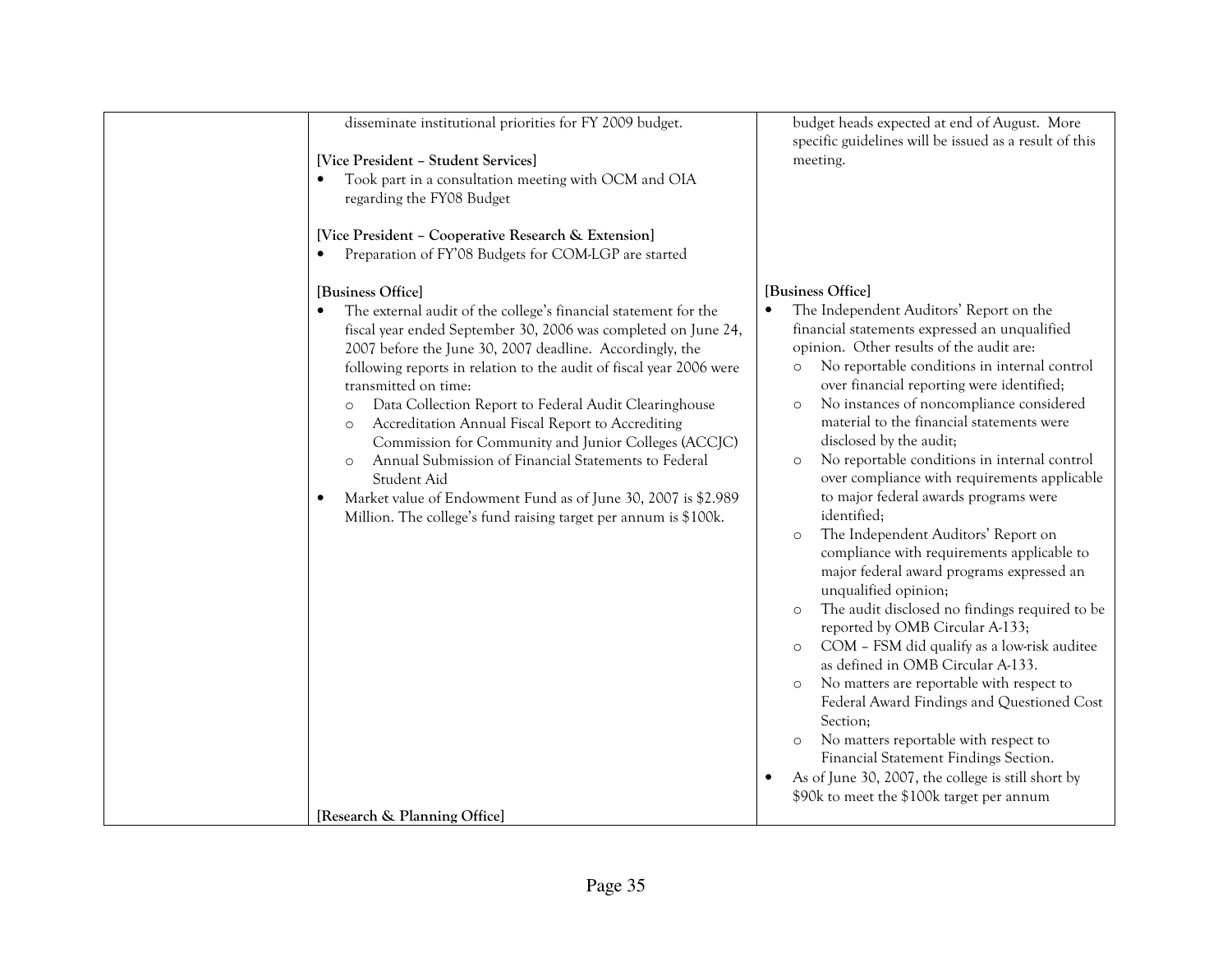| | | |
|---|---|---|
| | disseminate institutional priorities for FY 2009 budget.<br><br>**[Vice President – Student Services]**<br>• Took part in a consultation meeting with OCM and OIA regarding the FY08 Budget<br><br>**[Vice President – Cooperative Research & Extension]**<br>• Preparation of FY'08 Budgets for COM-LGP are started | budget heads expected at end of August. More specific guidelines will be issued as a result of this meeting. |
| | **[Business Office]**<br>• The external audit of the college's financial statement for the fiscal year ended September 30, 2006 was completed on June 24, 2007 before the June 30, 2007 deadline. Accordingly, the following reports in relation to the audit of fiscal year 2006 were transmitted on time:<br>&nbsp;&nbsp;○ Data Collection Report to Federal Audit Clearinghouse<br>&nbsp;&nbsp;○ Accreditation Annual Fiscal Report to Accrediting Commission for Community and Junior Colleges (ACCJC)<br>&nbsp;&nbsp;○ Annual Submission of Financial Statements to Federal Student Aid<br>• Market value of Endowment Fund as of June 30, 2007 is $2.989 Million. The college's fund raising target per annum is $100k. | **[Business Office]**<br>• The Independent Auditors' Report on the financial statements expressed an unqualified opinion. Other results of the audit are:<br>&nbsp;&nbsp;○ No reportable conditions in internal control over financial reporting were identified;<br>&nbsp;&nbsp;○ No instances of noncompliance considered material to the financial statements were disclosed by the audit;<br>&nbsp;&nbsp;○ No reportable conditions in internal control over compliance with requirements applicable to major federal awards programs were identified;<br>&nbsp;&nbsp;○ The Independent Auditors' Report on compliance with requirements applicable to major federal award programs expressed an unqualified opinion;<br>&nbsp;&nbsp;○ The audit disclosed no findings required to be reported by OMB Circular A-133;<br>&nbsp;&nbsp;○ COM – FSM did qualify as a low-risk auditee as defined in OMB Circular A-133.<br>&nbsp;&nbsp;○ No matters are reportable with respect to Federal Award Findings and Questioned Cost Section;<br>&nbsp;&nbsp;○ No matters reportable with respect to Financial Statement Findings Section.<br>• As of June 30, 2007, the college is still short by $90k to meet the $100k target per annum |
| | **[Research & Planning Office]** | |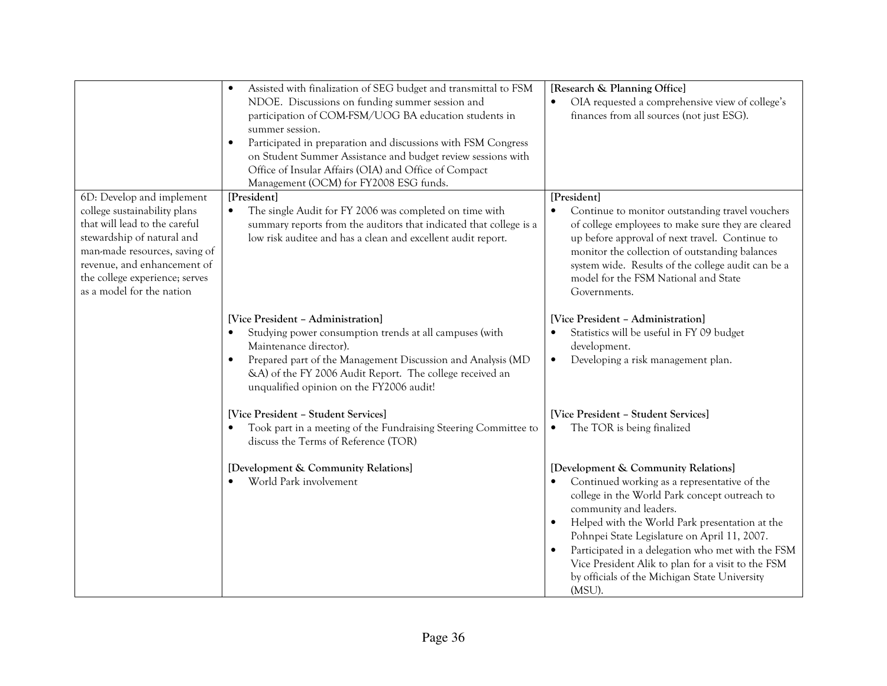| | | |
|---|---|---|
| | • Assisted with finalization of SEG budget and transmittal to FSM NDOE. Discussions on funding summer session and participation of COM-FSM/UOG BA education students in summer session.<br>• Participated in preparation and discussions with FSM Congress on Student Summer Assistance and budget review sessions with Office of Insular Affairs (OIA) and Office of Compact Management (OCM) for FY2008 ESG funds. | **[Research & Planning Office]**<br>• OIA requested a comprehensive view of college's finances from all sources (not just ESG). |
| 6D: Develop and implement college sustainability plans that will lead to the careful stewardship of natural and man-made resources, saving of revenue, and enhancement of the college experience; serves as a model for the nation | **[President]**<br>• The single Audit for FY 2006 was completed on time with summary reports from the auditors that indicated that college is a low risk auditee and has a clean and excellent audit report.<br><br>**[Vice President – Administration]**<br>• Studying power consumption trends at all campuses (with Maintenance director).<br>• Prepared part of the Management Discussion and Analysis (MD &A) of the FY 2006 Audit Report. The college received an unqualified opinion on the FY2006 audit!<br><br>**[Vice President – Student Services]**<br>• Took part in a meeting of the Fundraising Steering Committee to discuss the Terms of Reference (TOR)<br><br>**[Development & Community Relations]**<br>• World Park involvement | **[President]**<br>• Continue to monitor outstanding travel vouchers of college employees to make sure they are cleared up before approval of next travel. Continue to monitor the collection of outstanding balances system wide. Results of the college audit can be a model for the FSM National and State Governments.<br><br>**[Vice President – Administration]**<br>• Statistics will be useful in FY 09 budget development.<br>• Developing a risk management plan.<br><br>**[Vice President – Student Services]**<br>• The TOR is being finalized<br><br>**[Development & Community Relations]**<br>• Continued working as a representative of the college in the World Park concept outreach to community and leaders.<br>• Helped with the World Park presentation at the Pohnpei State Legislature on April 11, 2007.<br>• Participated in a delegation who met with the FSM Vice President Alik to plan for a visit to the FSM by officials of the Michigan State University (MSU). |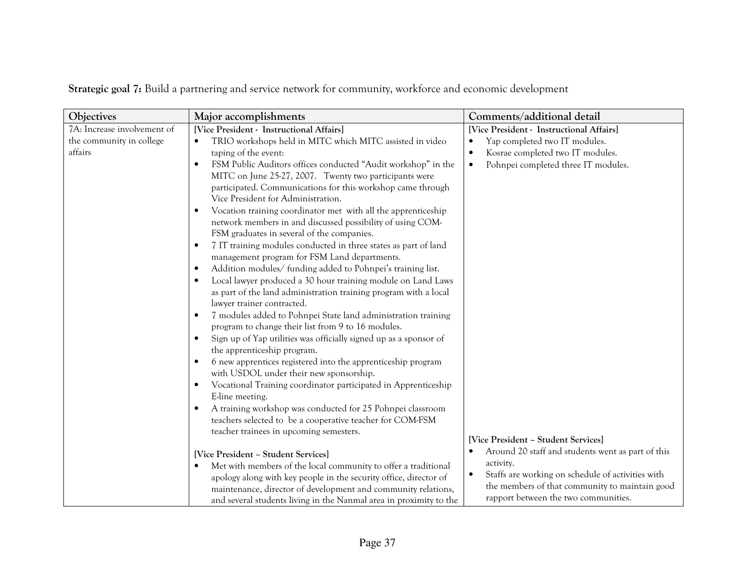**Strategic goal 7:** Build a partnering and service network for community, workforce and economic development

| Objectives | Major accomplishments | Comments/additional detail |
| --- | --- | --- |
| 7A: Increase involvement of the community in college affairs | [Vice President - Instructional Affairs]<br>• TRIO workshops held in MITC which MITC assisted in video taping of the event:<br>• FSM Public Auditors offices conducted "Audit workshop" in the MITC on June 25-27, 2007. Twenty two participants were participated. Communications for this workshop came through Vice President for Administration.<br>• Vocation training coordinator met with all the apprenticeship network members in and discussed possibility of using COM-FSM graduates in several of the companies.<br>• 7 IT training modules conducted in three states as part of land management program for FSM Land departments.<br>• Addition modules/ funding added to Pohnpei's training list.<br>• Local lawyer produced a 30 hour training module on Land Laws as part of the land administration training program with a local lawyer trainer contracted.<br>• 7 modules added to Pohnpei State land administration training program to change their list from 9 to 16 modules.<br>• Sign up of Yap utilities was officially signed up as a sponsor of the apprenticeship program.<br>• 6 new apprentices registered into the apprenticeship program with USDOL under their new sponsorship.<br>• Vocational Training coordinator participated in Apprenticeship E-line meeting.<br>• A training workshop was conducted for 25 Pohnpei classroom teachers selected to be a cooperative teacher for COM-FSM teacher trainees in upcoming semesters. | [Vice President - Instructional Affairs]<br>• Yap completed two IT modules.<br>• Kosrae completed two IT modules.<br>• Pohnpei completed three IT modules. |
| | [Vice President – Student Services]<br>• Met with members of the local community to offer a traditional apology along with key people in the security office, director of maintenance, director of development and community relations, and several students living in the Nanmal area in proximity to the | [Vice President – Student Services]<br>• Around 20 staff and students went as part of this activity.<br>• Staffs are working on schedule of activities with the members of that community to maintain good rapport between the two communities. |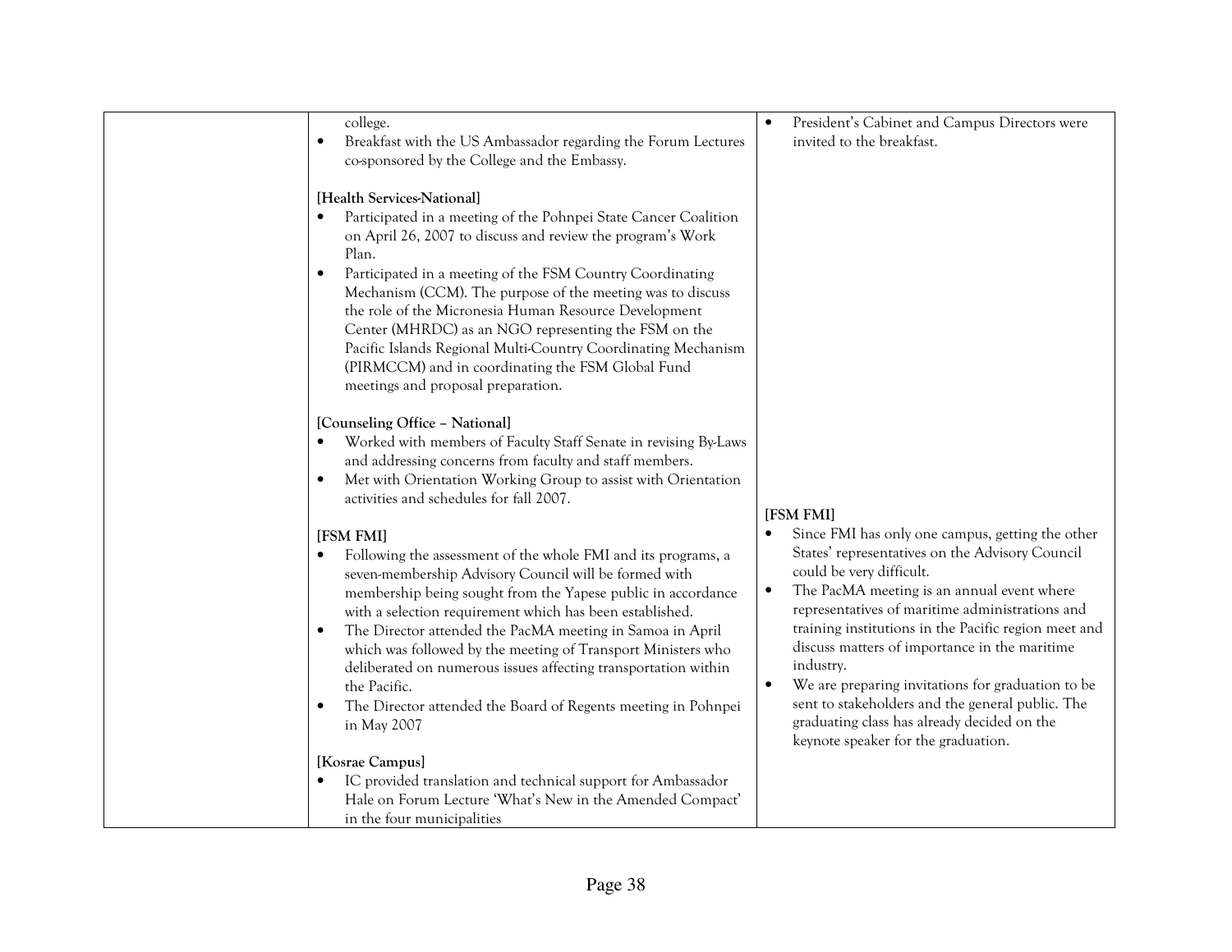| | | |
|---|---|---|
| | college.<br>• Breakfast with the US Ambassador regarding the Forum Lectures co-sponsored by the College and the Embassy.<br><br>**[Health Services-National]**<br>• Participated in a meeting of the Pohnpei State Cancer Coalition on April 26, 2007 to discuss and review the program's Work Plan.<br>• Participated in a meeting of the FSM Country Coordinating Mechanism (CCM). The purpose of the meeting was to discuss the role of the Micronesia Human Resource Development Center (MHRDC) as an NGO representing the FSM on the Pacific Islands Regional Multi-Country Coordinating Mechanism (PIRMCCM) and in coordinating the FSM Global Fund meetings and proposal preparation.<br><br>**[Counseling Office – National]**<br>• Worked with members of Faculty Staff Senate in revising By-Laws and addressing concerns from faculty and staff members.<br>• Met with Orientation Working Group to assist with Orientation activities and schedules for fall 2007.<br><br>**[FSM FMI]**<br>• Following the assessment of the whole FMI and its programs, a seven-membership Advisory Council will be formed with membership being sought from the Yapese public in accordance with a selection requirement which has been established.<br>• The Director attended the PacMA meeting in Samoa in April which was followed by the meeting of Transport Ministers who deliberated on numerous issues affecting transportation within the Pacific.<br>• The Director attended the Board of Regents meeting in Pohnpei in May 2007<br><br>**[Kosrae Campus]**<br>• IC provided translation and technical support for Ambassador Hale on Forum Lecture 'What's New in the Amended Compact' in the four municipalities | • President's Cabinet and Campus Directors were invited to the breakfast.<br><br>**[FSM FMI]**<br>• Since FMI has only one campus, getting the other States' representatives on the Advisory Council could be very difficult.<br>• The PacMA meeting is an annual event where representatives of maritime administrations and training institutions in the Pacific region meet and discuss matters of importance in the maritime industry.<br>• We are preparing invitations for graduation to be sent to stakeholders and the general public. The graduating class has already decided on the keynote speaker for the graduation. |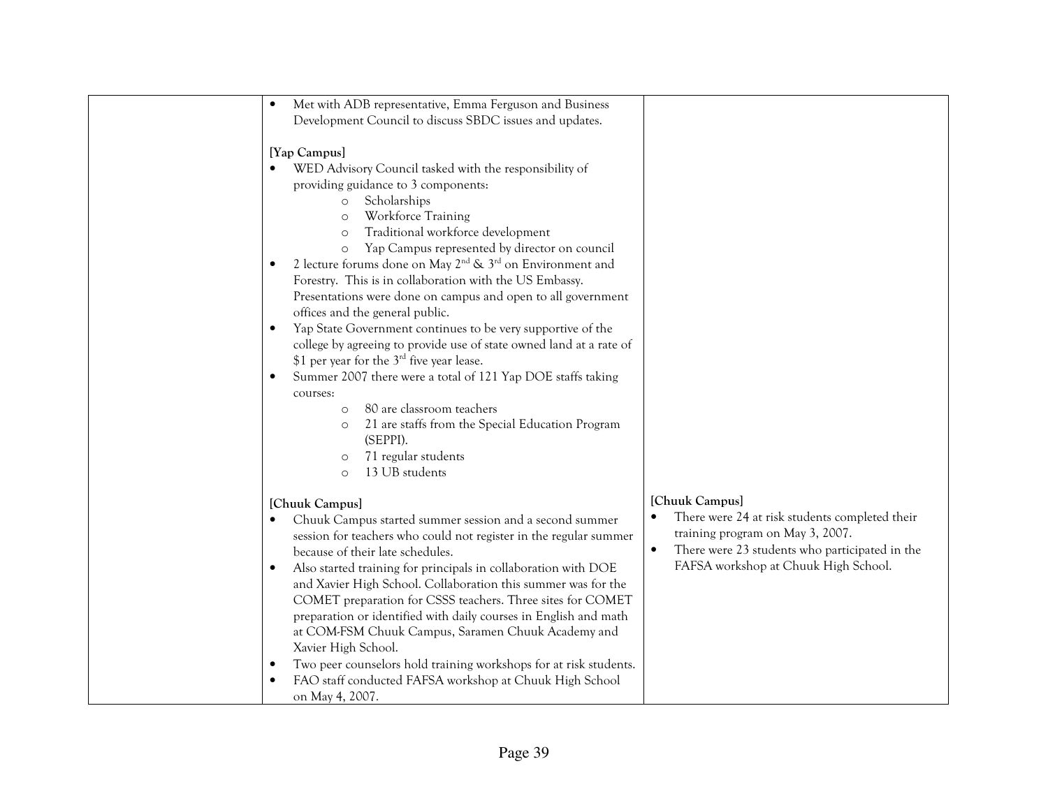| | | |
|---|---|---|
| | • Met with ADB representative, Emma Ferguson and Business Development Council to discuss SBDC issues and updates.<br><br>**[Yap Campus]**<br>• WED Advisory Council tasked with the responsibility of providing guidance to 3 components:<br>&nbsp;&nbsp;&nbsp;&nbsp;o Scholarships<br>&nbsp;&nbsp;&nbsp;&nbsp;o Workforce Training<br>&nbsp;&nbsp;&nbsp;&nbsp;o Traditional workforce development<br>&nbsp;&nbsp;&nbsp;&nbsp;o Yap Campus represented by director on council<br>• 2 lecture forums done on May 2nd & 3rd on Environment and Forestry. This is in collaboration with the US Embassy. Presentations were done on campus and open to all government offices and the general public.<br>• Yap State Government continues to be very supportive of the college by agreeing to provide use of state owned land at a rate of $1 per year for the 3rd five year lease.<br>• Summer 2007 there were a total of 121 Yap DOE staffs taking courses:<br>&nbsp;&nbsp;&nbsp;&nbsp;o 80 are classroom teachers<br>&nbsp;&nbsp;&nbsp;&nbsp;o 21 are staffs from the Special Education Program (SEPPI).<br>&nbsp;&nbsp;&nbsp;&nbsp;o 71 regular students<br>&nbsp;&nbsp;&nbsp;&nbsp;o 13 UB students<br><br>**[Chuuk Campus]**<br>• Chuuk Campus started summer session and a second summer session for teachers who could not register in the regular summer because of their late schedules.<br>• Also started training for principals in collaboration with DOE and Xavier High School. Collaboration this summer was for the COMET preparation for CSSS teachers. Three sites for COMET preparation or identified with daily courses in English and math at COM-FSM Chuuk Campus, Saramen Chuuk Academy and Xavier High School.<br>• Two peer counselors hold training workshops for at risk students.<br>• FAO staff conducted FAFSA workshop at Chuuk High School on May 4, 2007. | **[Chuuk Campus]**<br>• There were 24 at risk students completed their training program on May 3, 2007.<br>• There were 23 students who participated in the FAFSA workshop at Chuuk High School. |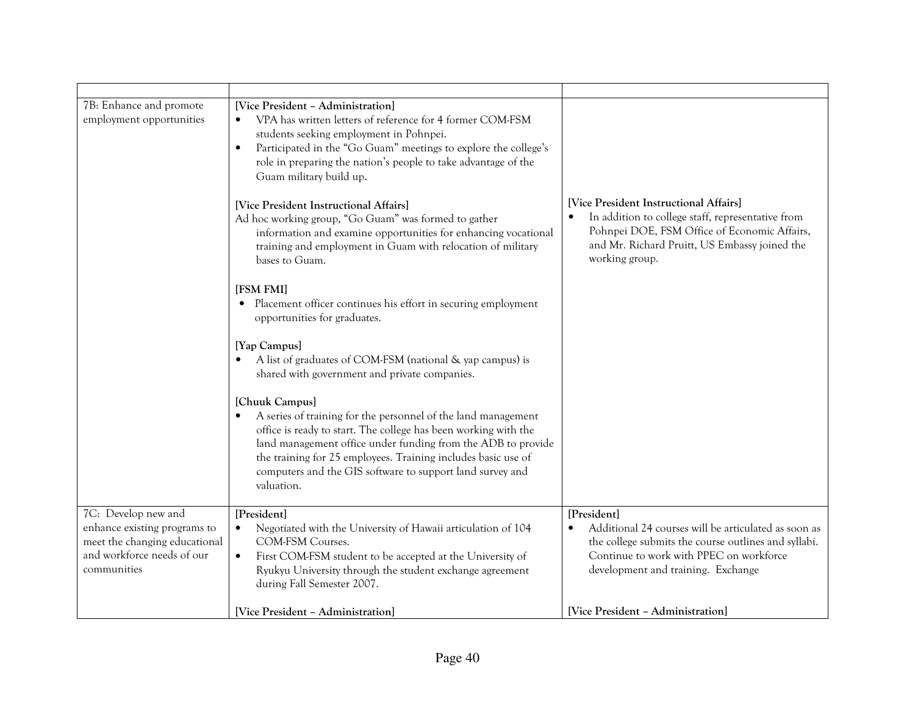| | | |
|---|---|---|
| 7B: Enhance and promote employment opportunities | **[Vice President – Administration]**<br>• VPA has written letters of reference for 4 former COM-FSM students seeking employment in Pohnpei.<br>• Participated in the "Go Guam" meetings to explore the college's role in preparing the nation's people to take advantage of the Guam military build up.<br><br>**[Vice President Instructional Affairs]**<br>Ad hoc working group, "Go Guam" was formed to gather information and examine opportunities for enhancing vocational training and employment in Guam with relocation of military bases to Guam.<br><br>**[FSM FMI]**<br>• Placement officer continues his effort in securing employment opportunities for graduates.<br><br>**[Yap Campus]**<br>• A list of graduates of COM-FSM (national & yap campus) is shared with government and private companies.<br><br>**[Chuuk Campus]**<br>• A series of training for the personnel of the land management office is ready to start. The college has been working with the land management office under funding from the ADB to provide the training for 25 employees. Training includes basic use of computers and the GIS software to support land survey and valuation. | **[Vice President Instructional Affairs]**<br>• In addition to college staff, representative from Pohnpei DOE, FSM Office of Economic Affairs, and Mr. Richard Pruitt, US Embassy joined the working group. |
| 7C: Develop new and enhance existing programs to meet the changing educational and workforce needs of our communities | **[President]**<br>• Negotiated with the University of Hawaii articulation of 104 COM-FSM Courses.<br>• First COM-FSM student to be accepted at the University of Ryukyu University through the student exchange agreement during Fall Semester 2007.<br><br>**[Vice President – Administration]** | **[President]**<br>• Additional 24 courses will be articulated as soon as the college submits the course outlines and syllabi. Continue to work with PPEC on workforce development and training. Exchange<br><br>**[Vice President – Administration]** |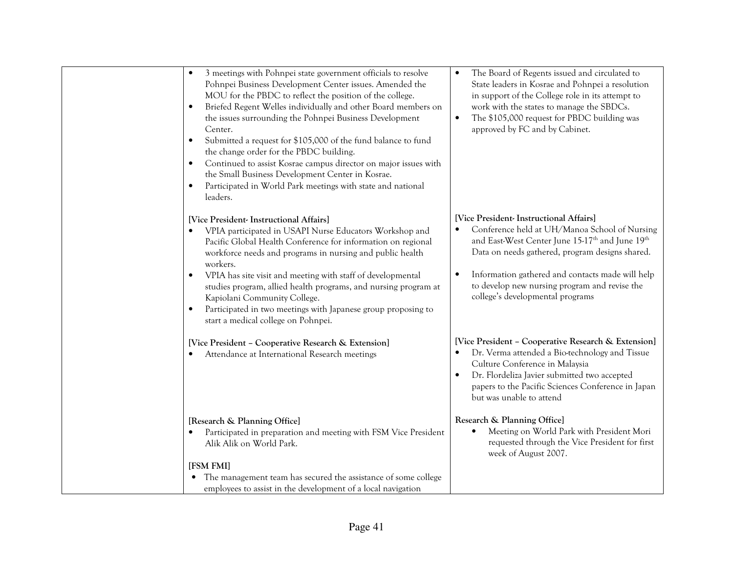| | | |
|---|---|---|
| | • 3 meetings with Pohnpei state government officials to resolve Pohnpei Business Development Center issues. Amended the MOU for the PBDC to reflect the position of the college.<br>• Briefed Regent Welles individually and other Board members on the issues surrounding the Pohnpei Business Development Center.<br>• Submitted a request for $105,000 of the fund balance to fund the change order for the PBDC building.<br>• Continued to assist Kosrae campus director on major issues with the Small Business Development Center in Kosrae.<br>• Participated in World Park meetings with state and national leaders. | • The Board of Regents issued and circulated to State leaders in Kosrae and Pohnpei a resolution in support of the College role in its attempt to work with the states to manage the SBDCs.<br>• The $105,000 request for PBDC building was approved by FC and by Cabinet. |
| | **[Vice President- Instructional Affairs]**<br>• VPIA participated in USAPI Nurse Educators Workshop and Pacific Global Health Conference for information on regional workforce needs and programs in nursing and public health workers.<br>• VPIA has site visit and meeting with staff of developmental studies program, allied health programs, and nursing program at Kapiolani Community College.<br>• Participated in two meetings with Japanese group proposing to start a medical college on Pohnpei. | **[Vice President- Instructional Affairs]**<br>• Conference held at UH/Manoa School of Nursing and East-West Center June 15-17th and June 19th Data on needs gathered, program designs shared.<br>• Information gathered and contacts made will help to develop new nursing program and revise the college's developmental programs |
| | **[Vice President – Cooperative Research & Extension]**<br>• Attendance at International Research meetings | **[Vice President – Cooperative Research & Extension]**<br>• Dr. Verma attended a Bio-technology and Tissue Culture Conference in Malaysia<br>• Dr. Flordeliza Javier submitted two accepted papers to the Pacific Sciences Conference in Japan but was unable to attend |
| | **[Research & Planning Office]**<br>• Participated in preparation and meeting with FSM Vice President Alik Alik on World Park.<br><br>**[FSM FMI]**<br>• The management team has secured the assistance of some college employees to assist in the development of a local navigation | **Research & Planning Office]**<br>• Meeting on World Park with President Mori requested through the Vice President for first week of August 2007. |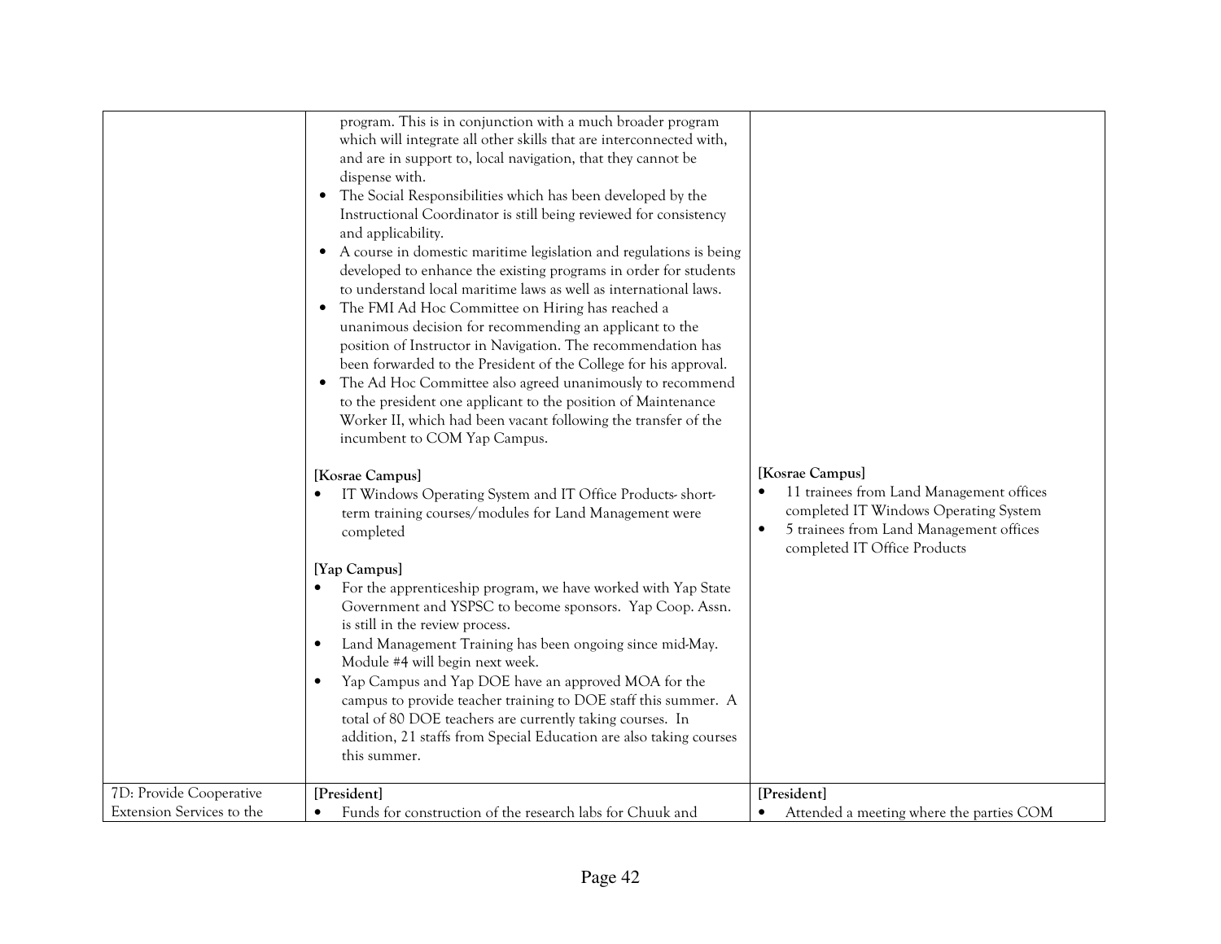| | | |
|---|---|---|
| | program. This is in conjunction with a much broader program which will integrate all other skills that are interconnected with, and are in support to, local navigation, that they cannot be dispense with.<br>• The Social Responsibilities which has been developed by the Instructional Coordinator is still being reviewed for consistency and applicability.<br>• A course in domestic maritime legislation and regulations is being developed to enhance the existing programs in order for students to understand local maritime laws as well as international laws.<br>• The FMI Ad Hoc Committee on Hiring has reached a unanimous decision for recommending an applicant to the position of Instructor in Navigation. The recommendation has been forwarded to the President of the College for his approval.<br>• The Ad Hoc Committee also agreed unanimously to recommend to the president one applicant to the position of Maintenance Worker II, which had been vacant following the transfer of the incumbent to COM Yap Campus.<br><br>**[Kosrae Campus]**<br>• IT Windows Operating System and IT Office Products- short-term training courses/modules for Land Management were completed<br><br>**[Yap Campus]**<br>• For the apprenticeship program, we have worked with Yap State Government and YSPSC to become sponsors. Yap Coop. Assn. is still in the review process.<br>• Land Management Training has been ongoing since mid-May. Module #4 will begin next week.<br>• Yap Campus and Yap DOE have an approved MOA for the campus to provide teacher training to DOE staff this summer. A total of 80 DOE teachers are currently taking courses. In addition, 21 staffs from Special Education are also taking courses this summer. | **[Kosrae Campus]**<br>• 11 trainees from Land Management offices completed IT Windows Operating System<br>• 5 trainees from Land Management offices completed IT Office Products |
| 7D: Provide Cooperative Extension Services to the | **[President]**<br>• Funds for construction of the research labs for Chuuk and | **[President]**<br>• Attended a meeting where the parties COM |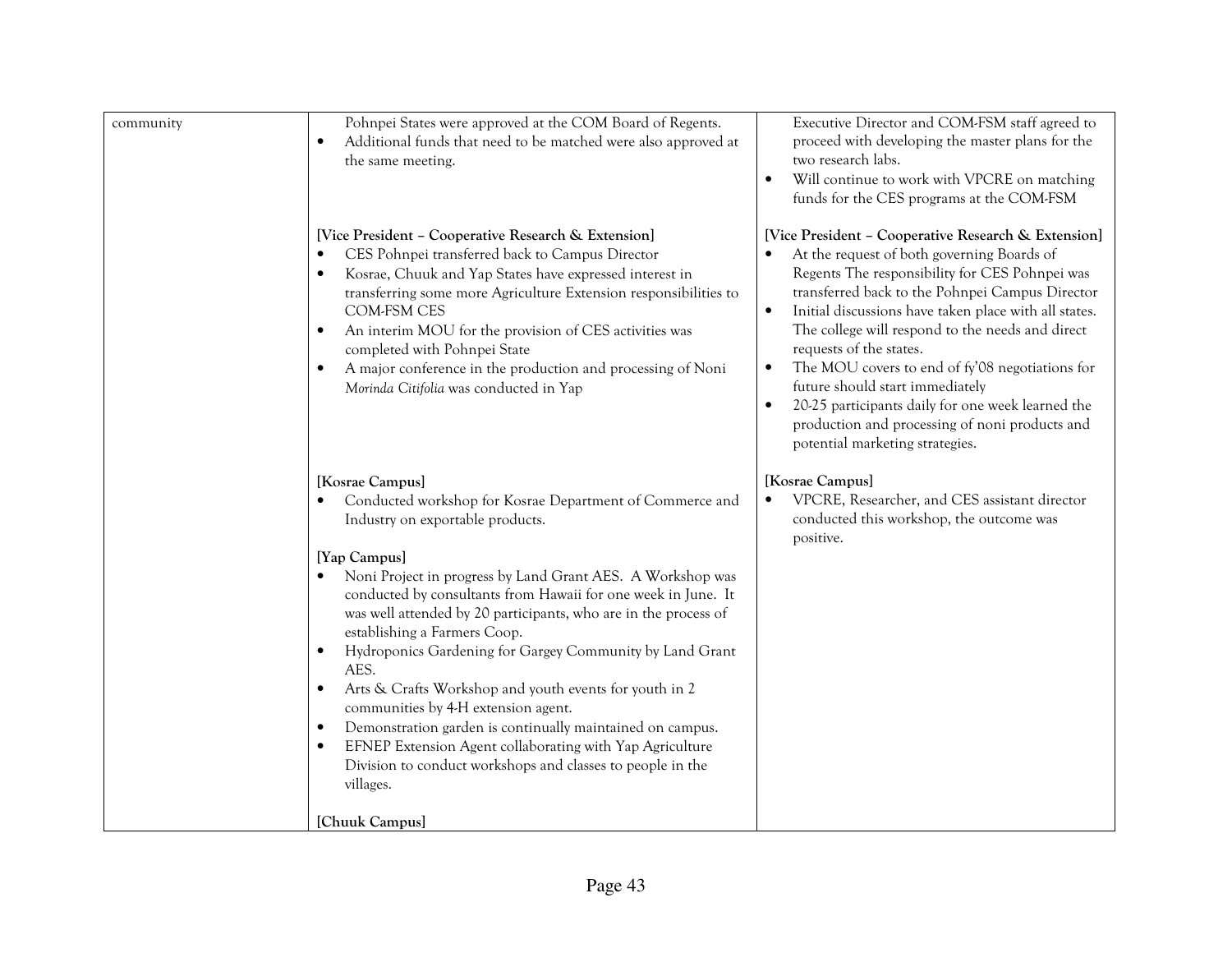| community | Pohnpei States were approved at the COM Board of Regents.<br>• Additional funds that need to be matched were also approved at the same meeting.<br><br>**[Vice President – Cooperative Research & Extension]**<br>• CES Pohnpei transferred back to Campus Director<br>• Kosrae, Chuuk and Yap States have expressed interest in transferring some more Agriculture Extension responsibilities to COM-FSM CES<br>• An interim MOU for the provision of CES activities was completed with Pohnpei State<br>• A major conference in the production and processing of Noni *Morinda Citifolia* was conducted in Yap<br><br>**[Kosrae Campus]**<br>• Conducted workshop for Kosrae Department of Commerce and Industry on exportable products.<br><br>**[Yap Campus]**<br>• Noni Project in progress by Land Grant AES. A Workshop was conducted by consultants from Hawaii for one week in June. It was well attended by 20 participants, who are in the process of establishing a Farmers Coop.<br>• Hydroponics Gardening for Gargey Community by Land Grant AES.<br>• Arts & Crafts Workshop and youth events for youth in 2 communities by 4-H extension agent.<br>• Demonstration garden is continually maintained on campus.<br>• EFNEP Extension Agent collaborating with Yap Agriculture Division to conduct workshops and classes to people in the villages.<br><br>**[Chuuk Campus]** | Executive Director and COM-FSM staff agreed to proceed with developing the master plans for the two research labs.<br>• Will continue to work with VPCRE on matching funds for the CES programs at the COM-FSM<br><br>**[Vice President – Cooperative Research & Extension]**<br>• At the request of both governing Boards of Regents The responsibility for CES Pohnpei was transferred back to the Pohnpei Campus Director<br>• Initial discussions have taken place with all states. The college will respond to the needs and direct requests of the states.<br>• The MOU covers to end of fy'08 negotiations for future should start immediately<br>• 20-25 participants daily for one week learned the production and processing of noni products and potential marketing strategies.<br><br>**[Kosrae Campus]**<br>• VPCRE, Researcher, and CES assistant director conducted this workshop, the outcome was positive. |
|---|---|---|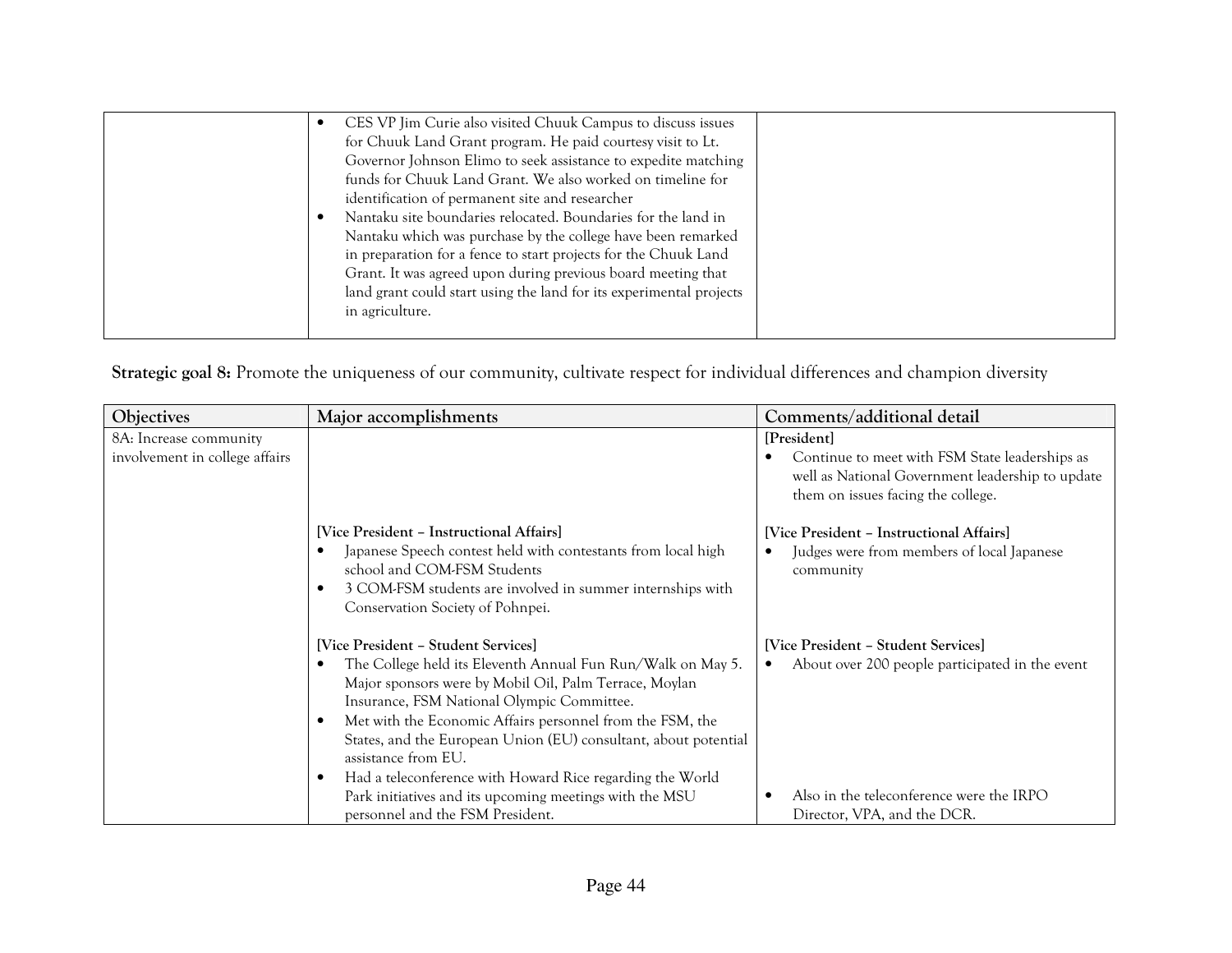| | | |
|---|---|---|
| | • CES VP Jim Curie also visited Chuuk Campus to discuss issues for Chuuk Land Grant program. He paid courtesy visit to Lt. Governor Johnson Elimo to seek assistance to expedite matching funds for Chuuk Land Grant. We also worked on timeline for identification of permanent site and researcher<br>• Nantaku site boundaries relocated. Boundaries for the land in Nantaku which was purchase by the college have been remarked in preparation for a fence to start projects for the Chuuk Land Grant. It was agreed upon during previous board meeting that land grant could start using the land for its experimental projects in agriculture. | |

**Strategic goal 8:** Promote the uniqueness of our community, cultivate respect for individual differences and champion diversity

| Objectives | Major accomplishments | Comments/additional detail |
|---|---|---|
| 8A: Increase community involvement in college affairs | | **[President]**<br>• Continue to meet with FSM State leaderships as well as National Government leadership to update them on issues facing the college. |
| | **[Vice President – Instructional Affairs]**<br>• Japanese Speech contest held with contestants from local high school and COM-FSM Students<br>• 3 COM-FSM students are involved in summer internships with Conservation Society of Pohnpei. | **[Vice President – Instructional Affairs]**<br>• Judges were from members of local Japanese community |
| | **[Vice President – Student Services]**<br>• The College held its Eleventh Annual Fun Run/Walk on May 5. Major sponsors were by Mobil Oil, Palm Terrace, Moylan Insurance, FSM National Olympic Committee.<br>• Met with the Economic Affairs personnel from the FSM, the States, and the European Union (EU) consultant, about potential assistance from EU.<br>• Had a teleconference with Howard Rice regarding the World Park initiatives and its upcoming meetings with the MSU personnel and the FSM President. | **[Vice President – Student Services]**<br>• About over 200 people participated in the event<br>• Also in the teleconference were the IRPO Director, VPA, and the DCR. |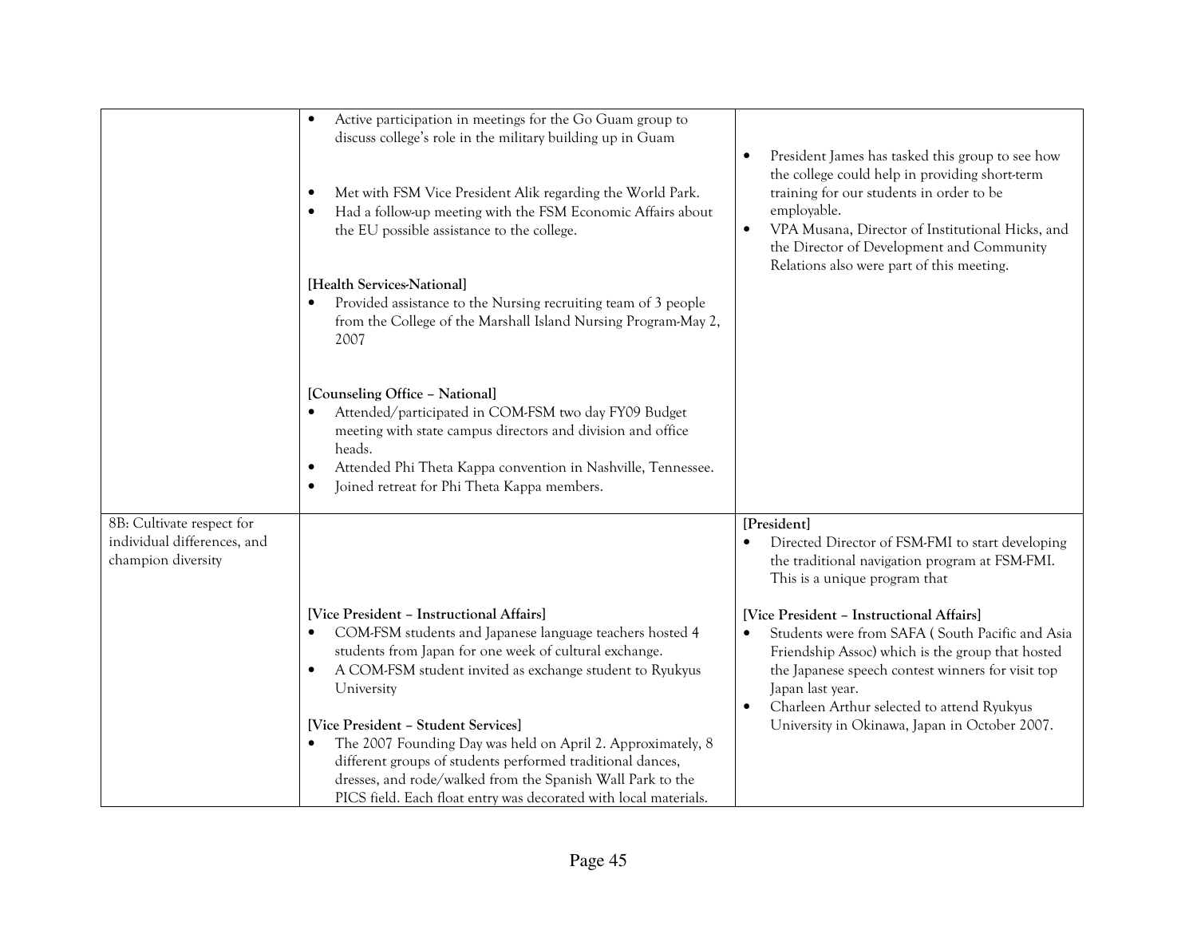|  |  |  |
| --- | --- | --- |
|  | • Active participation in meetings for the Go Guam group to discuss college's role in the military building up in Guam<br><br>• Met with FSM Vice President Alik regarding the World Park.<br>• Had a follow-up meeting with the FSM Economic Affairs about the EU possible assistance to the college.<br><br>**[Health Services-National]**<br>• Provided assistance to the Nursing recruiting team of 3 people from the College of the Marshall Island Nursing Program-May 2, 2007<br><br>**[Counseling Office – National]**<br>• Attended/participated in COM-FSM two day FY09 Budget meeting with state campus directors and division and office heads.<br>• Attended Phi Theta Kappa convention in Nashville, Tennessee.<br>• Joined retreat for Phi Theta Kappa members. | • President James has tasked this group to see how the college could help in providing short-term training for our students in order to be employable.<br>• VPA Musana, Director of Institutional Hicks, and the Director of Development and Community Relations also were part of this meeting. |
| 8B: Cultivate respect for individual differences, and champion diversity | **[Vice President – Instructional Affairs]**<br>• COM-FSM students and Japanese language teachers hosted 4 students from Japan for one week of cultural exchange.<br>• A COM-FSM student invited as exchange student to Ryukyus University<br><br>**[Vice President – Student Services]**<br>• The 2007 Founding Day was held on April 2. Approximately, 8 different groups of students performed traditional dances, dresses, and rode/walked from the Spanish Wall Park to the PICS field. Each float entry was decorated with local materials. | **[President]**<br>• Directed Director of FSM-FMI to start developing the traditional navigation program at FSM-FMI. This is a unique program that<br><br>**[Vice President – Instructional Affairs]**<br>• Students were from SAFA ( South Pacific and Asia Friendship Assoc) which is the group that hosted the Japanese speech contest winners for visit top Japan last year.<br>• Charleen Arthur selected to attend Ryukyus University in Okinawa, Japan in October 2007. |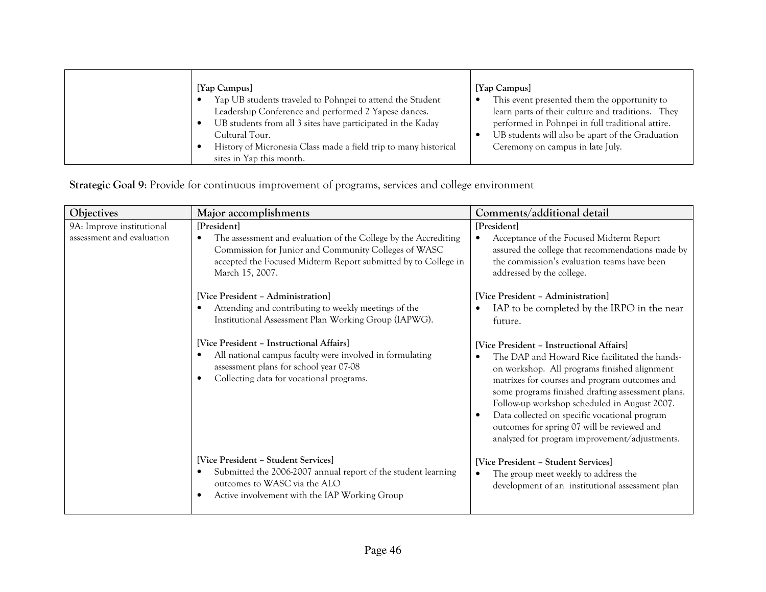| | | |
|---|---|---|
| | **[Yap Campus]**<br>• Yap UB students traveled to Pohnpei to attend the Student Leadership Conference and performed 2 Yapese dances.<br>• UB students from all 3 sites have participated in the Kaday Cultural Tour.<br>• History of Micronesia Class made a field trip to many historical sites in Yap this month. | **[Yap Campus]**<br>• This event presented them the opportunity to learn parts of their culture and traditions. They performed in Pohnpei in full traditional attire.<br>• UB students will also be apart of the Graduation Ceremony on campus in late July. |

**Strategic Goal 9**: Provide for continuous improvement of programs, services and college environment

| Objectives | Major accomplishments | Comments/additional detail |
|---|---|---|
| 9A: Improve institutional assessment and evaluation | **[President]**<br>• The assessment and evaluation of the College by the Accrediting Commission for Junior and Community Colleges of WASC accepted the Focused Midterm Report submitted by to College in March 15, 2007. | **[President]**<br>• Acceptance of the Focused Midterm Report assured the college that recommendations made by the commission's evaluation teams have been addressed by the college. |
| | **[Vice President – Administration]**<br>• Attending and contributing to weekly meetings of the Institutional Assessment Plan Working Group (IAPWG). | **[Vice President – Administration]**<br>• IAP to be completed by the IRPO in the near future. |
| | **[Vice President – Instructional Affairs]**<br>• All national campus faculty were involved in formulating assessment plans for school year 07-08<br>• Collecting data for vocational programs. | **[Vice President – Instructional Affairs]**<br>• The DAP and Howard Rice facilitated the hands-on workshop. All programs finished alignment matrixes for courses and program outcomes and some programs finished drafting assessment plans. Follow-up workshop scheduled in August 2007.<br>• Data collected on specific vocational program outcomes for spring 07 will be reviewed and analyzed for program improvement/adjustments. |
| | **[Vice President – Student Services]**<br>• Submitted the 2006-2007 annual report of the student learning outcomes to WASC via the ALO<br>• Active involvement with the IAP Working Group | **[Vice President – Student Services]**<br>• The group meet weekly to address the development of an institutional assessment plan |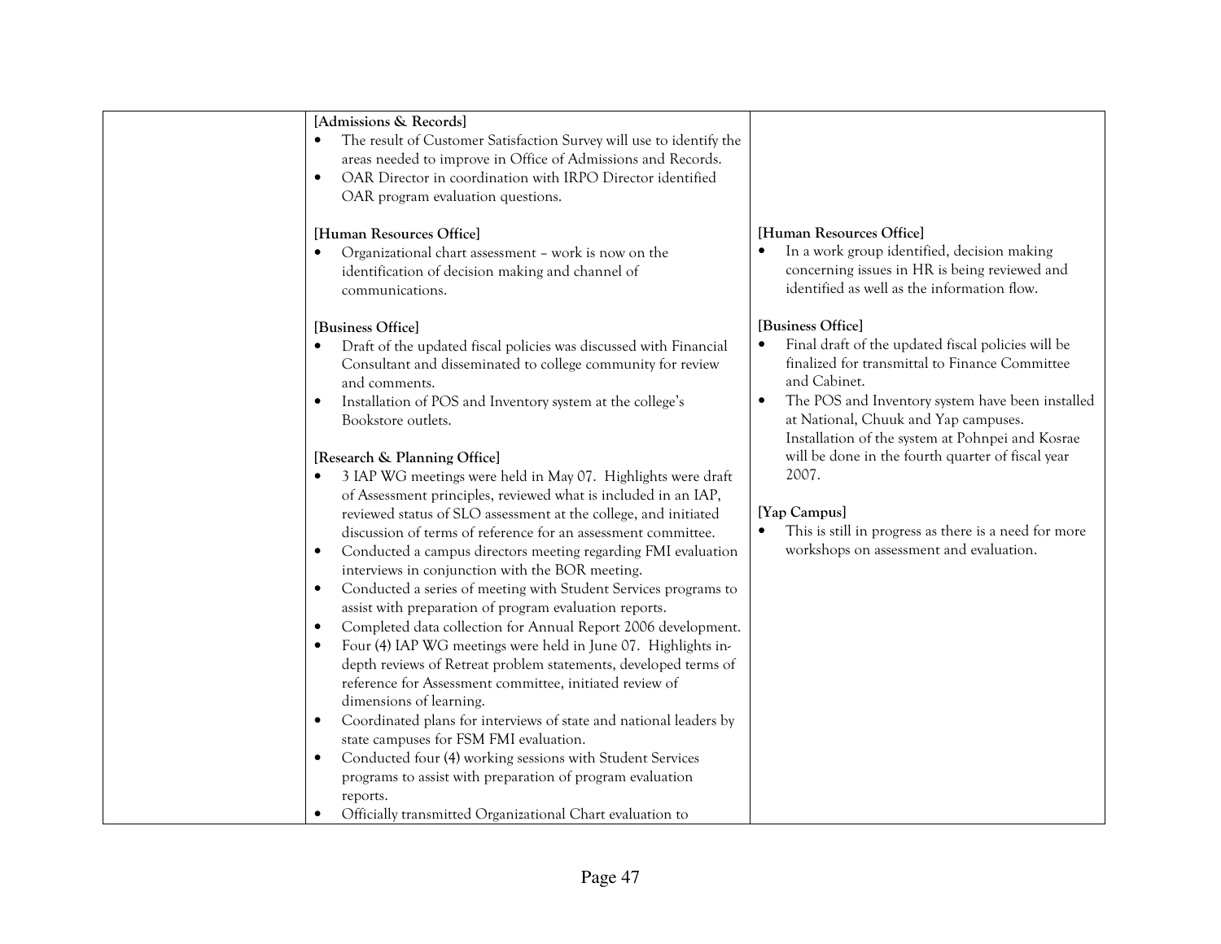| | | |
|---|---|---|
| | **[Admissions & Records]**<br>• The result of Customer Satisfaction Survey will use to identify the areas needed to improve in Office of Admissions and Records.<br>• OAR Director in coordination with IRPO Director identified OAR program evaluation questions.<br><br>**[Human Resources Office]**<br>• Organizational chart assessment – work is now on the identification of decision making and channel of communications.<br><br>**[Business Office]**<br>• Draft of the updated fiscal policies was discussed with Financial Consultant and disseminated to college community for review and comments.<br>• Installation of POS and Inventory system at the college's Bookstore outlets.<br><br>**[Research & Planning Office]**<br>• 3 IAP WG meetings were held in May 07. Highlights were draft of Assessment principles, reviewed what is included in an IAP, reviewed status of SLO assessment at the college, and initiated discussion of terms of reference for an assessment committee.<br>• Conducted a campus directors meeting regarding FMI evaluation interviews in conjunction with the BOR meeting.<br>• Conducted a series of meeting with Student Services programs to assist with preparation of program evaluation reports.<br>• Completed data collection for Annual Report 2006 development.<br>• Four (4) IAP WG meetings were held in June 07. Highlights in-depth reviews of Retreat problem statements, developed terms of reference for Assessment committee, initiated review of dimensions of learning.<br>• Coordinated plans for interviews of state and national leaders by state campuses for FSM FMI evaluation.<br>• Conducted four (4) working sessions with Student Services programs to assist with preparation of program evaluation reports.<br>• Officially transmitted Organizational Chart evaluation to | **[Human Resources Office]**<br>• In a work group identified, decision making concerning issues in HR is being reviewed and identified as well as the information flow.<br><br>**[Business Office]**<br>• Final draft of the updated fiscal policies will be finalized for transmittal to Finance Committee and Cabinet.<br>• The POS and Inventory system have been installed at National, Chuuk and Yap campuses. Installation of the system at Pohnpei and Kosrae will be done in the fourth quarter of fiscal year 2007.<br><br>**[Yap Campus]**<br>• This is still in progress as there is a need for more workshops on assessment and evaluation. |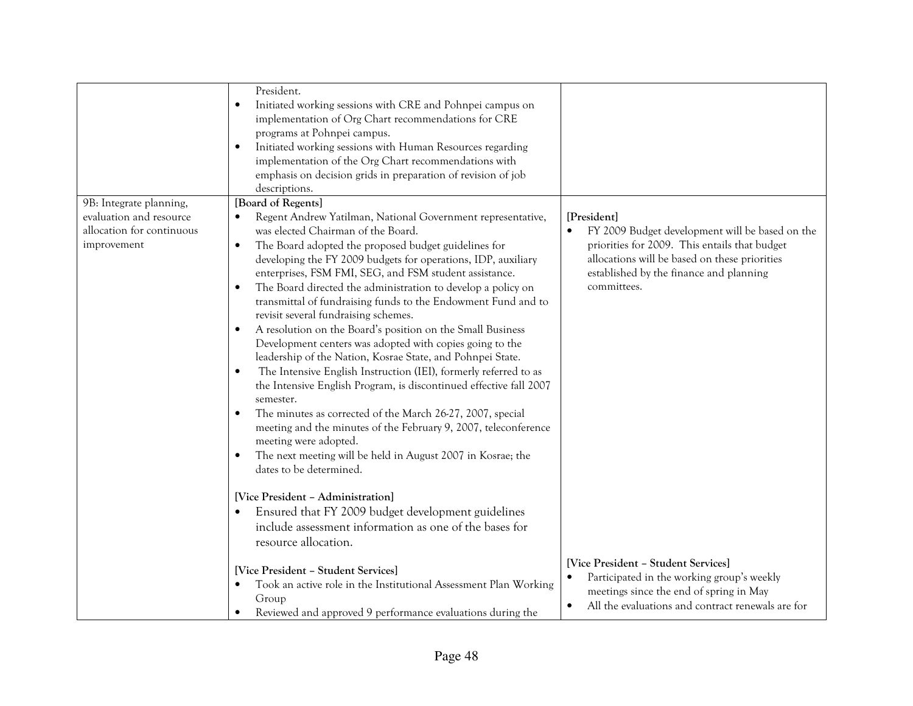| | | |
|---|---|---|
| | President.<br>• Initiated working sessions with CRE and Pohnpei campus on implementation of Org Chart recommendations for CRE programs at Pohnpei campus.<br>• Initiated working sessions with Human Resources regarding implementation of the Org Chart recommendations with emphasis on decision grids in preparation of revision of job descriptions. | |
| 9B: Integrate planning, evaluation and resource allocation for continuous improvement | **[Board of Regents]**<br>• Regent Andrew Yatilman, National Government representative, was elected Chairman of the Board.<br>• The Board adopted the proposed budget guidelines for developing the FY 2009 budgets for operations, IDP, auxiliary enterprises, FSM FMI, SEG, and FSM student assistance.<br>• The Board directed the administration to develop a policy on transmittal of fundraising funds to the Endowment Fund and to revisit several fundraising schemes.<br>• A resolution on the Board's position on the Small Business Development centers was adopted with copies going to the leadership of the Nation, Kosrae State, and Pohnpei State.<br>• The Intensive English Instruction (IEI), formerly referred to as the Intensive English Program, is discontinued effective fall 2007 semester.<br>• The minutes as corrected of the March 26-27, 2007, special meeting and the minutes of the February 9, 2007, teleconference meeting were adopted.<br>• The next meeting will be held in August 2007 in Kosrae; the dates to be determined.<br><br>**[Vice President – Administration]**<br>• Ensured that FY 2009 budget development guidelines include assessment information as one of the bases for resource allocation.<br><br>**[Vice President – Student Services]**<br>• Took an active role in the Institutional Assessment Plan Working Group<br>• Reviewed and approved 9 performance evaluations during the | **[President]**<br>• FY 2009 Budget development will be based on the priorities for 2009. This entails that budget allocations will be based on these priorities established by the finance and planning committees.<br><br>**[Vice President – Student Services]**<br>• Participated in the working group's weekly meetings since the end of spring in May<br>• All the evaluations and contract renewals are for |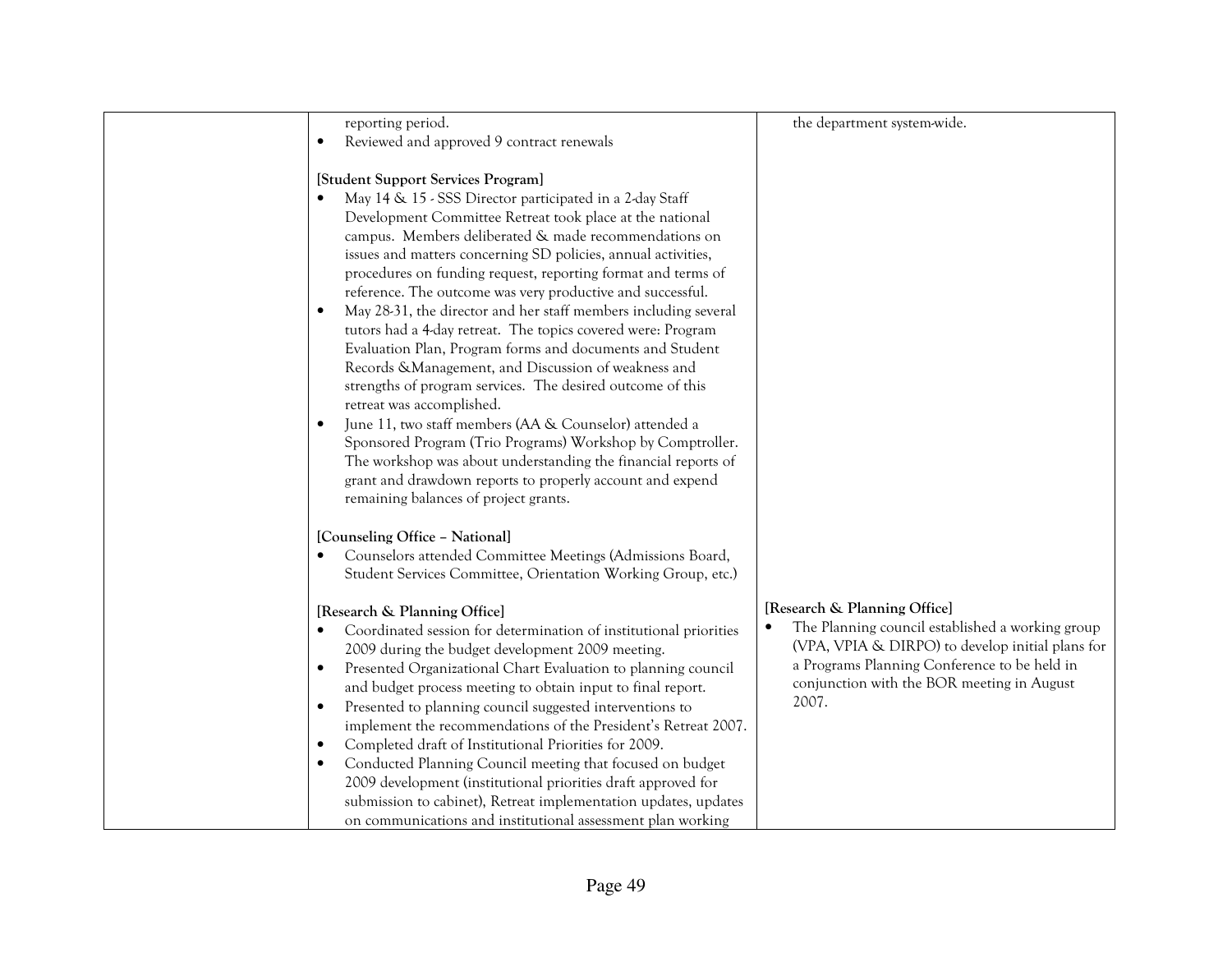| | | |
|---|---|---|
| | reporting period.<br>• Reviewed and approved 9 contract renewals<br><br>**[Student Support Services Program]**<br>• May 14 & 15 - SSS Director participated in a 2-day Staff Development Committee Retreat took place at the national campus. Members deliberated & made recommendations on issues and matters concerning SD policies, annual activities, procedures on funding request, reporting format and terms of reference. The outcome was very productive and successful.<br>• May 28-31, the director and her staff members including several tutors had a 4-day retreat. The topics covered were: Program Evaluation Plan, Program forms and documents and Student Records &Management, and Discussion of weakness and strengths of program services. The desired outcome of this retreat was accomplished.<br>• June 11, two staff members (AA & Counselor) attended a Sponsored Program (Trio Programs) Workshop by Comptroller. The workshop was about understanding the financial reports of grant and drawdown reports to properly account and expend remaining balances of project grants.<br><br>**[Counseling Office – National]**<br>• Counselors attended Committee Meetings (Admissions Board, Student Services Committee, Orientation Working Group, etc.)<br><br>**[Research & Planning Office]**<br>• Coordinated session for determination of institutional priorities 2009 during the budget development 2009 meeting.<br>• Presented Organizational Chart Evaluation to planning council and budget process meeting to obtain input to final report.<br>• Presented to planning council suggested interventions to implement the recommendations of the President's Retreat 2007.<br>• Completed draft of Institutional Priorities for 2009.<br>• Conducted Planning Council meeting that focused on budget 2009 development (institutional priorities draft approved for submission to cabinet), Retreat implementation updates, updates on communications and institutional assessment plan working | the department system-wide.<br><br>**[Research & Planning Office]**<br>• The Planning council established a working group (VPA, VPIA & DIRPO) to develop initial plans for a Programs Planning Conference to be held in conjunction with the BOR meeting in August 2007. |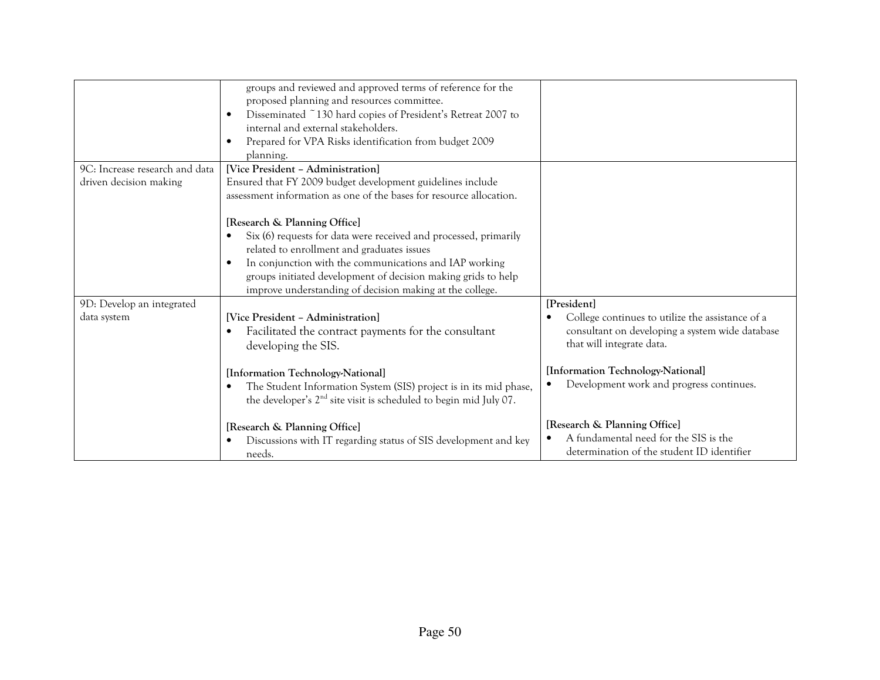| | | |
|---|---|---|
| | groups and reviewed and approved terms of reference for the proposed planning and resources committee.<br>• Disseminated ~130 hard copies of President's Retreat 2007 to internal and external stakeholders.<br>• Prepared for VPA Risks identification from budget 2009 planning. | |
| 9C: Increase research and data driven decision making | **[Vice President – Administration]**<br>Ensured that FY 2009 budget development guidelines include assessment information as one of the bases for resource allocation.<br><br>**[Research & Planning Office]**<br>• Six (6) requests for data were received and processed, primarily related to enrollment and graduates issues<br>• In conjunction with the communications and IAP working groups initiated development of decision making grids to help improve understanding of decision making at the college. | |
| 9D: Develop an integrated data system | **[Vice President – Administration]**<br>• Facilitated the contract payments for the consultant developing the SIS.<br><br>**[Information Technology-National]**<br>• The Student Information System (SIS) project is in its mid phase, the developer's 2nd site visit is scheduled to begin mid July 07.<br><br>**[Research & Planning Office]**<br>• Discussions with IT regarding status of SIS development and key needs. | **[President]**<br>• College continues to utilize the assistance of a consultant on developing a system wide database that will integrate data.<br><br>**[Information Technology-National]**<br>• Development work and progress continues.<br><br>**[Research & Planning Office]**<br>• A fundamental need for the SIS is the determination of the student ID identifier |